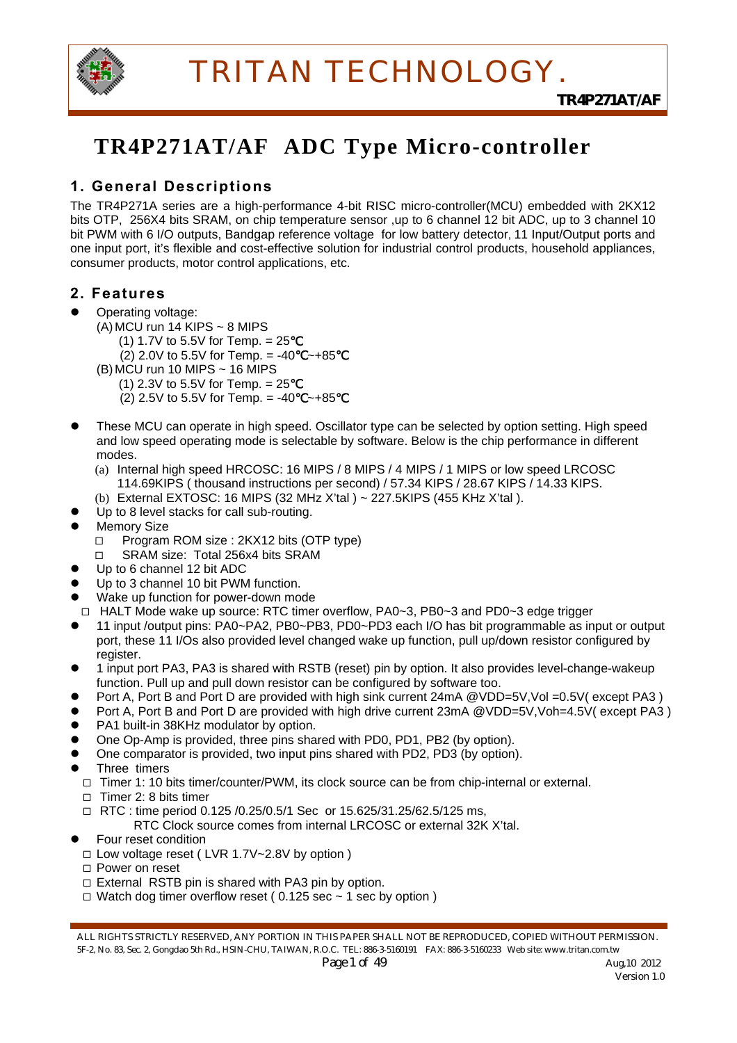# TR4P271AT/AF ADC Type Micro-controller

## 1. General Descriptions

The TR4P271A series are a high-performance 4-bit RISC micro-controller(MCU) embedded with 2KX12 bits OTP, 256X4 bits SRAM, on chip temperature sensor ,up to 6 channel 12 bit ADC, up to 3 channel 10 bit PWM with 6 I/O outputs, Bandgap reference voltage for low battery detector, 11 Input/Output ports and one input port, it's flexible and cost-effective solution for industrial control products, household appliances, consumer products, motor control applications, etc.

## 2. Features

- Operating voltage:
  - (A) MCU run 14 KIPS ~ 8 MIPS
    - (1) 1.7V to 5.5V for Temp. = 25℃
    - (2) 2.0V to 5.5V for Temp. = -40℃~+85℃
  - (B) MCU run 10 MIPS ~ 16 MIPS
    - (1) 2.3V to 5.5V for Temp. = 25℃
    - (2) 2.5V to 5.5V for Temp. = -40℃~+85℃
- These MCU can operate in high speed. Oscillator type can be selected by option setting. High speed and low speed operating mode is selectable by software. Below is the chip performance in different modes.
  - (a) Internal high speed HRCOSC: 16 MIPS / 8 MIPS / 4 MIPS / 1 MIPS or low speed LRCOSC 114.69KIPS ( thousand instructions per second) / 57.34 KIPS / 28.67 KIPS / 14.33 KIPS.
  - (b) External EXTOSC: 16 MIPS (32 MHz X'tal ) ~ 227.5KIPS (455 KHz X'tal ).
- Up to 8 level stacks for call sub-routing.
- Memory Size
  - □ Program ROM size : 2KX12 bits (OTP type)
  - □ SRAM size: Total 256x4 bits SRAM
- Up to 6 channel 12 bit ADC
- Up to 3 channel 10 bit PWM function.
- Wake up function for power-down mode
  - □ HALT Mode wake up source: RTC timer overflow, PA0~3, PB0~3 and PD0~3 edge trigger
- 11 input /output pins: PA0~PA2, PB0~PB3, PD0~PD3 each I/O has bit programmable as input or output port, these 11 I/Os also provided level changed wake up function, pull up/down resistor configured by register.
- 1 input port PA3, PA3 is shared with RSTB (reset) pin by option. It also provides level-change-wakeup function. Pull up and pull down resistor can be configured by software too.
- Port A, Port B and Port D are provided with high sink current 24mA @VDD=5V,Vol =0.5V( except PA3 )
- Port A, Port B and Port D are provided with high drive current 23mA @VDD=5V,Voh=4.5V( except PA3 )
- PA1 built-in 38KHz modulator by option.
- One Op-Amp is provided, three pins shared with PD0, PD1, PB2 (by option).
- One comparator is provided, two input pins shared with PD2, PD3 (by option).
- Three timers
  - □ Timer 1: 10 bits timer/counter/PWM, its clock source can be from chip-internal or external.
  - □ Timer 2: 8 bits timer
  - □ RTC : time period 0.125 /0.25/0.5/1 Sec or 15.625/31.25/62.5/125 ms,
    RTC Clock source comes from internal LRCOSC or external 32K X'tal.
- Four reset condition
  - □ Low voltage reset ( LVR 1.7V~2.8V by option )
  - □ Power on reset
  - □ External RSTB pin is shared with PA3 pin by option.
  - □ Watch dog timer overflow reset ( 0.125 sec ~ 1 sec by option )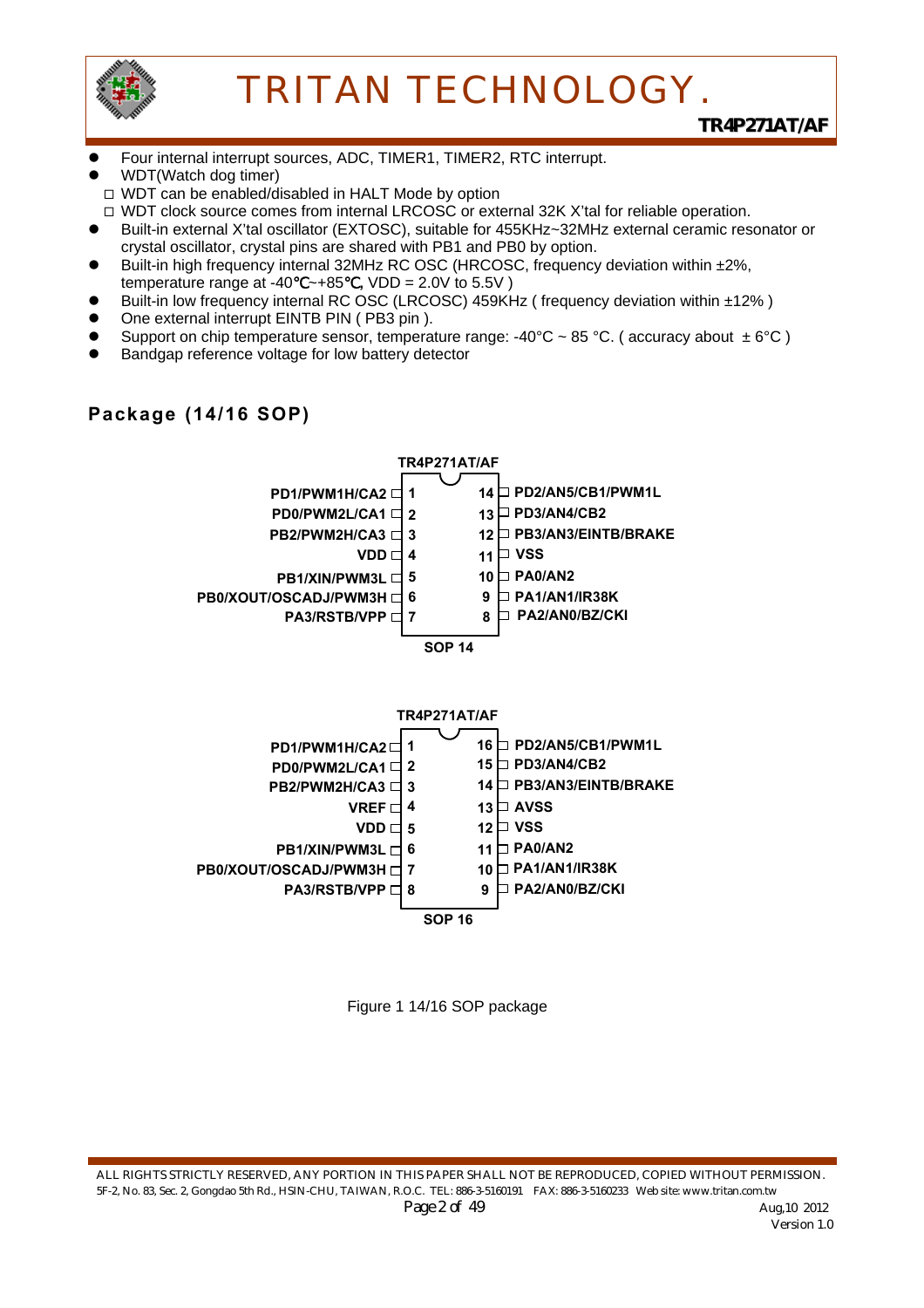- Four internal interrupt sources, ADC, TIMER1, TIMER2, RTC interrupt.
- WDT(Watch dog timer)
  - □ WDT can be enabled/disabled in HALT Mode by option
  - □ WDT clock source comes from internal LRCOSC or external 32K X'tal for reliable operation.
- Built-in external X'tal oscillator (EXTOSC), suitable for 455KHz~32MHz external ceramic resonator or crystal oscillator, crystal pins are shared with PB1 and PB0 by option.
- Built-in high frequency internal 32MHz RC OSC (HRCOSC, frequency deviation within ±2%, temperature range at -40℃~+85℃, VDD = 2.0V to 5.5V )
- Built-in low frequency internal RC OSC (LRCOSC) 459KHz ( frequency deviation within ±12% )
- One external interrupt EINTB PIN ( PB3 pin ).
- Support on chip temperature sensor, temperature range: -40°C ~ 85 °C. ( accuracy about ± 6°C )
- Bandgap reference voltage for low battery detector

## Package (14/16 SOP)

**TR4P271AT/AF — SOP 14**

| Pin name | Pin | Pin | Pin name |
|---|---|---|---|
| PD1/PWM1H/CA2 | 1 | 14 | PD2/AN5/CB1/PWM1L |
| PD0/PWM2L/CA1 | 2 | 13 | PD3/AN4/CB2 |
| PB2/PWM2H/CA3 | 3 | 12 | PB3/AN3/EINTB/BRAKE |
| VDD | 4 | 11 | VSS |
| PB1/XIN/PWM3L | 5 | 10 | PA0/AN2 |
| PB0/XOUT/OSCADJ/PWM3H | 6 | 9 | PA1/AN1/IR38K |
| PA3/RSTB/VPP | 7 | 8 | PA2/AN0/BZ/CKI |

**TR4P271AT/AF — SOP 16**

| Pin name | Pin | Pin | Pin name |
|---|---|---|---|
| PD1/PWM1H/CA2 | 1 | 16 | PD2/AN5/CB1/PWM1L |
| PD0/PWM2L/CA1 | 2 | 15 | PD3/AN4/CB2 |
| PB2/PWM2H/CA3 | 3 | 14 | PB3/AN3/EINTB/BRAKE |
| VREF | 4 | 13 | AVSS |
| VDD | 5 | 12 | VSS |
| PB1/XIN/PWM3L | 6 | 11 | PA0/AN2 |
| PB0/XOUT/OSCADJ/PWM3H | 7 | 10 | PA1/AN1/IR38K |
| PA3/RSTB/VPP | 8 | 9 | PA2/AN0/BZ/CKI |

Figure 1 14/16 SOP package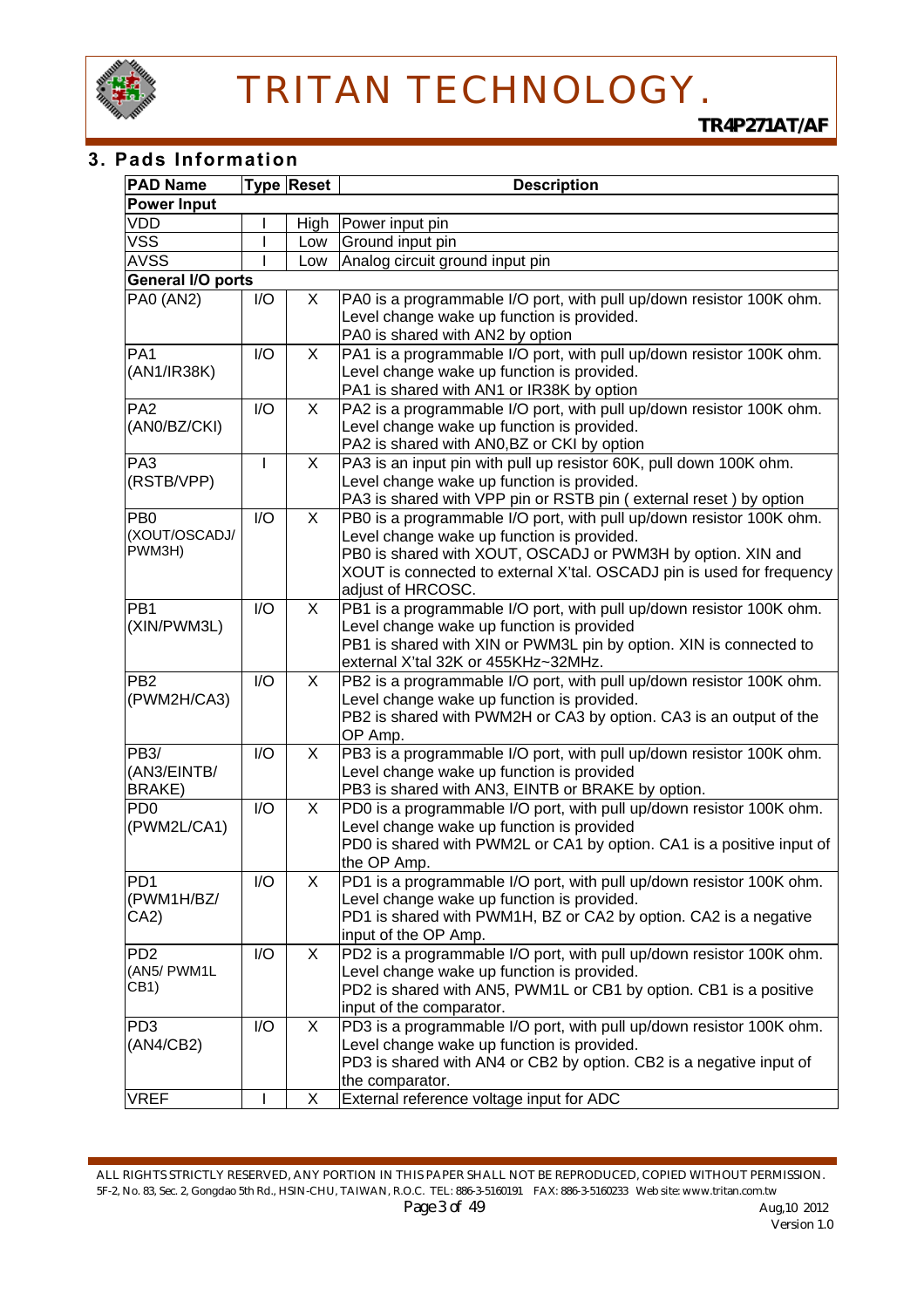## 3. Pads Information

| PAD Name | Type | Reset | Description |
|---|---|---|---|
| **Power Input** | | | |
| VDD | I | High | Power input pin |
| VSS | I | Low | Ground input pin |
| AVSS | I | Low | Analog circuit ground input pin |
| **General I/O ports** | | | |
| PA0 (AN2) | I/O | X | PA0 is a programmable I/O port, with pull up/down resistor 100K ohm. Level change wake up function is provided. PA0 is shared with AN2 by option |
| PA1 (AN1/IR38K) | I/O | X | PA1 is a programmable I/O port, with pull up/down resistor 100K ohm. Level change wake up function is provided. PA1 is shared with AN1 or IR38K by option |
| PA2 (AN0/BZ/CKI) | I/O | X | PA2 is a programmable I/O port, with pull up/down resistor 100K ohm. Level change wake up function is provided. PA2 is shared with AN0,BZ or CKI by option |
| PA3 (RSTB/VPP) | I | X | PA3 is an input pin with pull up resistor 60K, pull down 100K ohm. Level change wake up function is provided. PA3 is shared with VPP pin or RSTB pin ( external reset ) by option |
| PB0 (XOUT/OSCADJ/ PWM3H) | I/O | X | PB0 is a programmable I/O port, with pull up/down resistor 100K ohm. Level change wake up function is provided. PB0 is shared with XOUT, OSCADJ or PWM3H by option. XIN and XOUT is connected to external X'tal. OSCADJ pin is used for frequency adjust of HRCOSC. |
| PB1 (XIN/PWM3L) | I/O | X | PB1 is a programmable I/O port, with pull up/down resistor 100K ohm. Level change wake up function is provided PB1 is shared with XIN or PWM3L pin by option. XIN is connected to external X'tal 32K or 455KHz~32MHz. |
| PB2 (PWM2H/CA3) | I/O | X | PB2 is a programmable I/O port, with pull up/down resistor 100K ohm. Level change wake up function is provided. PB2 is shared with PWM2H or CA3 by option. CA3 is an output of the OP Amp. |
| PB3/ (AN3/EINTB/ BRAKE) | I/O | X | PB3 is a programmable I/O port, with pull up/down resistor 100K ohm. Level change wake up function is provided PB3 is shared with AN3, EINTB or BRAKE by option. |
| PD0 (PWM2L/CA1) | I/O | X | PD0 is a programmable I/O port, with pull up/down resistor 100K ohm. Level change wake up function is provided PD0 is shared with PWM2L or CA1 by option. CA1 is a positive input of the OP Amp. |
| PD1 (PWM1H/BZ/ CA2) | I/O | X | PD1 is a programmable I/O port, with pull up/down resistor 100K ohm. Level change wake up function is provided. PD1 is shared with PWM1H, BZ or CA2 by option. CA2 is a negative input of the OP Amp. |
| PD2 (AN5/ PWM1L CB1) | I/O | X | PD2 is a programmable I/O port, with pull up/down resistor 100K ohm. Level change wake up function is provided. PD2 is shared with AN5, PWM1L or CB1 by option. CB1 is a positive input of the comparator. |
| PD3 (AN4/CB2) | I/O | X | PD3 is a programmable I/O port, with pull up/down resistor 100K ohm. Level change wake up function is provided. PD3 is shared with AN4 or CB2 by option. CB2 is a negative input of the comparator. |
| VREF | I | X | External reference voltage input for ADC |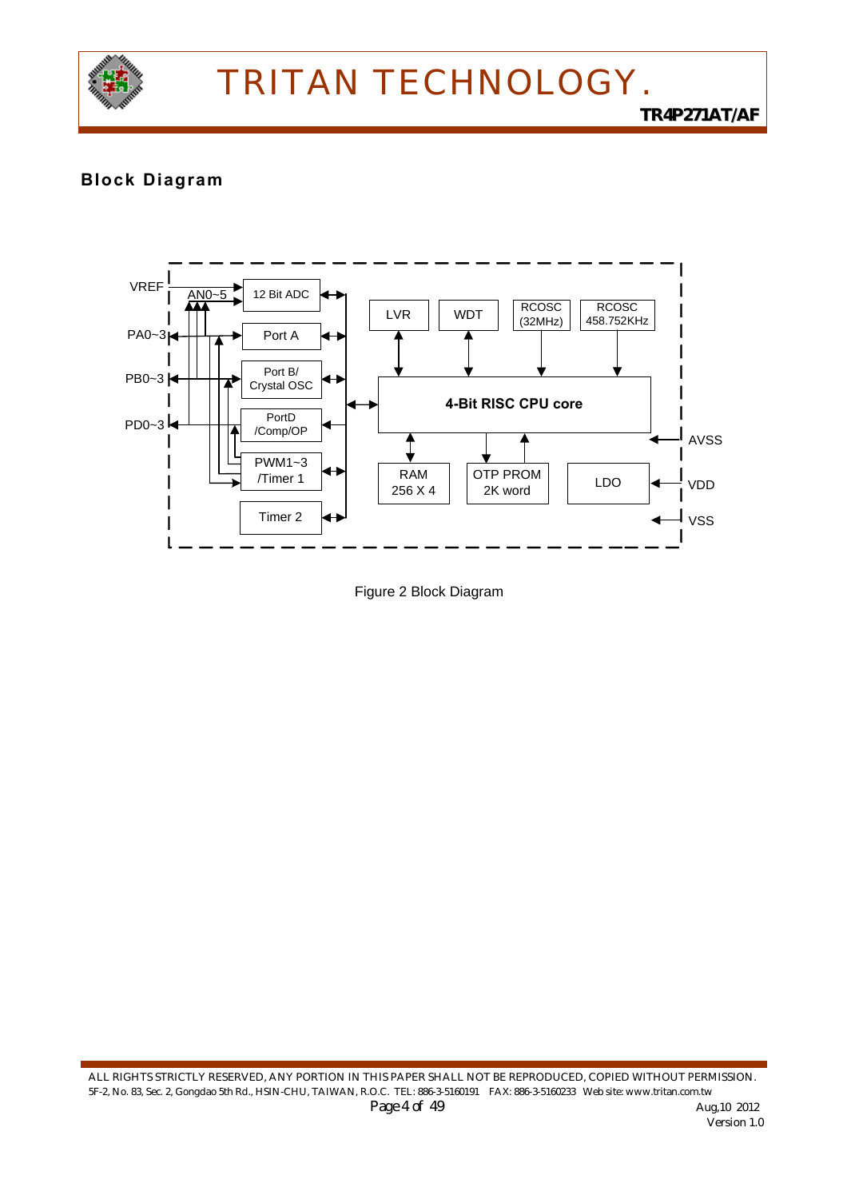## Block Diagram

Figure 2 Block Diagram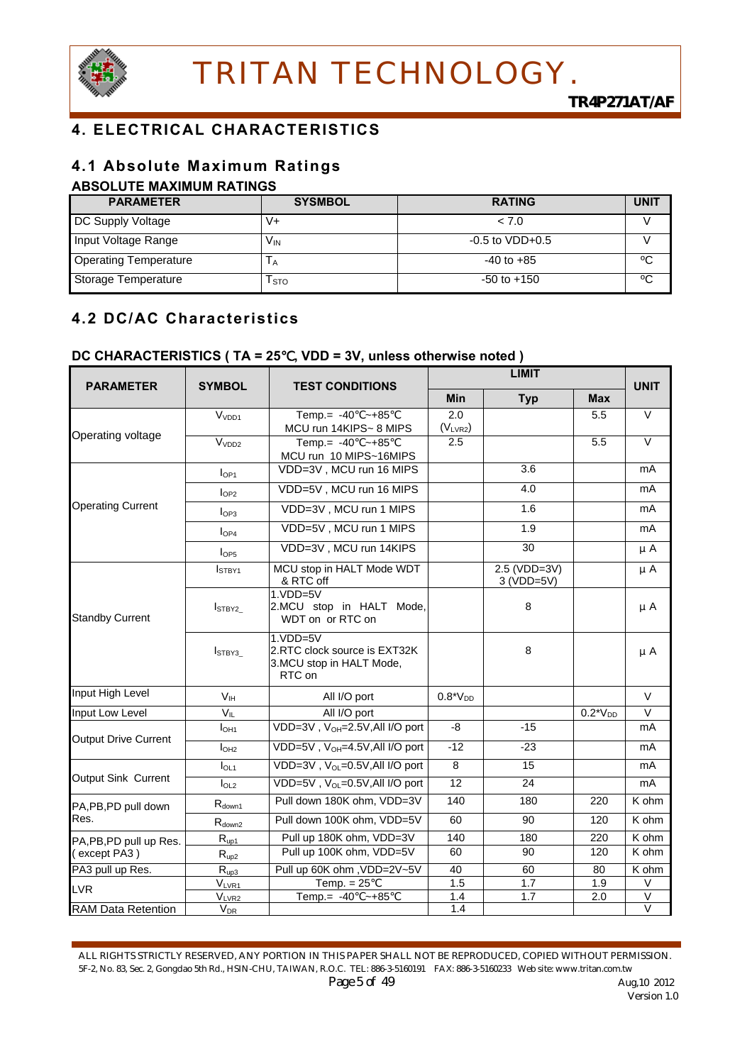# 4. ELECTRICAL CHARACTERISTICS

## 4.1 Absolute Maximum Ratings

**ABSOLUTE MAXIMUM RATINGS**

| PARAMETER | SYSMBOL | RATING | UNIT |
|---|---|---|---|
| DC Supply Voltage | V+ | < 7.0 | V |
| Input Voltage Range | $V_{IN}$ | -0.5 to VDD+0.5 | V |
| Operating Temperature | $T_A$ | -40 to +85 | ℃ |
| Storage Temperature | $T_{STO}$ | -50 to +150 | ℃ |

## 4.2 DC/AC Characteristics

**DC CHARACTERISTICS ( TA = 25℃, VDD = 3V, unless otherwise noted )**

| PARAMETER | SYMBOL | TEST CONDITIONS | LIMIT | | | UNIT |
|---|---|---|---|---|---|---|
| | | | Min | Typ | Max | |
| Operating voltage | $V_{VDD1}$ | Temp.= -40℃~+85℃ MCU run 14KIPS~ 8 MIPS | 2.0 ($V_{LVR2}$) | | 5.5 | V |
| | $V_{VDD2}$ | Temp.= -40℃~+85℃ MCU run 10 MIPS~16MIPS | 2.5 | | 5.5 | V |
| Operating Current | $I_{OP1}$ | VDD=3V , MCU run 16 MIPS | | 3.6 | | mA |
| | $I_{OP2}$ | VDD=5V , MCU run 16 MIPS | | 4.0 | | mA |
| | $I_{OP3}$ | VDD=3V , MCU run 1 MIPS | | 1.6 | | mA |
| | $I_{OP4}$ | VDD=5V , MCU run 1 MIPS | | 1.9 | | mA |
| | $I_{OP5}$ | VDD=3V , MCU run 14KIPS | | 30 | | μ A |
| Standby Current | $I_{STBY1}$ | MCU stop in HALT Mode WDT & RTC off | | 2.5 (VDD=3V) 3 (VDD=5V) | | μ A |
| | $I_{STBY2\_}$ | 1.VDD=5V 2.MCU stop in HALT Mode, WDT on or RTC on | | 8 | | μ A |
| | $I_{STBY3\_}$ | 1.VDD=5V 2.RTC clock source is EXT32K 3.MCU stop in HALT Mode, RTC on | | 8 | | μ A |
| Input High Level | $V_{IH}$ | All I/O port | 0.8*$V_{DD}$ | | | V |
| Input Low Level | $V_{IL}$ | All I/O port | | | 0.2*$V_{DD}$ | V |
| Output Drive Current | $I_{OH1}$ | VDD=3V , $V_{OH}$=2.5V,All I/O port | -8 | -15 | | mA |
| | $I_{OH2}$ | VDD=5V , $V_{OH}$=4.5V,All I/O port | -12 | -23 | | mA |
| Output Sink Current | $I_{OL1}$ | VDD=3V , $V_{OL}$=0.5V,All I/O port | 8 | 15 | | mA |
| | $I_{OL2}$ | VDD=5V , $V_{OL}$=0.5V,All I/O port | 12 | 24 | | mA |
| PA,PB,PD pull down Res. | $R_{down1}$ | Pull down 180K ohm, VDD=3V | 140 | 180 | 220 | K ohm |
| | $R_{down2}$ | Pull down 100K ohm, VDD=5V | 60 | 90 | 120 | K ohm |
| PA,PB,PD pull up Res. ( except PA3 ) | $R_{up1}$ | Pull up 180K ohm, VDD=3V | 140 | 180 | 220 | K ohm |
| | $R_{up2}$ | Pull up 100K ohm, VDD=5V | 60 | 90 | 120 | K ohm |
| PA3 pull up Res. | $R_{up3}$ | Pull up 60K ohm ,VDD=2V~5V | 40 | 60 | 80 | K ohm |
| LVR | $V_{LVR1}$ | Temp. = 25℃ | 1.5 | 1.7 | 1.9 | V |
| | $V_{LVR2}$ | Temp.= -40℃~+85℃ | 1.4 | 1.7 | 2.0 | V |
| RAM Data Retention | $V_{DR}$ | | 1.4 | | | V |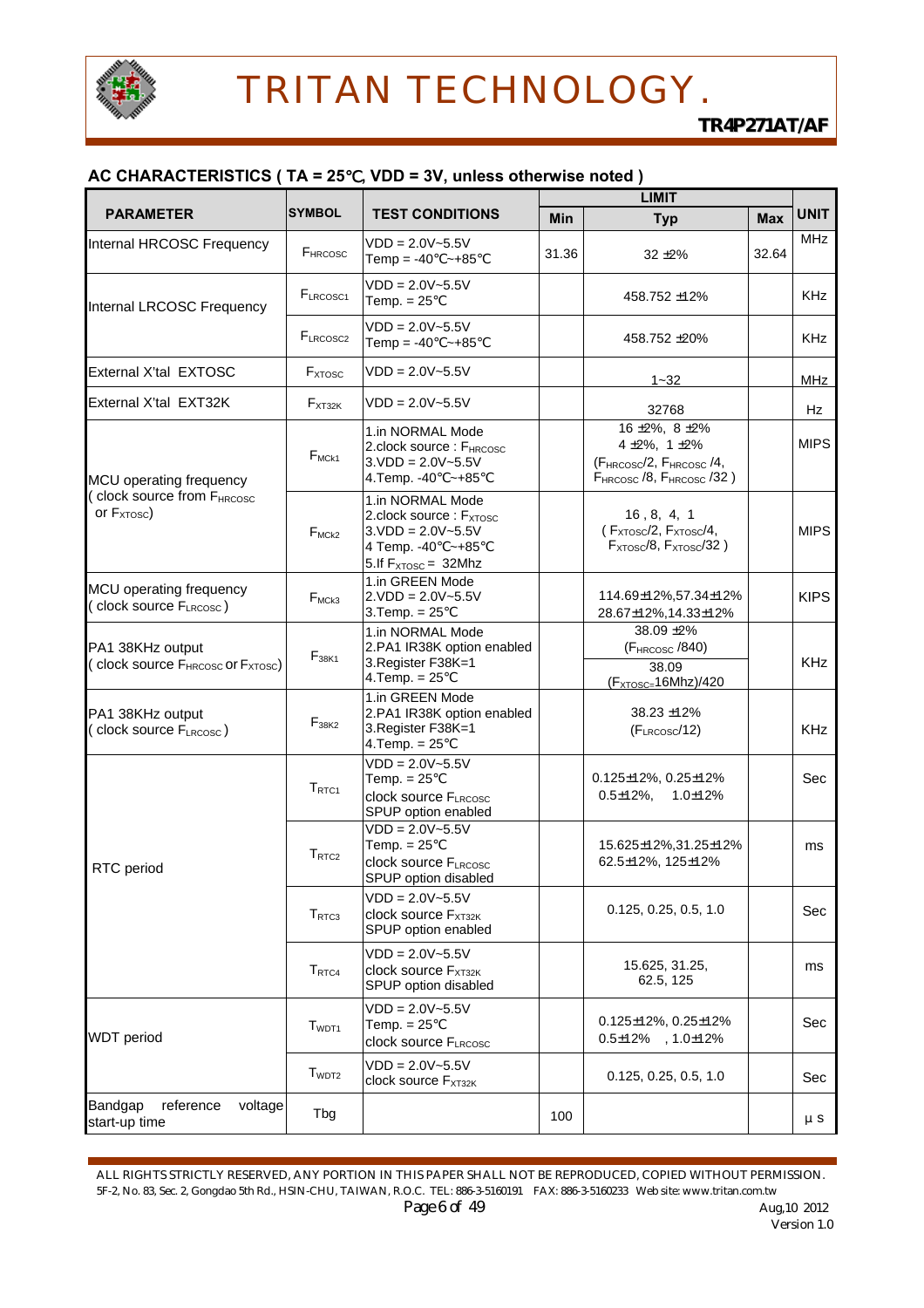## AC CHARACTERISTICS ( TA = 25℃, VDD = 3V, unless otherwise noted )

| PARAMETER | SYMBOL | TEST CONDITIONS | LIMIT | | | UNIT |
|---|---|---|---|---|---|---|
| | | | Min | Typ | Max | |
| Internal HRCOSC Frequency | $F_{HRCOSC}$ | VDD = 2.0V~5.5V<br>Temp = -40℃~+85℃ | 31.36 | 32 ±2% | 32.64 | MHz |
| Internal LRCOSC Frequency | $F_{LRCOSC1}$ | VDD = 2.0V~5.5V<br>Temp. = 25℃ | | 458.752 ±12% | | KHz |
| | $F_{LRCOSC2}$ | VDD = 2.0V~5.5V<br>Temp = -40℃~+85℃ | | 458.752 ±20% | | KHz |
| External X'tal EXTOSC | $F_{XTOSC}$ | VDD = 2.0V~5.5V | | 1~32 | | MHz |
| External X'tal EXT32K | $F_{XT32K}$ | VDD = 2.0V~5.5V | | 32768 | | Hz |
| MCU operating frequency ( clock source from $F_{HRCOSC}$ or $F_{XTOSC}$) | $F_{MCK1}$ | 1.in NORMAL Mode<br>2.clock source : $F_{HRCOSC}$<br>3.VDD = 2.0V~5.5V<br>4.Temp. -40℃~+85℃ | | 16 ±2%, 8 ±2%<br>4 ±2%, 1 ±2%<br>($F_{HRCOSC}$/2, $F_{HRCOSC}$ /4, $F_{HRCOSC}$ /8, $F_{HRCOSC}$ /32 ) | | MIPS |
| | $F_{MCK2}$ | 1.in NORMAL Mode<br>2.clock source : $F_{XTOSC}$<br>3.VDD = 2.0V~5.5V<br>4 Temp. -40℃~+85℃<br>5.If $F_{XTOSC}$ = 32Mhz | | 16 , 8, 4, 1<br>( $F_{XTOSC}$/2, $F_{XTOSC}$/4, $F_{XTOSC}$/8, $F_{XTOSC}$/32 ) | | MIPS |
| MCU operating frequency ( clock source $F_{LRCOSC}$ ) | $F_{MCK3}$ | 1.in GREEN Mode<br>2.VDD = 2.0V~5.5V<br>3.Temp. = 25℃ | | 114.69±12%,57.34±12%<br>28.67±12%,14.33±12% | | KIPS |
| PA1 38KHz output ( clock source $F_{HRCOSC}$ or $F_{XTOSC}$) | $F_{38K1}$ | 1.in NORMAL Mode<br>2.PA1 IR38K option enabled<br>3.Register F38K=1<br>4.Temp. = 25℃ | | 38.09 ±2%<br>($F_{HRCOSC}$ /840)<br>38.09<br>($F_{XTOSC}$=16Mhz)/420 | | KHz |
| PA1 38KHz output ( clock source $F_{LRCOSC}$ ) | $F_{38K2}$ | 1.in GREEN Mode<br>2.PA1 IR38K option enabled<br>3.Register F38K=1<br>4.Temp. = 25℃ | | 38.23 ±12%<br>($F_{LRCOSC}$/12) | | KHz |
| RTC period | $T_{RTC1}$ | VDD = 2.0V~5.5V<br>Temp. = 25℃<br>clock source $F_{LRCOSC}$<br>SPUP option enabled | | 0.125±12%, 0.25±12%<br>0.5±12%, 1.0±12% | | Sec |
| | $T_{RTC2}$ | VDD = 2.0V~5.5V<br>Temp. = 25℃<br>clock source $F_{LRCOSC}$<br>SPUP option disabled | | 15.625±12%,31.25±12%<br>62.5±12%, 125±12% | | ms |
| | $T_{RTC3}$ | VDD = 2.0V~5.5V<br>clock source $F_{XT32K}$<br>SPUP option enabled | | 0.125, 0.25, 0.5, 1.0 | | Sec |
| | $T_{RTC4}$ | VDD = 2.0V~5.5V<br>clock source $F_{XT32K}$<br>SPUP option disabled | | 15.625, 31.25,<br>62.5, 125 | | ms |
| WDT period | $T_{WDT1}$ | VDD = 2.0V~5.5V<br>Temp. = 25℃<br>clock source $F_{LRCOSC}$ | | 0.125±12%, 0.25±12%<br>0.5±12% , 1.0±12% | | Sec |
| | $T_{WDT2}$ | VDD = 2.0V~5.5V<br>clock source $F_{XT32K}$ | | 0.125, 0.25, 0.5, 1.0 | | Sec |
| Bandgap reference voltage start-up time | Tbg | | 100 | | | μs |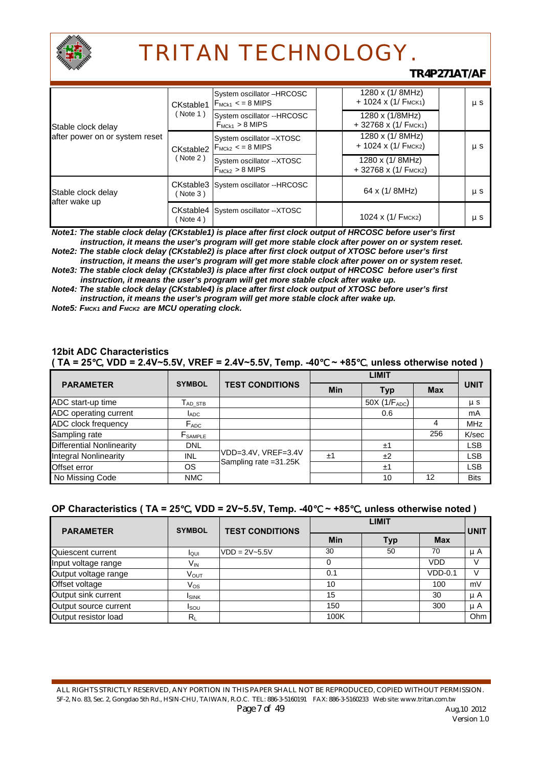| | | | | | | |
|---|---|---|---|---|---|---|
| Stable clock delay after power on or system reset | CKstable1 ( Note 1 ) | System oscillator –HRCOSC $F_{MCK1}$ < = 8 MIPS | | 1280 x (1/ 8MHz) + 1024 x (1/ $F_{MCK1}$) | | μ s |
| | | System oscillator --HRCOSC $F_{MCK1}$ > 8 MIPS | | 1280 x (1/8MHz) + 32768 x (1/ $F_{MCK1}$) | | |
| | CKstable2 ( Note 2 ) | System oscillator –XTOSC $F_{MCK2}$ < = 8 MIPS | | 1280 x (1/ 8MHz) + 1024 x (1/ $F_{MCK2}$) | | μ s |
| | | System oscillator --XTOSC $F_{MCK2}$ > 8 MIPS | | 1280 x (1/ 8MHz) + 32768 x (1/ $F_{MCK2}$) | | |
| Stable clock delay after wake up | CKstable3 ( Note 3 ) | System oscillator --HRCOSC | | 64 x (1/ 8MHz) | | μ s |
| | CKstable4 ( Note 4 ) | System oscillator --XTOSC | | 1024 x (1/ $F_{MCK2}$) | | μ s |

***Note1: The stable clock delay (CKstable1) is place after first clock output of HRCOSC before user's first instruction, it means the user's program will get more stable clock after power on or system reset.***

***Note2: The stable clock delay (CKstable2) is place after first clock output of XTOSC before user's first instruction, it means the user's program will get more stable clock after power on or system reset.***

***Note3: The stable clock delay (CKstable3) is place after first clock output of HRCOSC before user's first instruction, it means the user's program will get more stable clock after wake up.***

***Note4: The stable clock delay (CKstable4) is place after first clock output of XTOSC before user's first instruction, it means the user's program will get more stable clock after wake up.***

***Note5: $F_{MCK1}$ and $F_{MCK2}$ are MCU operating clock.***

**12bit ADC Characteristics**
**( TA = 25℃, VDD = 2.4V~5.5V, VREF = 2.4V~5.5V, Temp. -40℃ ~ +85℃, unless otherwise noted )**

| PARAMETER | SYMBOL | TEST CONDITIONS | LIMIT | | | UNIT |
|---|---|---|---|---|---|---|
| | | | Min | Typ | Max | |
| ADC start-up time | $T_{AD\_STB}$ | | | 50X (1/$F_{ADC}$) | | μ s |
| ADC operating current | $I_{ADC}$ | | | 0.6 | | mA |
| ADC clock frequency | $F_{ADC}$ | | | | 4 | MHz |
| Sampling rate | $F_{SAMPLE}$ | | | | 256 | K/sec |
| Differential Nonlinearity | DNL | VDD=3.4V, VREF=3.4V Sampling rate =31.25K | | ±1 | | LSB |
| Integral Nonlinearity | INL | | ±1 | ±2 | | LSB |
| Offset error | OS | | | ±1 | | LSB |
| No Missing Code | NMC | | | 10 | 12 | Bits |

**OP Characteristics ( TA = 25℃, VDD = 2V~5.5V, Temp. -40℃ ~ +85℃, unless otherwise noted )**

| PARAMETER | SYMBOL | TEST CONDITIONS | LIMIT | | | UNIT |
|---|---|---|---|---|---|---|
| | | | Min | Typ | Max | |
| Quiescent current | $I_{QUI}$ | VDD = 2V~5.5V | 30 | 50 | 70 | μ A |
| Input voltage range | $V_{IN}$ | | 0 | | VDD | V |
| Output voltage range | $V_{OUT}$ | | 0.1 | | VDD-0.1 | V |
| Offset voltage | $V_{OS}$ | | 10 | | 100 | mV |
| Output sink current | $I_{SINK}$ | | 15 | | 30 | μ A |
| Output source current | $I_{SOU}$ | | 150 | | 300 | μ A |
| Output resistor load | $R_L$ | | 100K | | | Ohm |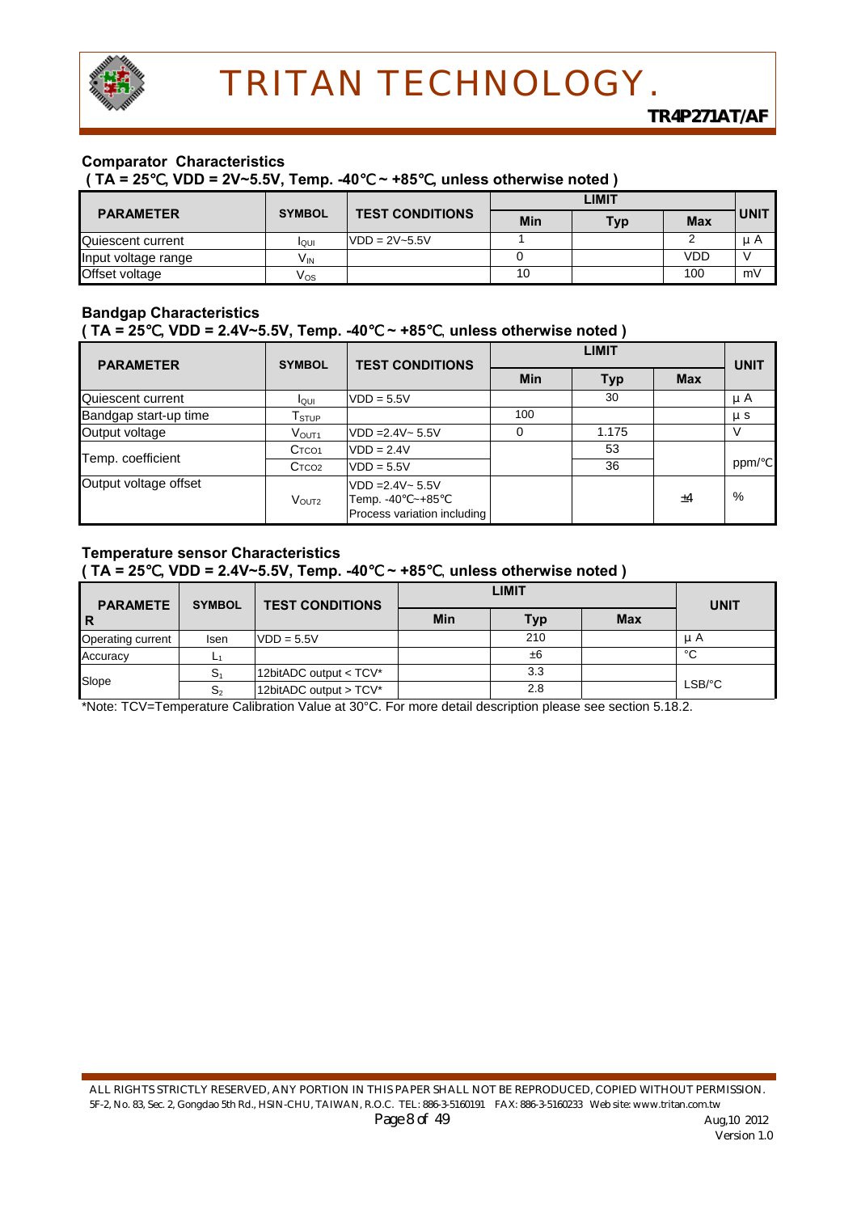**Comparator Characteristics**

**( TA = 25℃, VDD = 2V~5.5V, Temp. -40℃ ~ +85℃, unless otherwise noted )**

| PARAMETER | SYMBOL | TEST CONDITIONS | LIMIT | | | UNIT |
|---|---|---|---|---|---|---|
| | | | Min | Typ | Max | |
| Quiescent current | $I_{QUI}$ | VDD = 2V~5.5V | 1 | | 2 | μ A |
| Input voltage range | $V_{IN}$ | | 0 | | VDD | V |
| Offset voltage | $V_{OS}$ | | 10 | | 100 | mV |

**Bandgap Characteristics**

**( TA = 25℃, VDD = 2.4V~5.5V, Temp. -40℃ ~ +85℃, unless otherwise noted )**

| PARAMETER | SYMBOL | TEST CONDITIONS | LIMIT | | | UNIT |
|---|---|---|---|---|---|---|
| | | | Min | Typ | Max | |
| Quiescent current | $I_{QUI}$ | VDD = 5.5V | | 30 | | μ A |
| Bandgap start-up time | $T_{STUP}$ | | 100 | | | μ s |
| Output voltage | $V_{OUT1}$ | VDD =2.4V~ 5.5V | 0 | 1.175 | | V |
| Temp. coefficient | $C_{TCO1}$ | VDD = 2.4V | | 53 | | ppm/℃ |
| | $C_{TCO2}$ | VDD = 5.5V | | 36 | | |
| Output voltage offset | $V_{OUT2}$ | VDD =2.4V~ 5.5V<br>Temp. -40℃~+85℃<br>Process variation including | | | ±4 | % |

**Temperature sensor Characteristics**

**( TA = 25℃, VDD = 2.4V~5.5V, Temp. -40℃ ~ +85℃, unless otherwise noted )**

| PARAMETER | SYMBOL | TEST CONDITIONS | LIMIT | | | UNIT |
|---|---|---|---|---|---|---|
| | | | Min | Typ | Max | |
| Operating current | Isen | VDD = 5.5V | | 210 | | μ A |
| Accuracy | $L_1$ | | | ±6 | | °C |
| Slope | $S_1$ | 12bitADC output < TCV* | | 3.3 | | LSB/°C |
| | $S_2$ | 12bitADC output > TCV* | | 2.8 | | |

*Note: TCV=Temperature Calibration Value at 30°C. For more detail description please see section 5.18.2.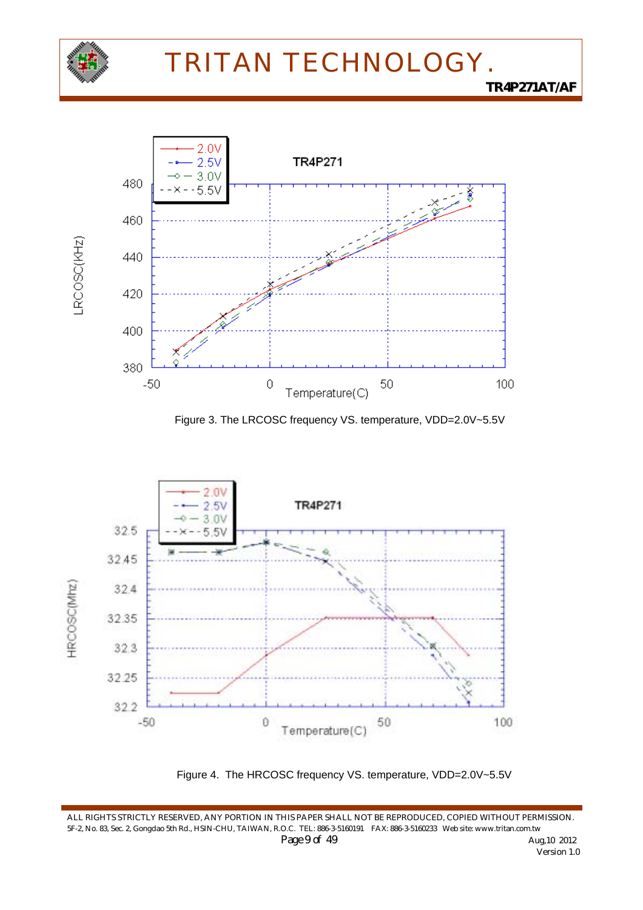Figure 3. The LRCOSC frequency VS. temperature, VDD=2.0V~5.5V

Figure 4. The HRCOSC frequency VS. temperature, VDD=2.0V~5.5V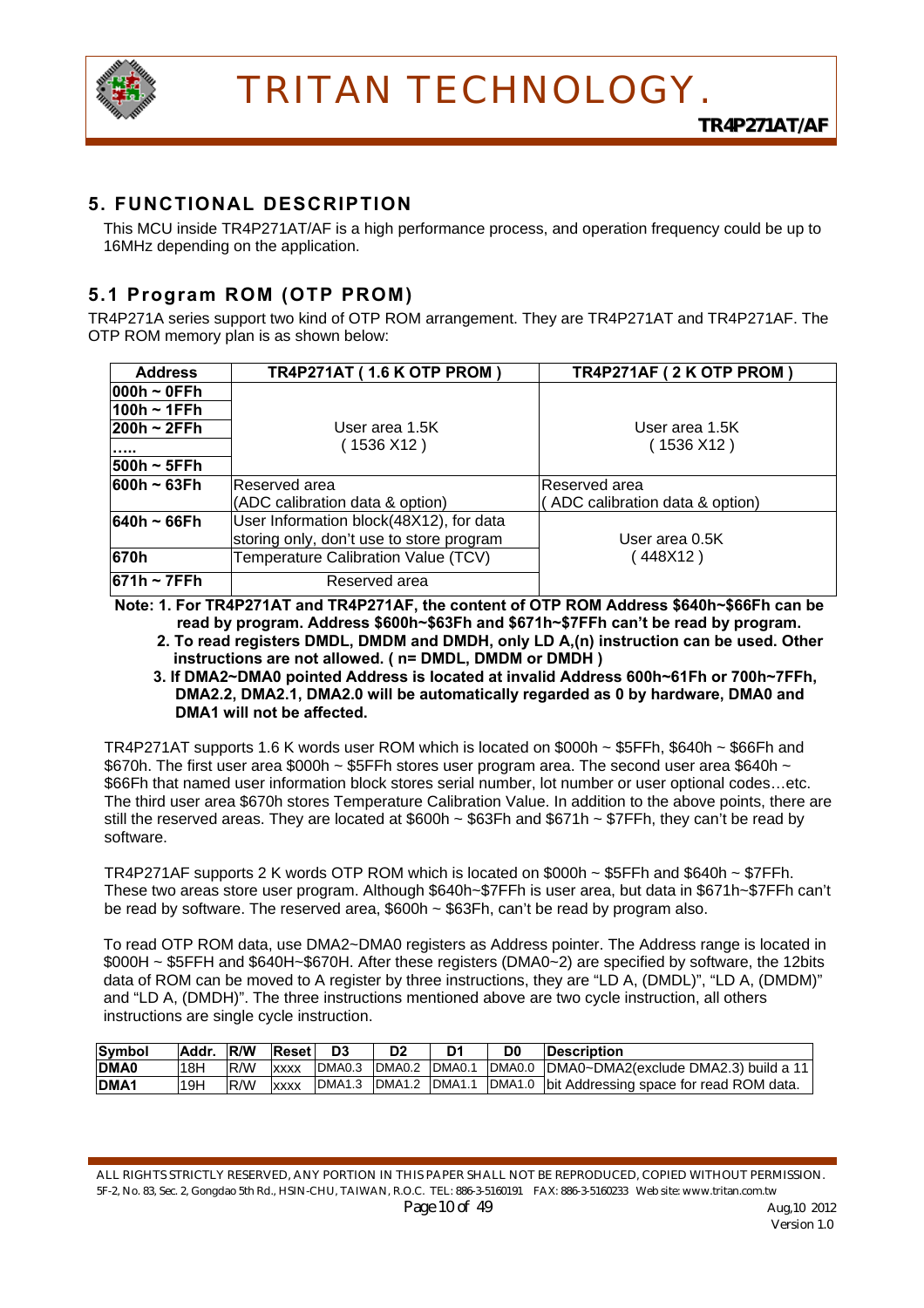## 5. FUNCTIONAL DESCRIPTION

This MCU inside TR4P271AT/AF is a high performance process, and operation frequency could be up to 16MHz depending on the application.

### 5.1 Program ROM (OTP PROM)

TR4P271A series support two kind of OTP ROM arrangement. They are TR4P271AT and TR4P271AF. The OTP ROM memory plan is as shown below:

| Address | TR4P271AT ( 1.6 K OTP PROM ) | TR4P271AF ( 2 K OTP PROM ) |
|---|---|---|
| 000h ~ 0FFh<br>100h ~ 1FFh<br>200h ~ 2FFh<br>.....<br>500h ~ 5FFh | User area 1.5K<br>( 1536 X12 ) | User area 1.5K<br>( 1536 X12 ) |
| 600h ~ 63Fh | Reserved area<br>(ADC calibration data & option) | Reserved area<br>( ADC calibration data & option) |
| 640h ~ 66Fh | User Information block(48X12), for data storing only, don't use to store program | User area 0.5K<br>( 448X12 ) |
| 670h | Temperature Calibration Value (TCV) | |
| 671h ~ 7FFh | Reserved area | |

**Note: 1. For TR4P271AT and TR4P271AF, the content of OTP ROM Address $640h~$66Fh can be read by program. Address $600h~$63Fh and $671h~$7FFh can't be read by program.**

**2. To read registers DMDL, DMDM and DMDH, only LD A,(n) instruction can be used. Other instructions are not allowed. ( n= DMDL, DMDM or DMDH )**

**3. If DMA2~DMA0 pointed Address is located at invalid Address 600h~61Fh or 700h~7FFh, DMA2.2, DMA2.1, DMA2.0 will be automatically regarded as 0 by hardware, DMA0 and DMA1 will not be affected.**

TR4P271AT supports 1.6 K words user ROM which is located on $000h ~ $5FFh, $640h ~ $66Fh and $670h. The first user area $000h ~ $5FFh stores user program area. The second user area $640h ~ $66Fh that named user information block stores serial number, lot number or user optional codes…etc. The third user area $670h stores Temperature Calibration Value. In addition to the above points, there are still the reserved areas. They are located at $600h ~ $63Fh and $671h ~ $7FFh, they can't be read by software.

TR4P271AF supports 2 K words OTP ROM which is located on $000h ~ $5FFh and $640h ~ $7FFh. These two areas store user program. Although $640h~$7FFh is user area, but data in $671h~$7FFh can't be read by software. The reserved area, $600h ~ $63Fh, can't be read by program also.

To read OTP ROM data, use DMA2~DMA0 registers as Address pointer. The Address range is located in $000H ~ $5FFH and $640H~$670H. After these registers (DMA0~2) are specified by software, the 12bits data of ROM can be moved to A register by three instructions, they are "LD A, (DMDL)", "LD A, (DMDM)" and "LD A, (DMDH)". The three instructions mentioned above are two cycle instruction, all others instructions are single cycle instruction.

| Symbol | Addr. | R/W | Reset | D3 | D2 | D1 | D0 | Description |
|---|---|---|---|---|---|---|---|---|
| DMA0 | 18H | R/W | xxxx | DMA0.3 | DMA0.2 | DMA0.1 | DMA0.0 | DMA0~DMA2(exclude DMA2.3) build a 11 |
| DMA1 | 19H | R/W | xxxx | DMA1.3 | DMA1.2 | DMA1.1 | DMA1.0 | bit Addressing space for read ROM data. |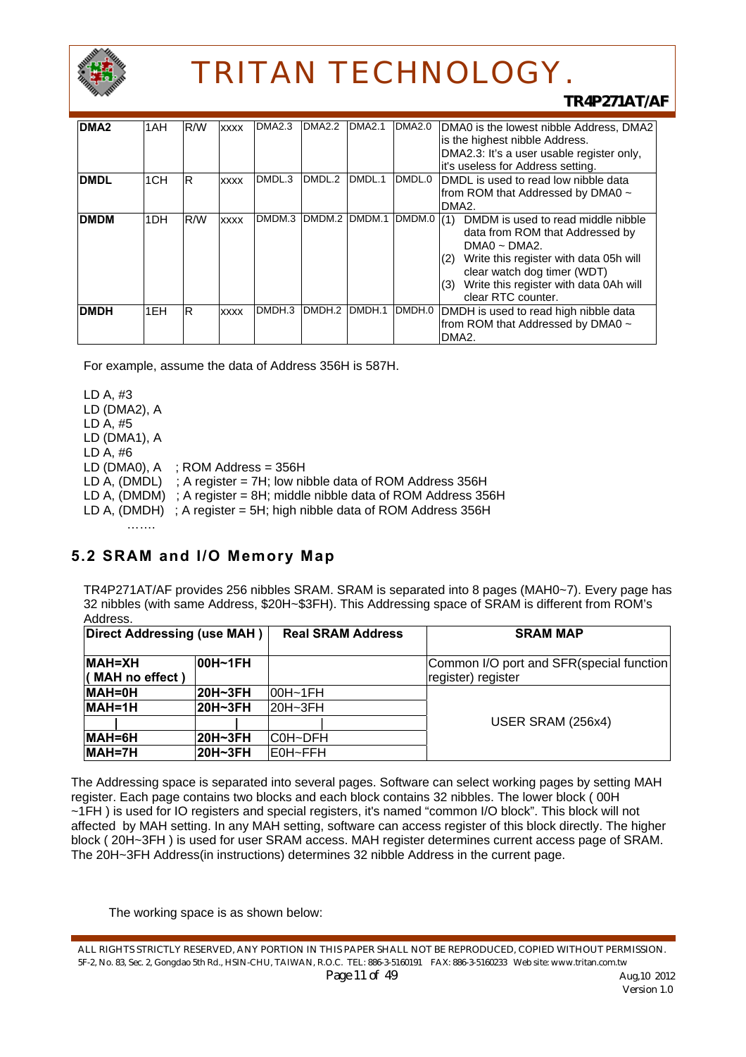| DMA2 | 1AH | R/W | xxxx | DMA2.3 | DMA2.2 | DMA2.1 | DMA2.0 | DMA0 is the lowest nibble Address, DMA2 is the highest nibble Address. DMA2.3: It's a user usable register only, it's useless for Address setting. |
|---|---|---|---|---|---|---|---|---|
| DMDL | 1CH | R | xxxx | DMDL.3 | DMDL.2 | DMDL.1 | DMDL.0 | DMDL is used to read low nibble data from ROM that Addressed by DMA0 ~ DMA2. |
| DMDM | 1DH | R/W | xxxx | DMDM.3 | DMDM.2 | DMDM.1 | DMDM.0 | (1) DMDM is used to read middle nibble data from ROM that Addressed by DMA0 ~ DMA2. (2) Write this register with data 05h will clear watch dog timer (WDT) (3) Write this register with data 0Ah will clear RTC counter. |
| DMDH | 1EH | R | xxxx | DMDH.3 | DMDH.2 | DMDH.1 | DMDH.0 | DMDH is used to read high nibble data from ROM that Addressed by DMA0 ~ DMA2. |

For example, assume the data of Address 356H is 587H.

```
LD A, #3
LD (DMA2), A
LD A, #5
LD (DMA1), A
LD A, #6
LD (DMA0), A    ; ROM Address = 356H
LD A, (DMDL)    ; A register = 7H; low nibble data of ROM Address 356H
LD A, (DMDM)    ; A register = 8H; middle nibble data of ROM Address 356H
LD A, (DMDH)    ; A register = 5H; high nibble data of ROM Address 356H
        …….
```

## 5.2 SRAM and I/O Memory Map

TR4P271AT/AF provides 256 nibbles SRAM. SRAM is separated into 8 pages (MAH0~7). Every page has 32 nibbles (with same Address, $20H~$3FH). This Addressing space of SRAM is different from ROM's Address.

| Direct Addressing (use MAH) | | Real SRAM Address | SRAM MAP |
|---|---|---|---|
| MAH=XH ( MAH no effect ) | 00H~1FH | | Common I/O port and SFR(special function register) register |
| MAH=0H | 20H~3FH | 00H~1FH | USER SRAM (256x4) |
| MAH=1H | 20H~3FH | 20H~3FH | |
| \| | \| | \| | |
| MAH=6H | 20H~3FH | C0H~DFH | |
| MAH=7H | 20H~3FH | E0H~FFH | |

The Addressing space is separated into several pages. Software can select working pages by setting MAH register. Each page contains two blocks and each block contains 32 nibbles. The lower block ( 00H ~1FH ) is used for IO registers and special registers, it's named "common I/O block". This block will not affected by MAH setting. In any MAH setting, software can access register of this block directly. The higher block ( 20H~3FH ) is used for user SRAM access. MAH register determines current access page of SRAM. The 20H~3FH Address(in instructions) determines 32 nibble Address in the current page.

The working space is as shown below: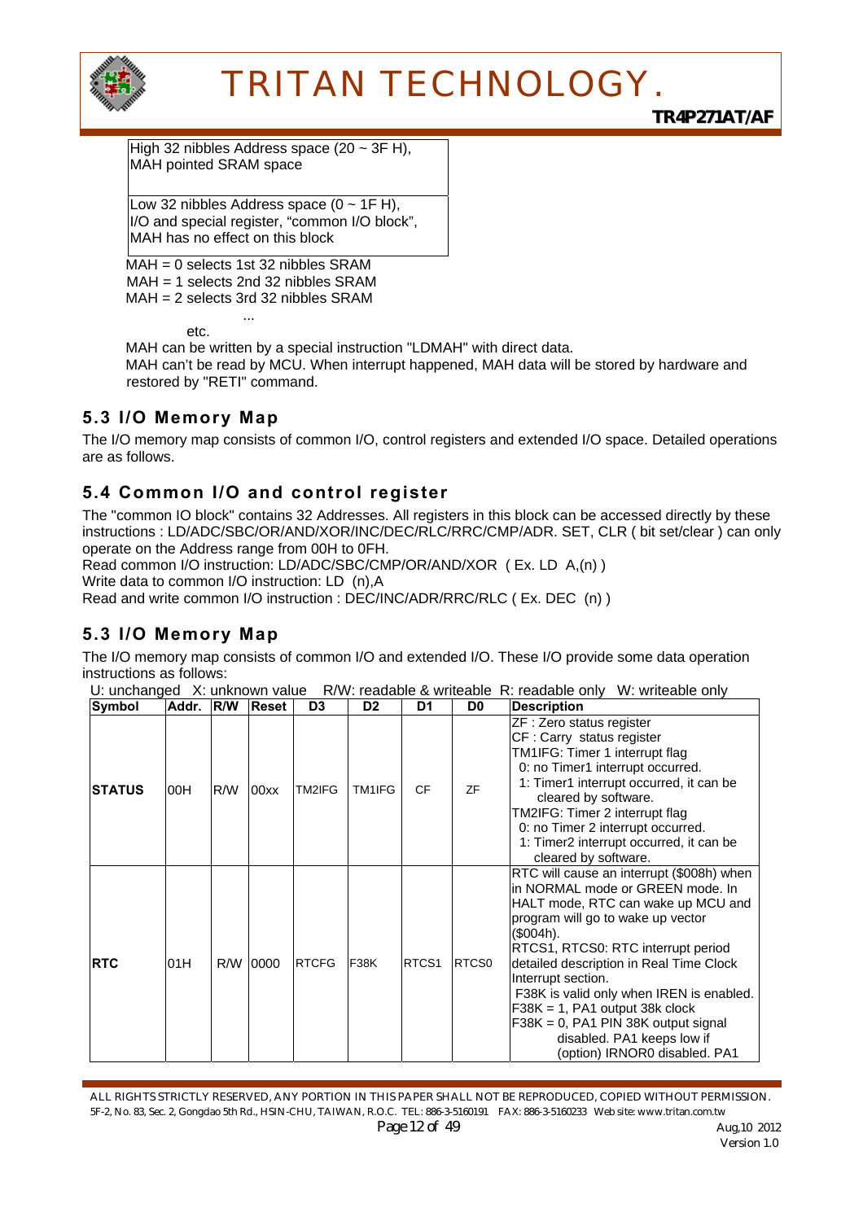High 32 nibbles Address space (20 ~ 3F H), MAH pointed SRAM space

Low 32 nibbles Address space (0 ~ 1F H), I/O and special register, "common I/O block", MAH has no effect on this block

MAH = 0 selects 1st 32 nibbles SRAM
MAH = 1 selects 2nd 32 nibbles SRAM
MAH = 2 selects 3rd 32 nibbles SRAM
...
etc.

MAH can be written by a special instruction "LDMAH" with direct data.
MAH can't be read by MCU. When interrupt happened, MAH data will be stored by hardware and restored by "RETI" command.

## 5.3 I/O Memory Map

The I/O memory map consists of common I/O, control registers and extended I/O space. Detailed operations are as follows.

## 5.4 Common I/O and control register

The "common IO block" contains 32 Addresses. All registers in this block can be accessed directly by these instructions : LD/ADC/SBC/OR/AND/XOR/INC/DEC/RLC/RRC/CMP/ADR. SET, CLR ( bit set/clear ) can only operate on the Address range from 00H to 0FH.
Read common I/O instruction: LD/ADC/SBC/CMP/OR/AND/XOR ( Ex. LD A,(n) )
Write data to common I/O instruction: LD (n),A
Read and write common I/O instruction : DEC/INC/ADR/RRC/RLC ( Ex. DEC (n) )

## 5.3 I/O Memory Map

The I/O memory map consists of common I/O and extended I/O. These I/O provide some data operation instructions as follows:

U: unchanged X: unknown value R/W: readable & writeable R: readable only W: writeable only

| Symbol | Addr. | R/W | Reset | D3 | D2 | D1 | D0 | Description |
|---|---|---|---|---|---|---|---|---|
| **STATUS** | 00H | R/W | 00xx | TM2IFG | TM1IFG | CF | ZF | ZF : Zero status register<br>CF : Carry status register<br>TM1IFG: Timer 1 interrupt flag<br>0: no Timer1 interrupt occurred.<br>1: Timer1 interrupt occurred, it can be cleared by software.<br>TM2IFG: Timer 2 interrupt flag<br>0: no Timer 2 interrupt occurred.<br>1: Timer2 interrupt occurred, it can be cleared by software. |
| **RTC** | 01H | R/W | 0000 | RTCFG | F38K | RTCS1 | RTCS0 | RTC will cause an interrupt ($008h) when in NORMAL mode or GREEN mode. In HALT mode, RTC can wake up MCU and program will go to wake up vector ($004h).<br>RTCS1, RTCS0: RTC interrupt period detailed description in Real Time Clock Interrupt section.<br>F38K is valid only when IREN is enabled.<br>F38K = 1, PA1 output 38k clock<br>F38K = 0, PA1 PIN 38K output signal disabled. PA1 keeps low if (option) IRNOR0 disabled. PA1 |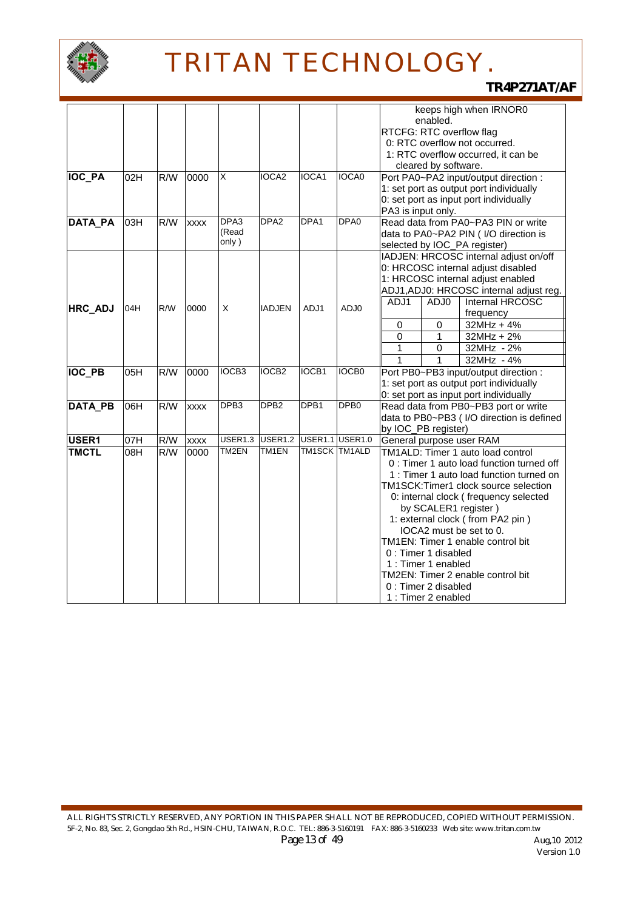| | | | | | | | | |
|---|---|---|---|---|---|---|---|---|
| | | | | | | | | keeps high when IRNOR0 enabled.<br>RTCFG: RTC overflow flag<br>0: RTC overflow not occurred.<br>1: RTC overflow occurred, it can be cleared by software. |
| **IOC_PA** | 02H | R/W | 0000 | X | IOCA2 | IOCA1 | IOCA0 | Port PA0~PA2 input/output direction :<br>1: set port as output port individually<br>0: set port as input port individually<br>PA3 is input only. |
| **DATA_PA** | 03H | R/W | xxxx | DPA3 (Read only ) | DPA2 | DPA1 | DPA0 | Read data from PA0~PA3 PIN or write data to PA0~PA2 PIN ( I/O direction is selected by IOC_PA register) |
| **HRC_ADJ** | 04H | R/W | 0000 | X | IADJEN | ADJ1 | ADJ0 | IADJEN: HRCOSC internal adjust on/off<br>0: HRCOSC internal adjust disabled<br>1: HRCOSC internal adjust enabled<br>ADJ1,ADJ0: HRCOSC internal adjust reg.<br>ADJ1 / ADJ0 / Internal HRCOSC frequency<br>0 / 0 / 32MHz + 4%<br>0 / 1 / 32MHz + 2%<br>1 / 0 / 32MHz - 2%<br>1 / 1 / 32MHz - 4% |
| **IOC_PB** | 05H | R/W | 0000 | IOCB3 | IOCB2 | IOCB1 | IOCB0 | Port PB0~PB3 input/output direction :<br>1: set port as output port individually<br>0: set port as input port individually |
| **DATA_PB** | 06H | R/W | xxxx | DPB3 | DPB2 | DPB1 | DPB0 | Read data from PB0~PB3 port or write data to PB0~PB3 ( I/O direction is defined by IOC_PB register) |
| **USER1** | 07H | R/W | xxxx | USER1.3 | USER1.2 | USER1.1 | USER1.0 | General purpose user RAM |
| **TMCTL** | 08H | R/W | 0000 | TM2EN | TM1EN | TM1SCK | TM1ALD | TM1ALD: Timer 1 auto load control<br>0 : Timer 1 auto load function turned off<br>1 : Timer 1 auto load function turned on<br>TM1SCK:Timer1 clock source selection<br>0: internal clock ( frequency selected by SCALER1 register )<br>1: external clock ( from PA2 pin ) IOCA2 must be set to 0.<br>TM1EN: Timer 1 enable control bit<br>0 : Timer 1 disabled<br>1 : Timer 1 enabled<br>TM2EN: Timer 2 enable control bit<br>0 : Timer 2 disabled<br>1 : Timer 2 enabled |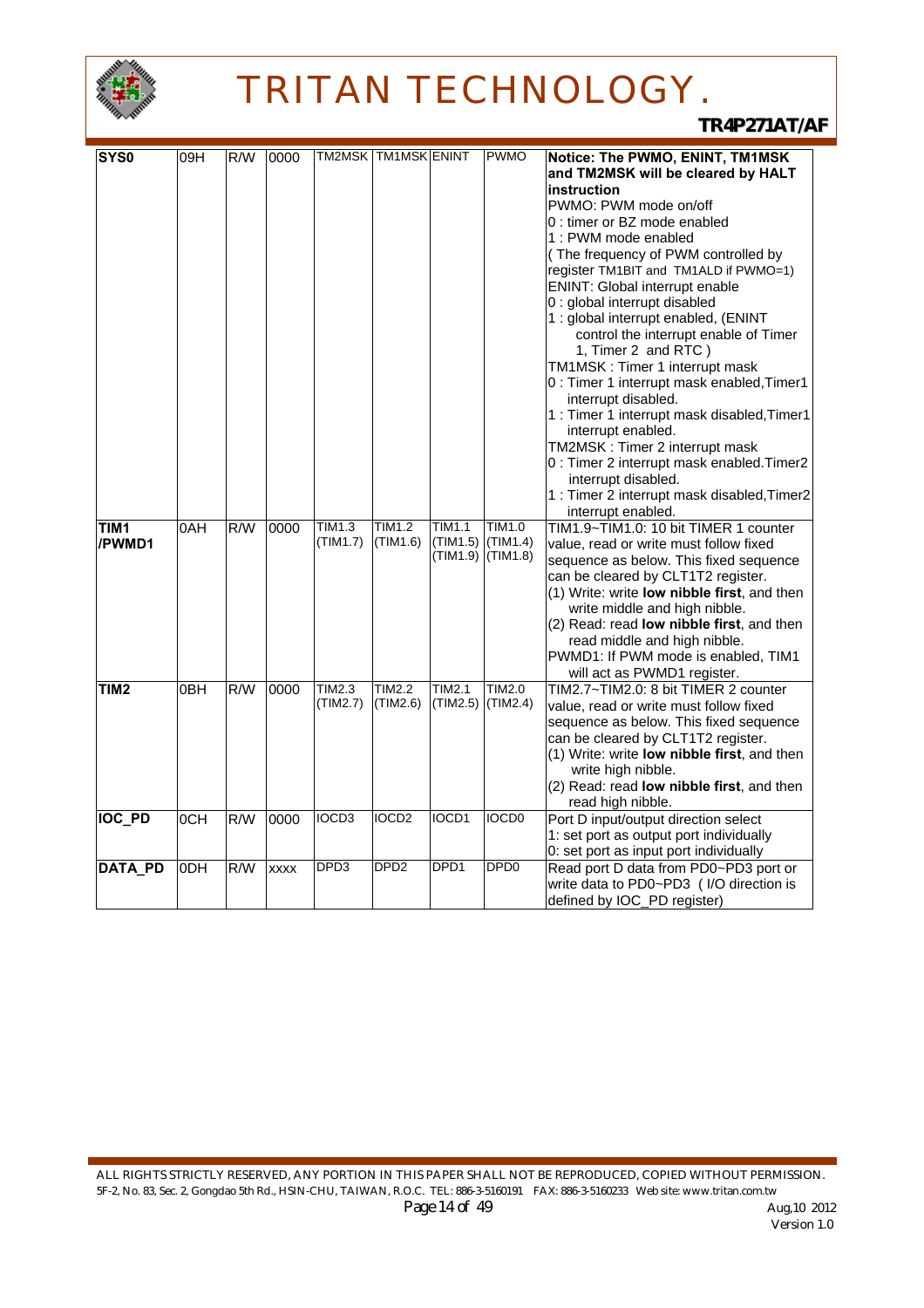| | | | | | | | | |
|---|---|---|---|---|---|---|---|---|
| **SYS0** | 09H | R/W | 0000 | TM2MSK | TM1MSK | ENINT | PWMO | **Notice: The PWMO, ENINT, TM1MSK and TM2MSK will be cleared by HALT instruction**<br>PWMO: PWM mode on/off<br>0 : timer or BZ mode enabled<br>1 : PWM mode enabled<br>( The frequency of PWM controlled by register TM1BIT and TM1ALD if PWMO=1)<br>ENINT: Global interrupt enable<br>0 : global interrupt disabled<br>1 : global interrupt enabled, (ENINT control the interrupt enable of Timer 1, Timer 2 and RTC )<br>TM1MSK : Timer 1 interrupt mask<br>0 : Timer 1 interrupt mask enabled,Timer1 interrupt disabled.<br>1 : Timer 1 interrupt mask disabled,Timer1 interrupt enabled.<br>TM2MSK : Timer 2 interrupt mask<br>0 : Timer 2 interrupt mask enabled.Timer2 interrupt disabled.<br>1 : Timer 2 interrupt mask disabled,Timer2 interrupt enabled. |
| **TIM1 /PWMD1** | 0AH | R/W | 0000 | TIM1.3 (TIM1.7) | TIM1.2 (TIM1.6) | TIM1.1 (TIM1.5) (TIM1.9) | TIM1.0 (TIM1.4) (TIM1.8) | TIM1.9~TIM1.0: 10 bit TIMER 1 counter value, read or write must follow fixed sequence as below. This fixed sequence can be cleared by CLT1T2 register.<br>(1) Write: write **low nibble first**, and then write middle and high nibble.<br>(2) Read: read **low nibble first**, and then read middle and high nibble.<br>PWMD1: If PWM mode is enabled, TIM1 will act as PWMD1 register. |
| **TIM2** | 0BH | R/W | 0000 | TIM2.3 (TIM2.7) | TIM2.2 (TIM2.6) | TIM2.1 (TIM2.5) | TIM2.0 (TIM2.4) | TIM2.7~TIM2.0: 8 bit TIMER 2 counter value, read or write must follow fixed sequence as below. This fixed sequence can be cleared by CLT1T2 register.<br>(1) Write: write **low nibble first**, and then write high nibble.<br>(2) Read: read **low nibble first**, and then read high nibble. |
| **IOC_PD** | 0CH | R/W | 0000 | IOCD3 | IOCD2 | IOCD1 | IOCD0 | Port D input/output direction select<br>1: set port as output port individually<br>0: set port as input port individually |
| **DATA_PD** | 0DH | R/W | xxxx | DPD3 | DPD2 | DPD1 | DPD0 | Read port D data from PD0~PD3 port or write data to PD0~PD3 ( I/O direction is defined by IOC_PD register) |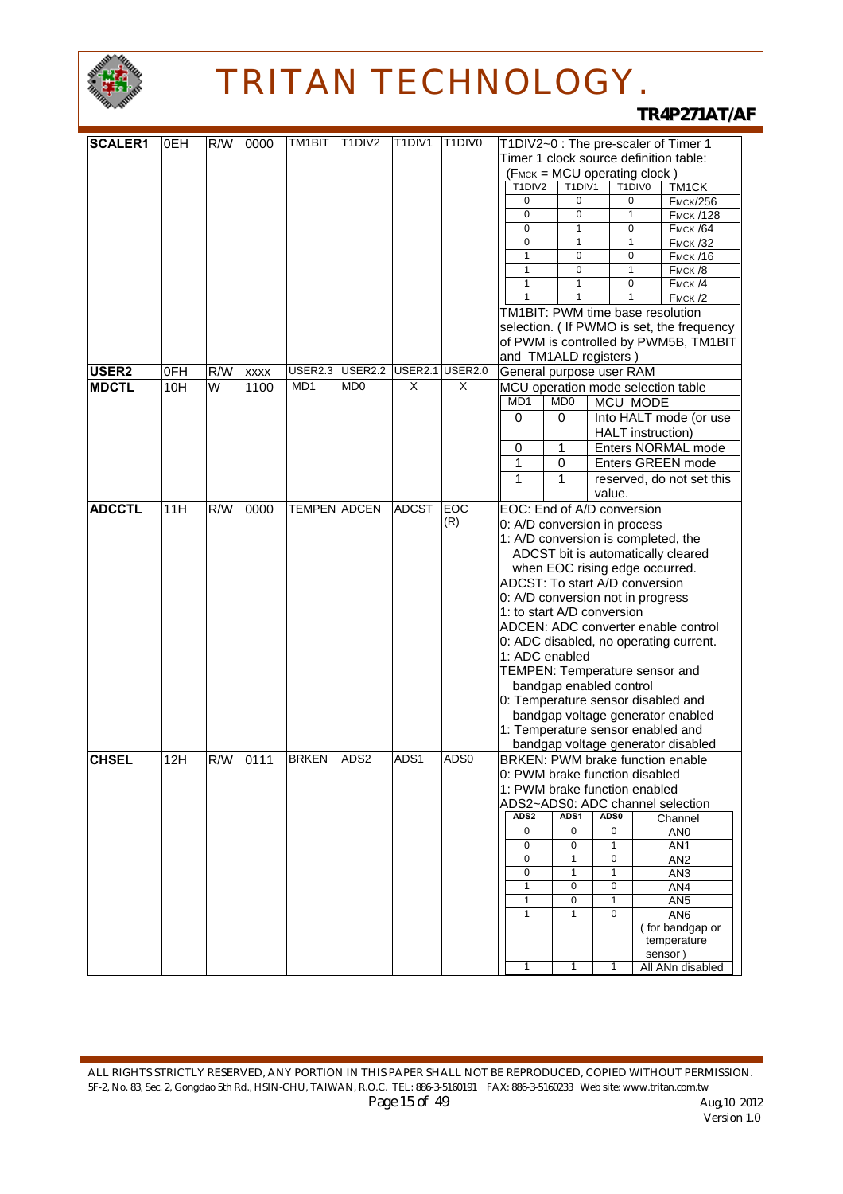| Name | Address | R/W | Reset | Bit 7 | Bit 6 | Bit 5 | Bit 4 | Description |
|---|---|---|---|---|---|---|---|---|
| **SCALER1** | 0EH | R/W | 0000 | TM1BIT | T1DIV2 | T1DIV1 | T1DIV0 | T1DIV2~0 : The pre-scaler of Timer 1<br>Timer 1 clock source definition table:<br>($F_{MCK}$ = MCU operating clock )<br>T1DIV2, T1DIV1, T1DIV0 → TM1CK:<br>0 0 0 → $F_{MCK}$/256<br>0 0 1 → $F_{MCK}$ /128<br>0 1 0 → $F_{MCK}$ /64<br>0 1 1 → $F_{MCK}$ /32<br>1 0 0 → $F_{MCK}$ /16<br>1 0 1 → $F_{MCK}$ /8<br>1 1 0 → $F_{MCK}$ /4<br>1 1 1 → $F_{MCK}$ /2<br>TM1BIT: PWM time base resolution selection. ( If PWMO is set, the frequency of PWM is controlled by PWM5B, TM1BIT and TM1ALD registers ) |
| **USER2** | 0FH | R/W | xxxx | USER2.3 | USER2.2 | USER2.1 | USER2.0 | General purpose user RAM |
| **MDCTL** | 10H | W | 1100 | MD1 | MD0 | X | X | MCU operation mode selection table<br>MD1, MD0 → MCU MODE:<br>0 0 → Into HALT mode (or use HALT instruction)<br>0 1 → Enters NORMAL mode<br>1 0 → Enters GREEN mode<br>1 1 → reserved, do not set this value. |
| **ADCCTL** | 11H | R/W | 0000 | TEMPEN | ADCEN | ADCST | EOC (R) | EOC: End of A/D conversion<br>0: A/D conversion in process<br>1: A/D conversion is completed, the ADCST bit is automatically cleared when EOC rising edge occurred.<br>ADCST: To start A/D conversion<br>0: A/D conversion not in progress<br>1: to start A/D conversion<br>ADCEN: ADC converter enable control<br>0: ADC disabled, no operating current.<br>1: ADC enabled<br>TEMPEN: Temperature sensor and bandgap enabled control<br>0: Temperature sensor disabled and bandgap voltage generator enabled<br>1: Temperature sensor enabled and bandgap voltage generator disabled |
| **CHSEL** | 12H | R/W | 0111 | BRKEN | ADS2 | ADS1 | ADS0 | BRKEN: PWM brake function enable<br>0: PWM brake function disabled<br>1: PWM brake function enabled<br>ADS2~ADS0: ADC channel selection<br>ADS2, ADS1, ADS0 → Channel:<br>0 0 0 → AN0<br>0 0 1 → AN1<br>0 1 0 → AN2<br>0 1 1 → AN3<br>1 0 0 → AN4<br>1 0 1 → AN5<br>1 1 0 → AN6 ( for bandgap or temperature sensor )<br>1 1 1 → All ANn disabled |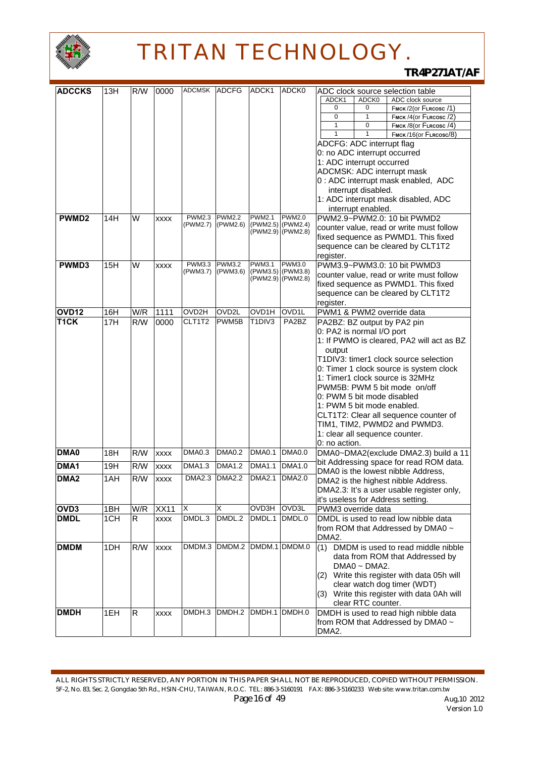| ADCCKS | 13H | R/W | 0000 | ADCMSK | ADCFG | ADCK1 | ADCK0 | ADC clock source selection table<br>ADCK1 / ADCK0 / ADC clock source<br>0 / 0 / FMCK /2(or FLRCOSC /1)<br>0 / 1 / FMCK /4(or FLRCOSC /2)<br>1 / 0 / FMCK /8(or FLRCOSC /4)<br>1 / 1 / FMCK /16(or FLRCOSC/8)<br>ADCFG: ADC interrupt flag<br>0: no ADC interrupt occurred<br>1: ADC interrupt occurred<br>ADCMSK: ADC interrupt mask<br>0 : ADC interrupt mask enabled, ADC interrupt disabled.<br>1: ADC interrupt mask disabled, ADC interrupt enabled. |
|---|---|---|---|---|---|---|---|---|
| PWMD2 | 14H | W | xxxx | PWM2.3 (PWM2.7) | PWM2.2 (PWM2.6) | PWM2.1 (PWM2.5) (PWM2.9) | PWM2.0 (PWM2.4) (PWM2.8) | PWM2.9~PWM2.0: 10 bit PWMD2 counter value, read or write must follow fixed sequence as PWMD1. This fixed sequence can be cleared by CLT1T2 register. |
| PWMD3 | 15H | W | xxxx | PWM3.3 (PWM3.7) | PWM3.2 (PWM3.6) | PWM3.1 (PWM3.5) (PWM2.9) | PWM3.0 (PWM3.8) (PWM2.8) | PWM3.9~PWM3.0: 10 bit PWMD3 counter value, read or write must follow fixed sequence as PWMD1. This fixed sequence can be cleared by CLT1T2 register. |
| OVD12 | 16H | W/R | 1111 | OVD2H | OVD2L | OVD1H | OVD1L | PWM1 & PWM2 override data |
| T1CK | 17H | R/W | 0000 | CLT1T2 | PWM5B | T1DIV3 | PA2BZ | PA2BZ: BZ output by PA2 pin<br>0: PA2 is normal I/O port<br>1: If PWMO is cleared, PA2 will act as BZ output<br>T1DIV3: timer1 clock source selection<br>0: Timer 1 clock source is system clock<br>1: Timer1 clock source is 32MHz<br>PWM5B: PWM 5 bit mode on/off<br>0: PWM 5 bit mode disabled<br>1: PWM 5 bit mode enabled.<br>CLT1T2: Clear all sequence counter of TIM1, TIM2, PWMD2 and PWMD3.<br>1: clear all sequence counter.<br>0: no action. |
| DMA0 | 18H | R/W | xxxx | DMA0.3 | DMA0.2 | DMA0.1 | DMA0.0 | DMA0~DMA2(exclude DMA2.3) build a 11 bit Addressing space for read ROM data. DMA0 is the lowest nibble Address, DMA2 is the highest nibble Address. DMA2.3: It's a user usable register only, it's useless for Address setting. |
| DMA1 | 19H | R/W | xxxx | DMA1.3 | DMA1.2 | DMA1.1 | DMA1.0 | |
| DMA2 | 1AH | R/W | xxxx | DMA2.3 | DMA2.2 | DMA2.1 | DMA2.0 | |
| OVD3 | 1BH | W/R | XX11 | X | X | OVD3H | OVD3L | PWM3 override data |
| DMDL | 1CH | R | xxxx | DMDL.3 | DMDL.2 | DMDL.1 | DMDL.0 | DMDL is used to read low nibble data from ROM that Addressed by DMA0 ~ DMA2. |
| DMDM | 1DH | R/W | xxxx | DMDM.3 | DMDM.2 | DMDM.1 | DMDM.0 | (1) DMDM is used to read middle nibble data from ROM that Addressed by DMA0 ~ DMA2.<br>(2) Write this register with data 05h will clear watch dog timer (WDT)<br>(3) Write this register with data 0Ah will clear RTC counter. |
| DMDH | 1EH | R | xxxx | DMDH.3 | DMDH.2 | DMDH.1 | DMDH.0 | DMDH is used to read high nibble data from ROM that Addressed by DMA0 ~ DMA2. |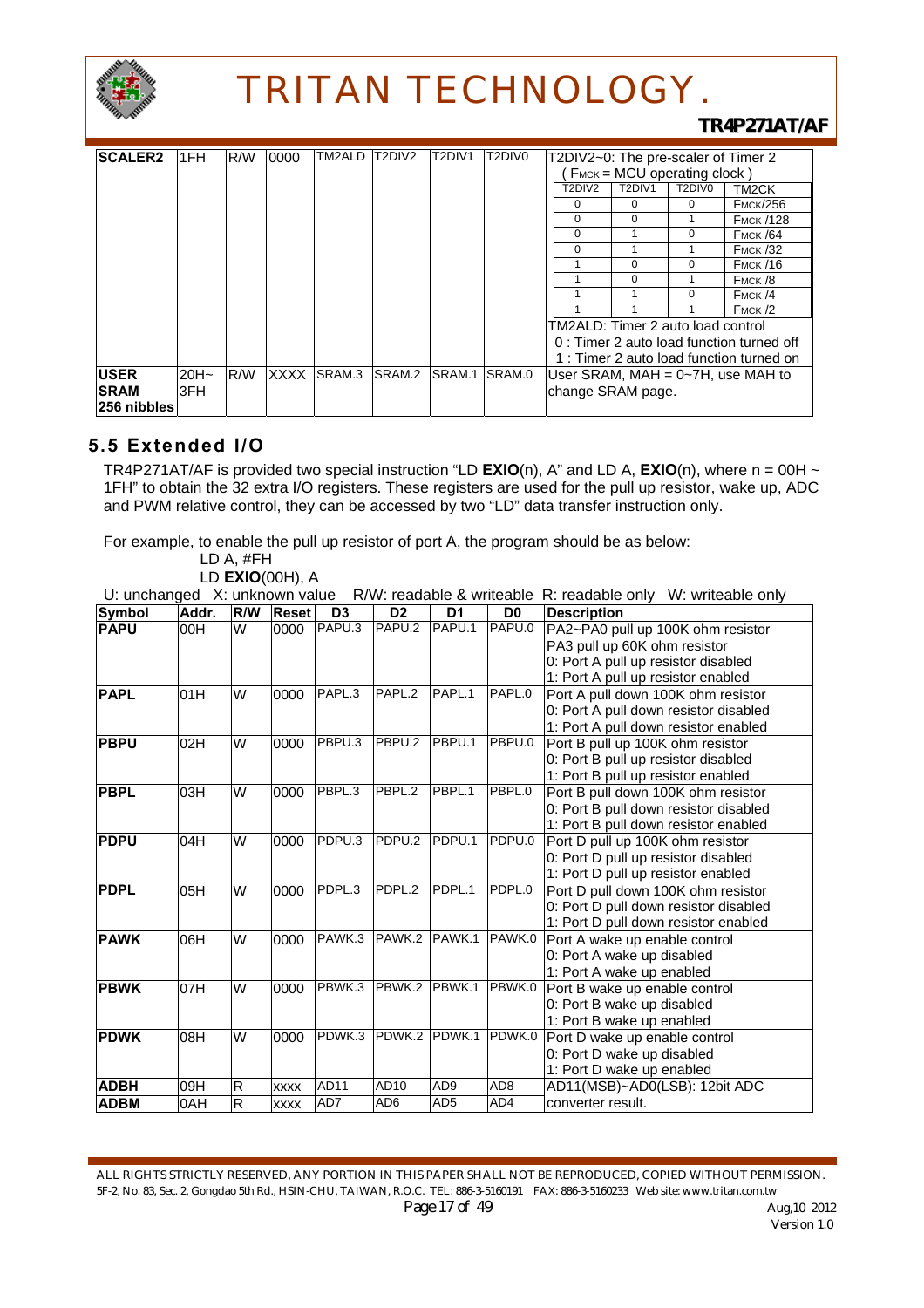| SCALER2 | 1FH | R/W | 0000 | TM2ALD | T2DIV2 | T2DIV1 | T2DIV0 | T2DIV2~0: The pre-scaler of Timer 2 ( FMCK = MCU operating clock )<br>T2DIV2 / T2DIV1 / T2DIV0 : TM2CK<br>0 0 0 : FMCK/256<br>0 0 1 : FMCK /128<br>0 1 0 : FMCK /64<br>0 1 1 : FMCK /32<br>1 0 0 : FMCK /16<br>1 0 1 : FMCK /8<br>1 1 0 : FMCK /4<br>1 1 1 : FMCK /2<br>TM2ALD: Timer 2 auto load control<br>0 : Timer 2 auto load function turned off<br>1 : Timer 2 auto load function turned on |
|---|---|---|---|---|---|---|---|---|
| USER SRAM 256 nibbles | 20H~ 3FH | R/W | XXXX | SRAM.3 | SRAM.2 | SRAM.1 | SRAM.0 | User SRAM, MAH = 0~7H, use MAH to change SRAM page. |

## 5.5 Extended I/O

TR4P271AT/AF is provided two special instruction "LD **EXIO**(n), A" and LD A, **EXIO**(n), where n = 00H ~ 1FH" to obtain the 32 extra I/O registers. These registers are used for the pull up resistor, wake up, ADC and PWM relative control, they can be accessed by two "LD" data transfer instruction only.

For example, to enable the pull up resistor of port A, the program should be as below:

```
LD A, #FH
LD EXIO(00H), A
```

U: unchanged X: unknown value R/W: readable & writeable R: readable only W: writeable only

| Symbol | Addr. | R/W | Reset | D3 | D2 | D1 | D0 | Description |
|---|---|---|---|---|---|---|---|---|
| **PAPU** | 00H | W | 0000 | PAPU.3 | PAPU.2 | PAPU.1 | PAPU.0 | PA2~PA0 pull up 100K ohm resistor<br>PA3 pull up 60K ohm resistor<br>0: Port A pull up resistor disabled<br>1: Port A pull up resistor enabled |
| **PAPL** | 01H | W | 0000 | PAPL.3 | PAPL.2 | PAPL.1 | PAPL.0 | Port A pull down 100K ohm resistor<br>0: Port A pull down resistor disabled<br>1: Port A pull down resistor enabled |
| **PBPU** | 02H | W | 0000 | PBPU.3 | PBPU.2 | PBPU.1 | PBPU.0 | Port B pull up 100K ohm resistor<br>0: Port B pull up resistor disabled<br>1: Port B pull up resistor enabled |
| **PBPL** | 03H | W | 0000 | PBPL.3 | PBPL.2 | PBPL.1 | PBPL.0 | Port B pull down 100K ohm resistor<br>0: Port B pull down resistor disabled<br>1: Port B pull down resistor enabled |
| **PDPU** | 04H | W | 0000 | PDPU.3 | PDPU.2 | PDPU.1 | PDPU.0 | Port D pull up 100K ohm resistor<br>0: Port D pull up resistor disabled<br>1: Port D pull up resistor enabled |
| **PDPL** | 05H | W | 0000 | PDPL.3 | PDPL.2 | PDPL.1 | PDPL.0 | Port D pull down 100K ohm resistor<br>0: Port D pull down resistor disabled<br>1: Port D pull down resistor enabled |
| **PAWK** | 06H | W | 0000 | PAWK.3 | PAWK.2 | PAWK.1 | PAWK.0 | Port A wake up enable control<br>0: Port A wake up disabled<br>1: Port A wake up enabled |
| **PBWK** | 07H | W | 0000 | PBWK.3 | PBWK.2 | PBWK.1 | PBWK.0 | Port B wake up enable control<br>0: Port B wake up disabled<br>1: Port B wake up enabled |
| **PDWK** | 08H | W | 0000 | PDWK.3 | PDWK.2 | PDWK.1 | PDWK.0 | Port D wake up enable control<br>0: Port D wake up disabled<br>1: Port D wake up enabled |
| **ADBH** | 09H | R | xxxx | AD11 | AD10 | AD9 | AD8 | AD11(MSB)~AD0(LSB): 12bit ADC |
| **ADBM** | 0AH | R | xxxx | AD7 | AD6 | AD5 | AD4 | converter result. |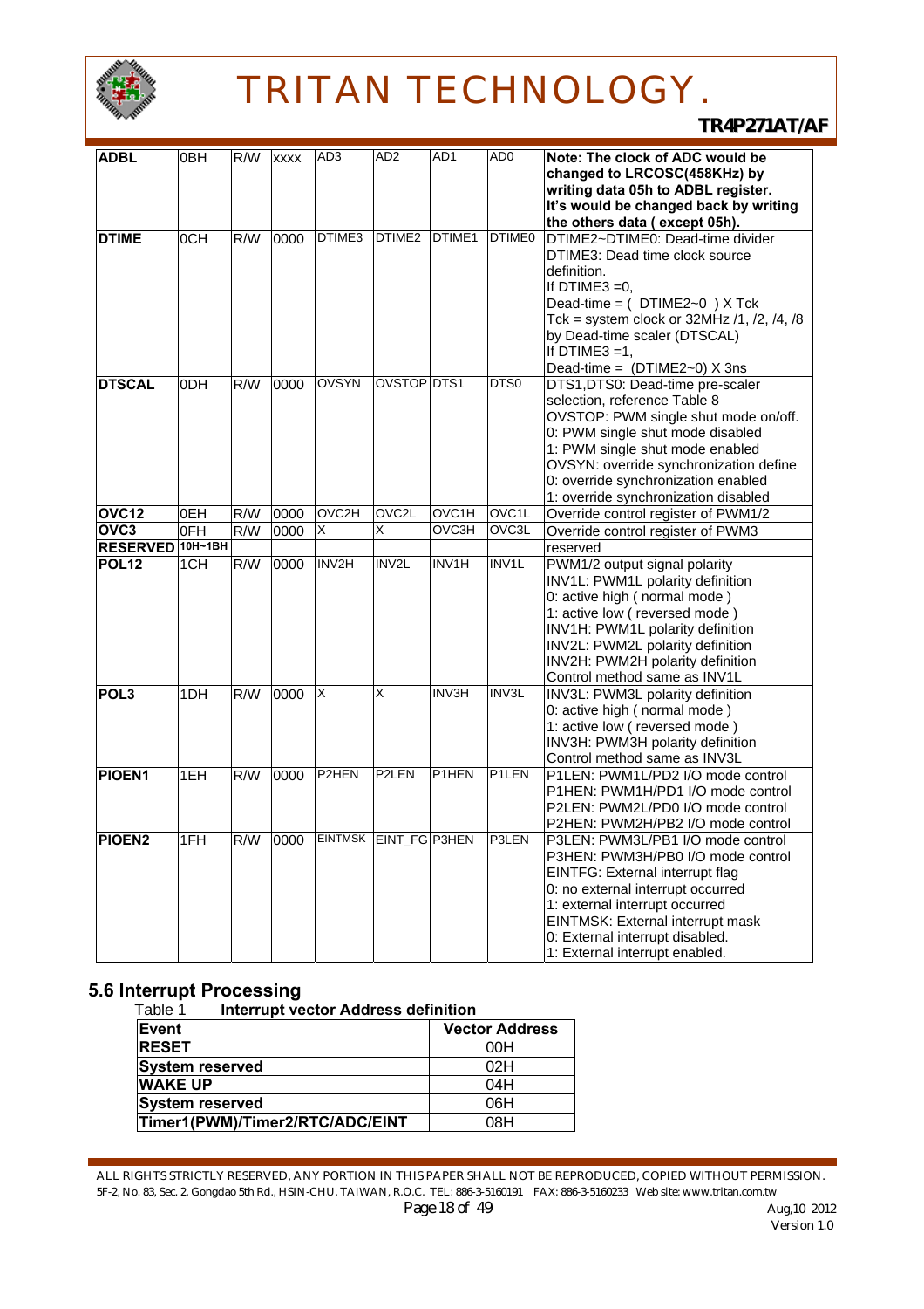| ADBL | 0BH | R/W | xxxx | AD3 | AD2 | AD1 | AD0 | **Note: The clock of ADC would be changed to LRCOSC(458KHz) by writing data 05h to ADBL register. It's would be changed back by writing the others data ( except 05h).** |
|---|---|---|---|---|---|---|---|---|
| **DTIME** | 0CH | R/W | 0000 | DTIME3 | DTIME2 | DTIME1 | DTIME0 | DTIME2~DTIME0: Dead-time divider<br>DTIME3: Dead time clock source definition.<br>If DTIME3 =0,<br>Dead-time = ( DTIME2~0 ) X Tck<br>Tck = system clock or 32MHz /1, /2, /4, /8 by Dead-time scaler (DTSCAL)<br>If DTIME3 =1,<br>Dead-time = (DTIME2~0) X 3ns |
| **DTSCAL** | 0DH | R/W | 0000 | OVSYN | OVSTOP | DTS1 | DTS0 | DTS1,DTS0: Dead-time pre-scaler selection, reference Table 8<br>OVSTOP: PWM single shut mode on/off.<br>0: PWM single shut mode disabled<br>1: PWM single shut mode enabled<br>OVSYN: override synchronization define<br>0: override synchronization enabled<br>1: override synchronization disabled |
| **OVC12** | 0EH | R/W | 0000 | OVC2H | OVC2L | OVC1H | OVC1L | Override control register of PWM1/2 |
| **OVC3** | 0FH | R/W | 0000 | X | X | OVC3H | OVC3L | Override control register of PWM3 |
| **RESERVED** | 10H~1BH | | | | | | | reserved |
| **POL12** | 1CH | R/W | 0000 | INV2H | INV2L | INV1H | INV1L | PWM1/2 output signal polarity<br>INV1L: PWM1L polarity definition<br>0: active high ( normal mode )<br>1: active low ( reversed mode )<br>INV1H: PWM1L polarity definition<br>INV2L: PWM2L polarity definition<br>INV2H: PWM2H polarity definition<br>Control method same as INV1L |
| **POL3** | 1DH | R/W | 0000 | X | X | INV3H | INV3L | INV3L: PWM3L polarity definition<br>0: active high ( normal mode )<br>1: active low ( reversed mode )<br>INV3H: PWM3H polarity definition<br>Control method same as INV3L |
| **PIOEN1** | 1EH | R/W | 0000 | P2HEN | P2LEN | P1HEN | P1LEN | P1LEN: PWM1L/PD2 I/O mode control<br>P1HEN: PWM1H/PD1 I/O mode control<br>P2LEN: PWM2L/PD0 I/O mode control<br>P2HEN: PWM2H/PB2 I/O mode control |
| **PIOEN2** | 1FH | R/W | 0000 | EINTMSK | EINT_FG | P3HEN | P3LEN | P3LEN: PWM3L/PB1 I/O mode control<br>P3HEN: PWM3H/PB0 I/O mode control<br>EINTFG: External interrupt flag<br>0: no external interrupt occurred<br>1: external interrupt occurred<br>EINTMSK: External interrupt mask<br>0: External interrupt disabled.<br>1: External interrupt enabled. |

## 5.6 Interrupt Processing

Table 1 **Interrupt vector Address definition**

| **Event** | **Vector Address** |
|---|---|
| **RESET** | 00H |
| **System reserved** | 02H |
| **WAKE UP** | 04H |
| **System reserved** | 06H |
| **Timer1(PWM)/Timer2/RTC/ADC/EINT** | 08H |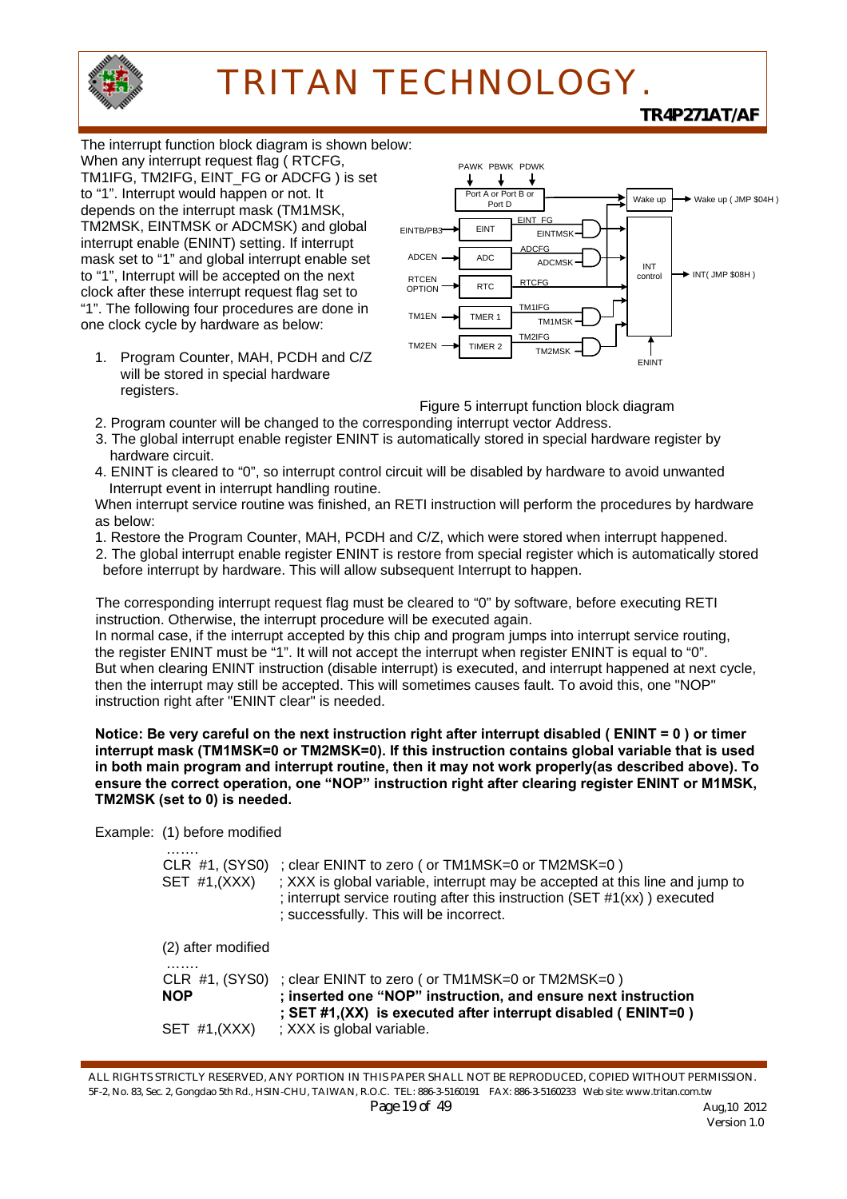The interrupt function block diagram is shown below:

When any interrupt request flag ( RTCFG, TM1IFG, TM2IFG, EINT_FG or ADCFG ) is set to "1". Interrupt would happen or not. It depends on the interrupt mask (TM1MSK, TM2MSK, EINTMSK or ADCMSK) and global interrupt enable (ENINT) setting. If interrupt mask set to "1" and global interrupt enable set to "1", Interrupt will be accepted on the next clock after these interrupt request flag set to "1". The following four procedures are done in one clock cycle by hardware as below:

1. Program Counter, MAH, PCDH and C/Z will be stored in special hardware registers.

Figure 5 interrupt function block diagram

2. Program counter will be changed to the corresponding interrupt vector Address.
3. The global interrupt enable register ENINT is automatically stored in special hardware register by hardware circuit.
4. ENINT is cleared to "0", so interrupt control circuit will be disabled by hardware to avoid unwanted Interrupt event in interrupt handling routine.

When interrupt service routine was finished, an RETI instruction will perform the procedures by hardware as below:

1. Restore the Program Counter, MAH, PCDH and C/Z, which were stored when interrupt happened.
2. The global interrupt enable register ENINT is restore from special register which is automatically stored before interrupt by hardware. This will allow subsequent Interrupt to happen.

The corresponding interrupt request flag must be cleared to "0" by software, before executing RETI instruction. Otherwise, the interrupt procedure will be executed again.

In normal case, if the interrupt accepted by this chip and program jumps into interrupt service routing, the register ENINT must be "1". It will not accept the interrupt when register ENINT is equal to "0".

But when clearing ENINT instruction (disable interrupt) is executed, and interrupt happened at next cycle, then the interrupt may still be accepted. This will sometimes causes fault. To avoid this, one "NOP" instruction right after "ENINT clear" is needed.

**Notice: Be very careful on the next instruction right after interrupt disabled ( ENINT = 0 ) or timer interrupt mask (TM1MSK=0 or TM2MSK=0). If this instruction contains global variable that is used in both main program and interrupt routine, then it may not work properly(as described above). To ensure the correct operation, one "NOP" instruction right after clearing register ENINT or M1MSK, TM2MSK (set to 0) is needed.**

Example: (1) before modified

```
.......
CLR  #1, (SYS0)   ; clear ENINT to zero ( or TM1MSK=0 or TM2MSK=0 )
SET  #1,(XXX)     ; XXX is global variable, interrupt may be accepted at this line and jump to
                  ; interrupt service routing after this instruction (SET #1(xx) ) executed
                  ; successfully. This will be incorrect.
```

(2) after modified

```
.......
CLR  #1, (SYS0)   ; clear ENINT to zero ( or TM1MSK=0 or TM2MSK=0 )
NOP               ; inserted one "NOP" instruction, and ensure next instruction
                  ; SET #1,(XX)  is executed after interrupt disabled ( ENINT=0 )
SET  #1,(XXX)     ; XXX is global variable.
```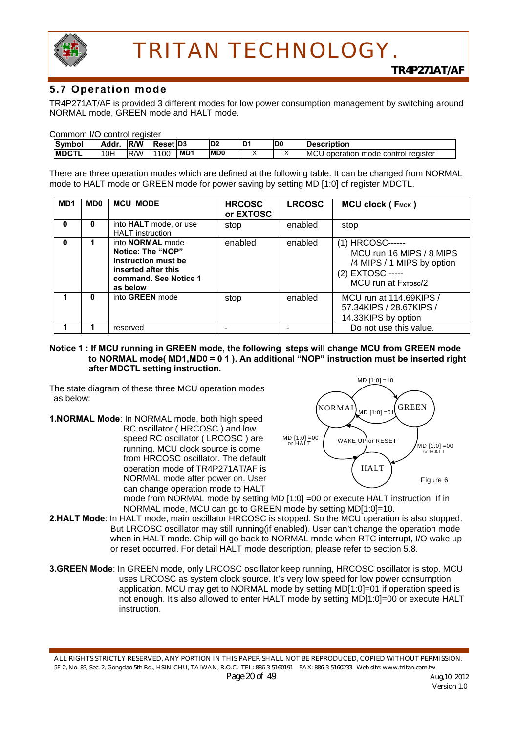## 5.7 Operation mode

TR4P271AT/AF is provided 3 different modes for low power consumption management by switching around NORMAL mode, GREEN mode and HALT mode.

Commom I/O control register

| Symbol | Addr. | R/W | Reset | D3 | D2 | D1 | D0 | Description |
|---|---|---|---|---|---|---|---|---|
| **MDCTL** | 10H | R/W | 1100 | **MD1** | **MD0** | X | X | MCU operation mode control register |

There are three operation modes which are defined at the following table. It can be changed from NORMAL mode to HALT mode or GREEN mode for power saving by setting MD [1:0] of register MDCTL.

| MD1 | MD0 | MCU MODE | HRCOSC or EXTOSC | LRCOSC | MCU clock ( $F_{MCK}$ ) |
|---|---|---|---|---|---|
| 0 | 0 | into **HALT** mode, or use HALT instruction | stop | enabled | stop |
| 0 | 1 | into **NORMAL** mode **Notice: The "NOP" instruction must be inserted after this command. See Notice 1 as below** | enabled | enabled | (1) HRCOSC------ MCU run 16 MIPS / 8 MIPS /4 MIPS / 1 MIPS by option (2) EXTOSC ----- MCU run at $F_{XTOSC}/2$ |
| 1 | 0 | into **GREEN** mode | stop | enabled | MCU run at 114.69KIPS / 57.34KIPS / 28.67KIPS / 14.33KIPS by option |
| 1 | 1 | reserved | - | - | Do not use this value. |

**Notice 1 : If MCU running in GREEN mode, the following steps will change MCU from GREEN mode to NORMAL mode( MD1,MD0 = 0 1 ). An additional "NOP" instruction must be inserted right after MDCTL setting instruction.**

The state diagram of these three MCU operation modes as below:

NORMAL → GREEN: MD [1:0] =10
GREEN → NORMAL: MD [1:0] =01
NORMAL → HALT: MD [1:0] =00 or HALT
GREEN → HALT: MD [1:0] =00 or HALT
HALT → NORMAL: WAKE UP or RESET

Figure 6

**1.NORMAL Mode**: In NORMAL mode, both high speed RC oscillator ( HRCOSC ) and low speed RC oscillator ( LRCOSC ) are running. MCU clock source is come from HRCOSC oscillator. The default operation mode of TR4P271AT/AF is NORMAL mode after power on. User can change operation mode to HALT mode from NORMAL mode by setting MD [1:0] =00 or execute HALT instruction. If in NORMAL mode, MCU can go to GREEN mode by setting MD[1:0]=10.

**2.HALT Mode**: In HALT mode, main oscillator HRCOSC is stopped. So the MCU operation is also stopped. But LRCOSC oscillator may still running(if enabled). User can't change the operation mode when in HALT mode. Chip will go back to NORMAL mode when RTC interrupt, I/O wake up or reset occurred. For detail HALT mode description, please refer to section 5.8.

**3.GREEN Mode**: In GREEN mode, only LRCOSC oscillator keep running, HRCOSC oscillator is stop. MCU uses LRCOSC as system clock source. It's very low speed for low power consumption application. MCU may get to NORMAL mode by setting MD[1:0]=01 if operation speed is not enough. It's also allowed to enter HALT mode by setting MD[1:0]=00 or execute HALT instruction.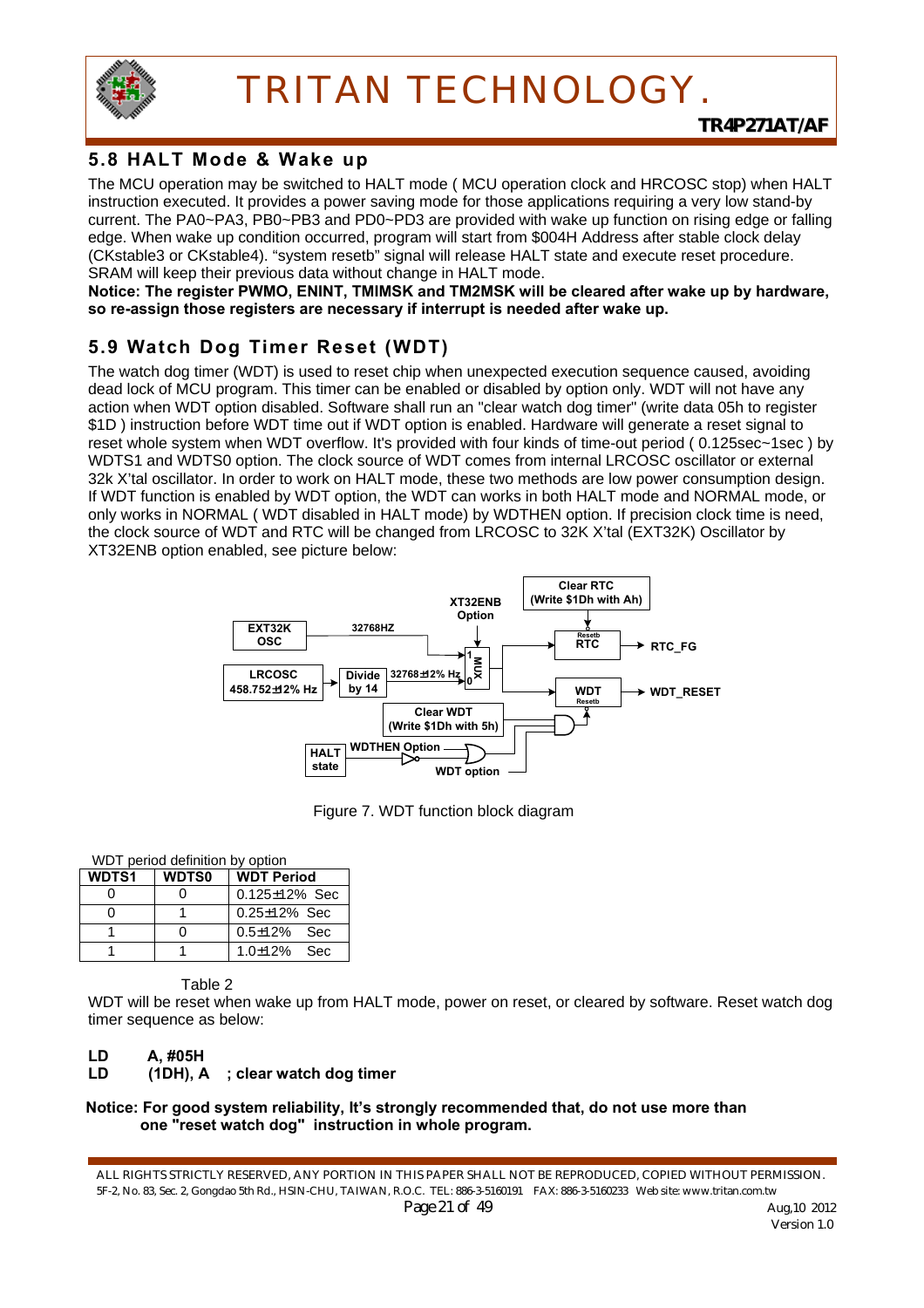## 5.8 HALT Mode & Wake up

The MCU operation may be switched to HALT mode ( MCU operation clock and HRCOSC stop) when HALT instruction executed. It provides a power saving mode for those applications requiring a very low stand-by current. The PA0~PA3, PB0~PB3 and PD0~PD3 are provided with wake up function on rising edge or falling edge. When wake up condition occurred, program will start from $004H Address after stable clock delay (CKstable3 or CKstable4). "system resetb" signal will release HALT state and execute reset procedure. SRAM will keep their previous data without change in HALT mode.

**Notice: The register PWMO, ENINT, TMIMSK and TM2MSK will be cleared after wake up by hardware, so re-assign those registers are necessary if interrupt is needed after wake up.**

## 5.9 Watch Dog Timer Reset (WDT)

The watch dog timer (WDT) is used to reset chip when unexpected execution sequence caused, avoiding dead lock of MCU program. This timer can be enabled or disabled by option only. WDT will not have any action when WDT option disabled. Software shall run an "clear watch dog timer" (write data 05h to register $1D ) instruction before WDT time out if WDT option is enabled. Hardware will generate a reset signal to reset whole system when WDT overflow. It's provided with four kinds of time-out period ( 0.125sec~1sec ) by WDTS1 and WDTS0 option. The clock source of WDT comes from internal LRCOSC oscillator or external 32k X'tal oscillator. In order to work on HALT mode, these two methods are low power consumption design. If WDT function is enabled by WDT option, the WDT can works in both HALT mode and NORMAL mode, or only works in NORMAL ( WDT disabled in HALT mode) by WDTHEN option. If precision clock time is need, the clock source of WDT and RTC will be changed from LRCOSC to 32K X'tal (EXT32K) Oscillator by XT32ENB option enabled, see picture below:

Figure 7. WDT function block diagram

WDT period definition by option

| WDTS1 | WDTS0 | WDT Period |
|---|---|---|
| 0 | 0 | 0.125±12% Sec |
| 0 | 1 | 0.25±12% Sec |
| 1 | 0 | 0.5±12% Sec |
| 1 | 1 | 1.0±12% Sec |

Table 2

WDT will be reset when wake up from HALT mode, power on reset, or cleared by software. Reset watch dog timer sequence as below:

```
LD      A, #05H
LD      (1DH), A    ; clear watch dog timer
```

**Notice: For good system reliability, It's strongly recommended that, do not use more than one "reset watch dog" instruction in whole program.**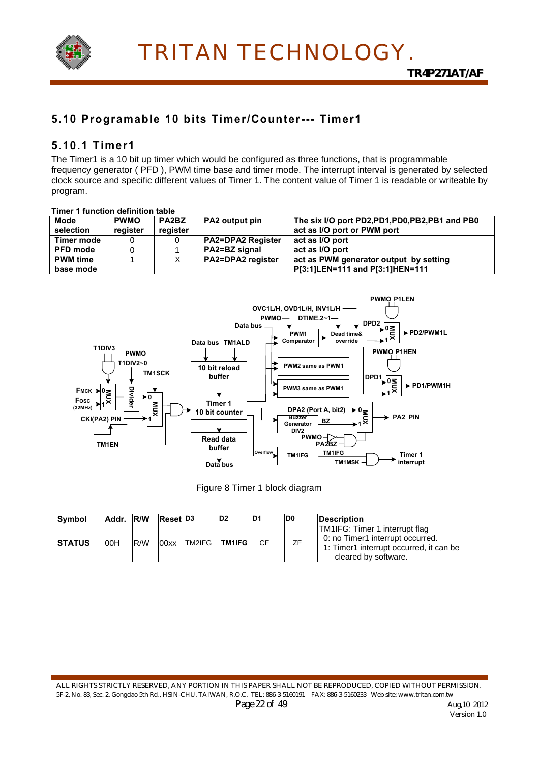## 5.10 Programable 10 bits Timer/Counter--- Timer1

### 5.10.1 Timer1

The Timer1 is a 10 bit up timer which would be configured as three functions, that is programmable frequency generator ( PFD ), PWM time base and timer mode. The interrupt interval is generated by selected clock source and specific different values of Timer 1. The content value of Timer 1 is readable or writeable by program.

**Timer 1 function definition table**

| Mode selection | PWMO register | PA2BZ register | PA2 output pin | The six I/O port PD2,PD1,PD0,PB2,PB1 and PB0 act as I/O port or PWM port |
|---|---|---|---|---|
| Timer mode | 0 | 0 | PA2=DPA2 Register | act as I/O port |
| PFD mode | 0 | 1 | PA2=BZ signal | act as I/O port |
| PWM time base mode | 1 | X | PA2=DPA2 register | act as PWM generator output by setting P[3:1]LEN=111 and P[3:1]HEN=111 |

Figure 8 Timer 1 block diagram

| Symbol | Addr. | R/W | Reset | D3 | D2 | D1 | D0 | Description |
|---|---|---|---|---|---|---|---|---|
| STATUS | 00H | R/W | 00xx | TM2IFG | **TM1IFG** | CF | ZF | TM1IFG: Timer 1 interrupt flag<br>0: no Timer1 interrupt occurred.<br>1: Timer1 interrupt occurred, it can be cleared by software. |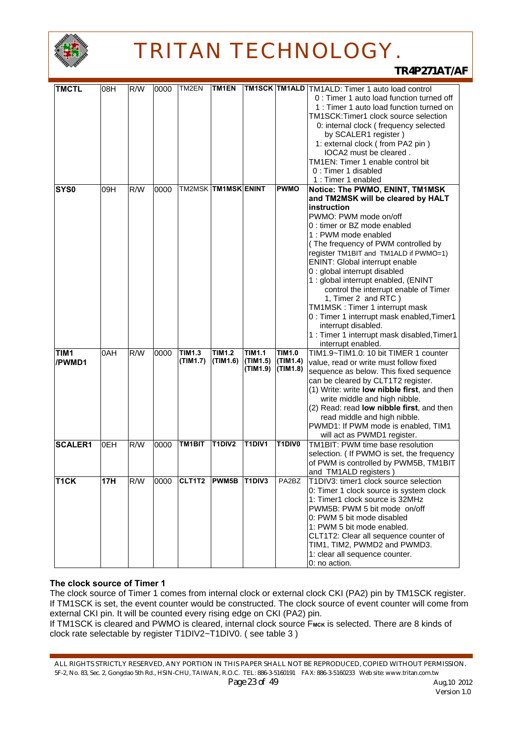| TMCTL | 08H | R/W | 0000 | TM2EN | **TM1EN** | **TM1SCK** | **TM1ALD** | TM1ALD: Timer 1 auto load control<br>0 : Timer 1 auto load function turned off<br>1 : Timer 1 auto load function turned on<br>TM1SCK:Timer1 clock source selection<br>0: internal clock ( frequency selected by SCALER1 register )<br>1: external clock ( from PA2 pin ) IOCA2 must be cleared .<br>TM1EN: Timer 1 enable control bit<br>0 : Timer 1 disabled<br>1 : Timer 1 enabled |
|---|---|---|---|---|---|---|---|---|
| **SYS0** | 09H | R/W | 0000 | TM2MSK | **TM1MSK** | **ENINT** | **PWMO** | **Notice: The PWMO, ENINT, TM1MSK and TM2MSK will be cleared by HALT instruction**<br>PWMO: PWM mode on/off<br>0 : timer or BZ mode enabled<br>1 : PWM mode enabled<br>( The frequency of PWM controlled by register TM1BIT and TM1ALD if PWMO=1)<br>ENINT: Global interrupt enable<br>0 : global interrupt disabled<br>1 : global interrupt enabled, (ENINT control the interrupt enable of Timer 1, Timer 2 and RTC )<br>TM1MSK : Timer 1 interrupt mask<br>0 : Timer 1 interrupt mask enabled,Timer1 interrupt disabled.<br>1 : Timer 1 interrupt mask disabled,Timer1 interrupt enabled. |
| **TIM1 /PWMD1** | 0AH | R/W | 0000 | **TIM1.3 (TIM1.7)** | **TIM1.2 (TIM1.6)** | **TIM1.1 (TIM1.5) (TIM1.9)** | **TIM1.0 (TIM1.4) (TIM1.8)** | TIM1.9~TIM1.0: 10 bit TIMER 1 counter value, read or write must follow fixed sequence as below. This fixed sequence can be cleared by CLT1T2 register.<br>(1) Write: write **low nibble first**, and then write middle and high nibble.<br>(2) Read: read **low nibble first**, and then read middle and high nibble.<br>PWMD1: If PWM mode is enabled, TIM1 will act as PWMD1 register. |
| **SCALER1** | 0EH | R/W | 0000 | **TM1BIT** | **T1DIV2** | **T1DIV1** | **T1DIV0** | TM1BIT: PWM time base resolution selection. ( If PWMO is set, the frequency of PWM is controlled by PWM5B, TM1BIT and TM1ALD registers ) |
| **T1CK** | **17H** | R/W | 0000 | **CLT1T2** | **PWM5B** | **T1DIV3** | PA2BZ | T1DIV3: timer1 clock source selection<br>0: Timer 1 clock source is system clock<br>1: Timer1 clock source is 32MHz<br>PWM5B: PWM 5 bit mode on/off<br>0: PWM 5 bit mode disabled<br>1: PWM 5 bit mode enabled.<br>CLT1T2: Clear all sequence counter of TIM1, TIM2, PWMD2 and PWMD3.<br>1: clear all sequence counter.<br>0: no action. |

**The clock source of Timer 1**

The clock source of Timer 1 comes from internal clock or external clock CKI (PA2) pin by TM1SCK register. If TM1SCK is set, the event counter would be constructed. The clock source of event counter will come from external CKI pin. It will be counted every rising edge on CKI (PA2) pin.

If TM1SCK is cleared and PWMO is cleared, internal clock source $F_{MCK}$ is selected. There are 8 kinds of clock rate selectable by register T1DIV2~T1DIV0. ( see table 3 )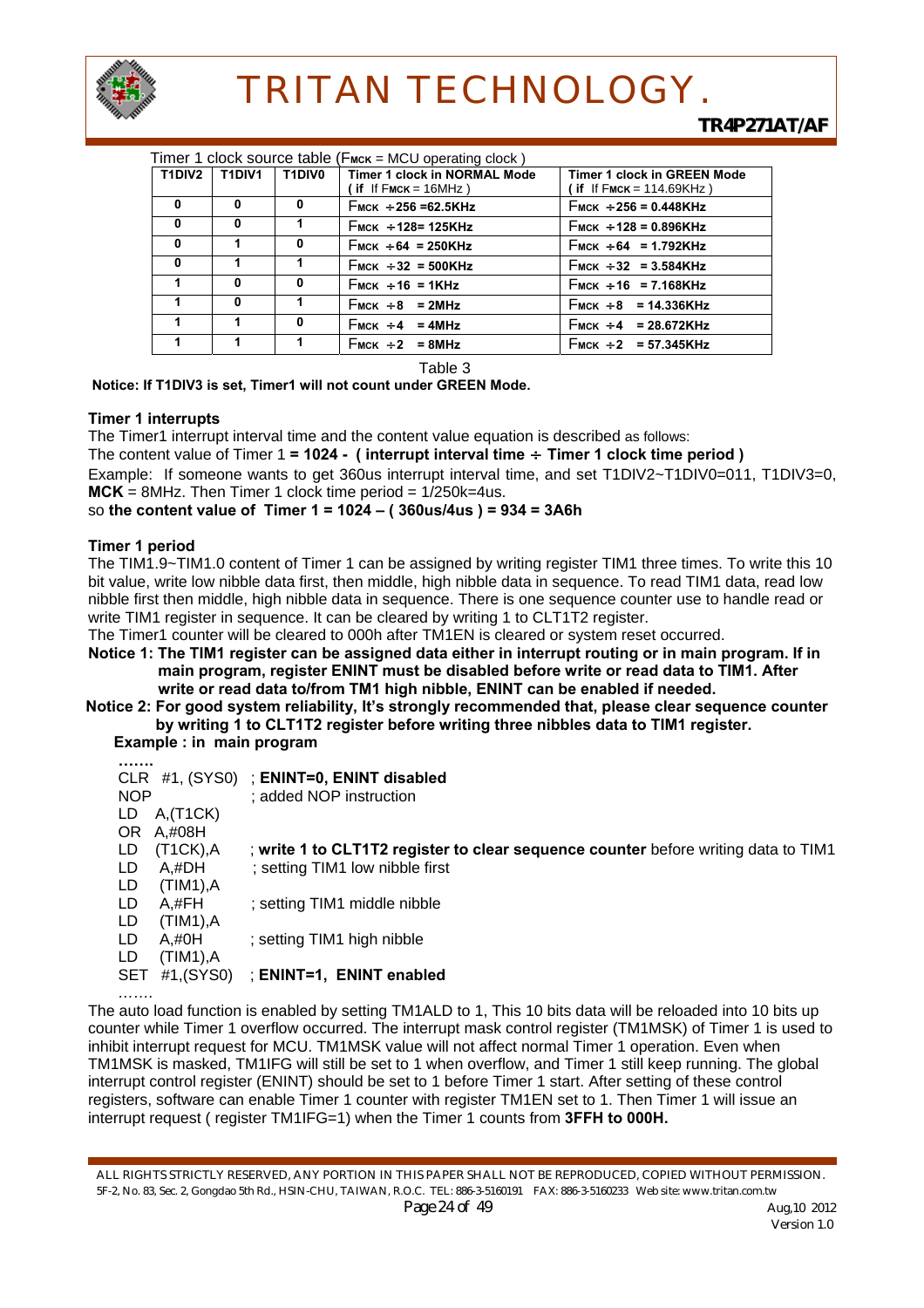Timer 1 clock source table ($F_{MCK}$ = MCU operating clock )

| T1DIV2 | T1DIV1 | T1DIV0 | Timer 1 clock in NORMAL Mode ( if If $F_{MCK}$ = 16MHz ) | Timer 1 clock in GREEN Mode ( if If $F_{MCK}$ = 114.69KHz ) |
|---|---|---|---|---|
| 0 | 0 | 0 | $F_{MCK}$ ÷256 =62.5KHz | $F_{MCK}$ ÷256 = 0.448KHz |
| 0 | 0 | 1 | $F_{MCK}$ ÷128= 125KHz | $F_{MCK}$ ÷128 = 0.896KHz |
| 0 | 1 | 0 | $F_{MCK}$ ÷64 = 250KHz | $F_{MCK}$ ÷64 = 1.792KHz |
| 0 | 1 | 1 | $F_{MCK}$ ÷32 = 500KHz | $F_{MCK}$ ÷32 = 3.584KHz |
| 1 | 0 | 0 | $F_{MCK}$ ÷16 = 1KHz | $F_{MCK}$ ÷16 = 7.168KHz |
| 1 | 0 | 1 | $F_{MCK}$ ÷8 = 2MHz | $F_{MCK}$ ÷8 = 14.336KHz |
| 1 | 1 | 0 | $F_{MCK}$ ÷4 = 4MHz | $F_{MCK}$ ÷4 = 28.672KHz |
| 1 | 1 | 1 | $F_{MCK}$ ÷2 = 8MHz | $F_{MCK}$ ÷2 = 57.345KHz |

Table 3

**Notice: If T1DIV3 is set, Timer1 will not count under GREEN Mode.**

**Timer 1 interrupts**

The Timer1 interrupt interval time and the content value equation is described as follows:

The content value of Timer 1 **= 1024 - ( interrupt interval time ÷ Timer 1 clock time period )**

Example: If someone wants to get 360us interrupt interval time, and set T1DIV2~T1DIV0=011, T1DIV3=0, **MCK** = 8MHz. Then Timer 1 clock time period = 1/250k=4us.

so **the content value of Timer 1 = 1024 – ( 360us/4us ) = 934 = 3A6h**

**Timer 1 period**

The TIM1.9~TIM1.0 content of Timer 1 can be assigned by writing register TIM1 three times. To write this 10 bit value, write low nibble data first, then middle, high nibble data in sequence. To read TIM1 data, read low nibble first then middle, high nibble data in sequence. There is one sequence counter use to handle read or write TIM1 register in sequence. It can be cleared by writing 1 to CLT1T2 register.

The Timer1 counter will be cleared to 000h after TM1EN is cleared or system reset occurred.

**Notice 1: The TIM1 register can be assigned data either in interrupt routing or in main program. If in main program, register ENINT must be disabled before write or read data to TIM1. After write or read data to/from TM1 high nibble, ENINT can be enabled if needed.**

**Notice 2: For good system reliability, It's strongly recommended that, please clear sequence counter by writing 1 to CLT1T2 register before writing three nibbles data to TIM1 register.**

**Example : in main program**

```
…….
CLR  #1, (SYS0)   ; ENINT=0, ENINT disabled
NOP               ; added NOP instruction
LD   A,(T1CK)
OR   A,#08H
LD   (T1CK),A     ; write 1 to CLT1T2 register to clear sequence counter before writing data to TIM1
LD   A,#DH        ; setting TIM1 low nibble first
LD   (TIM1),A
LD   A,#FH        ; setting TIM1 middle nibble
LD   (TIM1),A
LD   A,#0H        ; setting TIM1 high nibble
LD   (TIM1),A
SET  #1,(SYS0)    ; ENINT=1, ENINT enabled
…….
```

The auto load function is enabled by setting TM1ALD to 1, This 10 bits data will be reloaded into 10 bits up counter while Timer 1 overflow occurred. The interrupt mask control register (TM1MSK) of Timer 1 is used to inhibit interrupt request for MCU. TM1MSK value will not affect normal Timer 1 operation. Even when TM1MSK is masked, TM1IFG will still be set to 1 when overflow, and Timer 1 still keep running. The global interrupt control register (ENINT) should be set to 1 before Timer 1 start. After setting of these control registers, software can enable Timer 1 counter with register TM1EN set to 1. Then Timer 1 will issue an interrupt request ( register TM1IFG=1) when the Timer 1 counts from **3FFH to 000H.**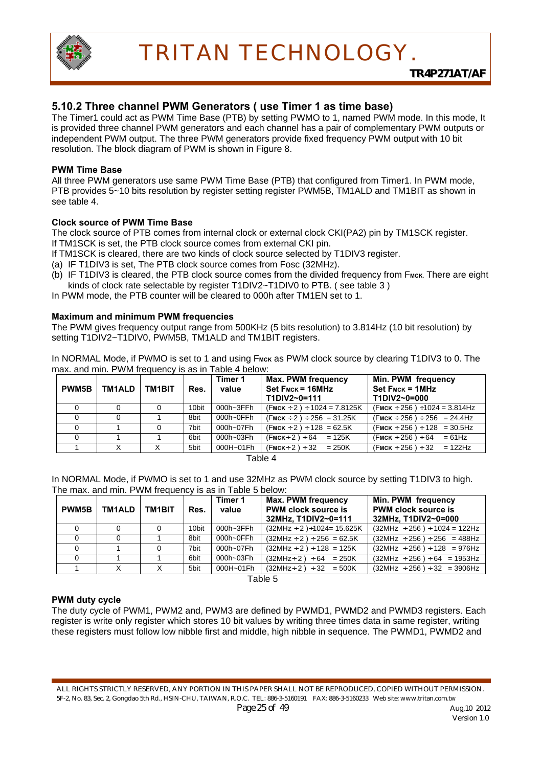### 5.10.2 Three channel PWM Generators ( use Timer 1 as time base)

The Timer1 could act as PWM Time Base (PTB) by setting PWMO to 1, named PWM mode. In this mode, It is provided three channel PWM generators and each channel has a pair of complementary PWM outputs or independent PWM output. The three PWM generators provide fixed frequency PWM output with 10 bit resolution. The block diagram of PWM is shown in Figure 8.

**PWM Time Base**

All three PWM generators use same PWM Time Base (PTB) that configured from Timer1. In PWM mode, PTB provides 5~10 bits resolution by register setting register PWM5B, TM1ALD and TM1BIT as shown in see table 4.

**Clock source of PWM Time Base**

The clock source of PTB comes from internal clock or external clock CKI(PA2) pin by TM1SCK register.
If TM1SCK is set, the PTB clock source comes from external CKI pin.
If TM1SCK is cleared, there are two kinds of clock source selected by T1DIV3 register.

(a) IF T1DIV3 is set, The PTB clock source comes from Fosc (32MHz).
(b) IF T1DIV3 is cleared, the PTB clock source comes from the divided frequency from $F_{MCK}$. There are eight kinds of clock rate selectable by register T1DIV2~T1DIV0 to PTB. ( see table 3 )

In PWM mode, the PTB counter will be cleared to 000h after TM1EN set to 1.

**Maximum and minimum PWM frequencies**

The PWM gives frequency output range from 500KHz (5 bits resolution) to 3.814Hz (10 bit resolution) by setting T1DIV2~T1DIV0, PWM5B, TM1ALD and TM1BIT registers.

In NORMAL Mode, if PWMO is set to 1 and using $F_{MCK}$ as PWM clock source by clearing T1DIV3 to 0. The max. and min. PWM frequency is as in Table 4 below:

| PWM5B | TM1ALD | TM1BIT | Res. | Timer 1 value | Max. PWM frequency Set $F_{MCK}$ = 16MHz T1DIV2~0=111 | Min. PWM frequency Set $F_{MCK}$ = 1MHz T1DIV2~0=000 |
|---|---|---|---|---|---|---|
| 0 | 0 | 0 | 10bit | 000h~3FFh | ($F_{MCK}$ ÷2 ) ÷1024 = 7.8125K | ($F_{MCK}$ ÷256 ) ÷1024 = 3.814Hz |
| 0 | 0 | 1 | 8bit | 000h~0FFh | ($F_{MCK}$ ÷2 ) ÷256 = 31.25K | ($F_{MCK}$ ÷256 ) ÷256 = 24.4Hz |
| 0 | 1 | 0 | 7bit | 000h~07Fh | ($F_{MCK}$ ÷2 ) ÷128 = 62.5K | ($F_{MCK}$ ÷256 ) ÷128 = 30.5Hz |
| 0 | 1 | 1 | 6bit | 000h~03Fh | ($F_{MCK}$÷2 ) ÷64 = 125K | ($F_{MCK}$ ÷256 ) ÷64 = 61Hz |
| 1 | X | X | 5bit | 000H~01Fh | ($F_{MCK}$÷2 ) ÷32 = 250K | ($F_{MCK}$ ÷256 ) ÷32 = 122Hz |

Table 4

In NORMAL Mode, if PWMO is set to 1 and use 32MHz as PWM clock source by setting T1DIV3 to high. The max. and min. PWM frequency is as in Table 5 below:

| PWM5B | TM1ALD | TM1BIT | Res. | Timer 1 value | Max. PWM frequency PWM clock source is 32MHz, T1DIV2~0=111 | Min. PWM frequency PWM clock source is 32MHz, T1DIV2~0=000 |
|---|---|---|---|---|---|---|
| 0 | 0 | 0 | 10bit | 000h~3FFh | (32MHz ÷2 )÷1024= 15.625K | (32MHz ÷256 ) ÷1024 = 122Hz |
| 0 | 0 | 1 | 8bit | 000h~0FFh | (32MHz ÷2 ) ÷256 = 62.5K | (32MHz ÷256 ) ÷256 = 488Hz |
| 0 | 1 | 0 | 7bit | 000h~07Fh | (32MHz ÷2 ) ÷128 = 125K | (32MHz ÷256 ) ÷128 = 976Hz |
| 0 | 1 | 1 | 6bit | 000h~03Fh | (32MHz÷2 ) ÷64 = 250K | (32MHz ÷256 ) ÷64 = 1953Hz |
| 1 | X | X | 5bit | 000H~01Fh | (32MHz÷2 ) ÷32 = 500K | (32MHz ÷256 ) ÷32 = 3906Hz |

Table 5

**PWM duty cycle**

The duty cycle of PWM1, PWM2 and, PWM3 are defined by PWMD1, PWMD2 and PWMD3 registers. Each register is write only register which stores 10 bit values by writing three times data in same register, writing these registers must follow low nibble first and middle, high nibble in sequence. The PWMD1, PWMD2 and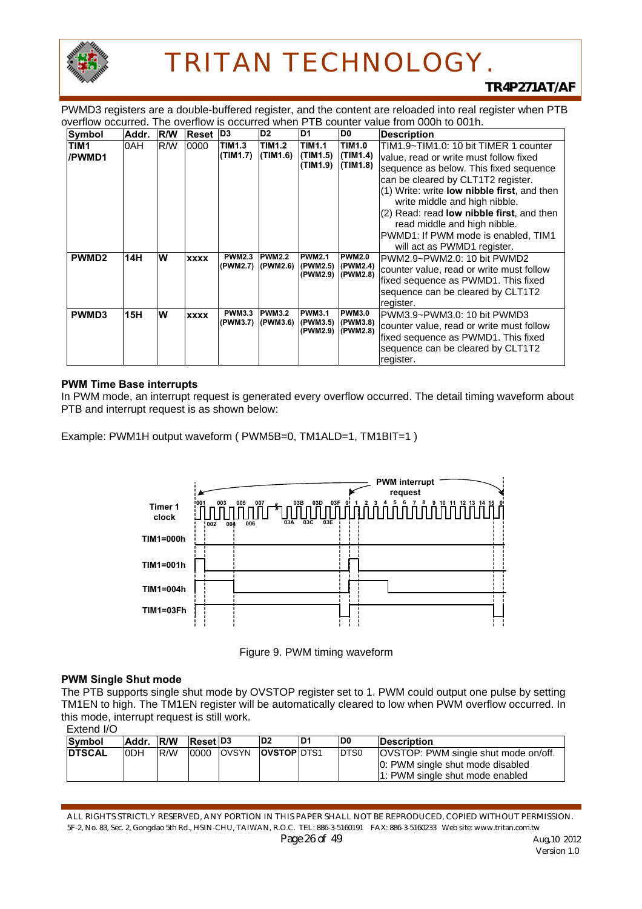PWMD3 registers are a double-buffered register, and the content are reloaded into real register when PTB overflow occurred. The overflow is occurred when PTB counter value from 000h to 001h.

| Symbol | Addr. | R/W | Reset | D3 | D2 | D1 | D0 | Description |
|---|---|---|---|---|---|---|---|---|
| TIM1 /PWMD1 | 0AH | R/W | 0000 | **TIM1.3 (TIM1.7)** | **TIM1.2 (TIM1.6)** | **TIM1.1 (TIM1.5) (TIM1.9)** | **TIM1.0 (TIM1.4) (TIM1.8)** | TIM1.9~TIM1.0: 10 bit TIMER 1 counter value, read or write must follow fixed sequence as below. This fixed sequence can be cleared by CLT1T2 register.<br>(1) Write: write **low nibble first**, and then write middle and high nibble.<br>(2) Read: read **low nibble first**, and then read middle and high nibble.<br>PWMD1: If PWM mode is enabled, TIM1 will act as PWMD1 register. |
| **PWMD2** | **14H** | **W** | **xxxx** | **PWM2.3 (PWM2.7)** | **PWM2.2 (PWM2.6)** | **PWM2.1 (PWM2.5) (PWM2.9)** | **PWM2.0 (PWM2.4) (PWM2.8)** | PWM2.9~PWM2.0: 10 bit PWMD2 counter value, read or write must follow fixed sequence as PWMD1. This fixed sequence can be cleared by CLT1T2 register. |
| **PWMD3** | **15H** | **W** | **xxxx** | **PWM3.3 (PWM3.7)** | **PWM3.2 (PWM3.6)** | **PWM3.1 (PWM3.5) (PWM2.9)** | **PWM3.0 (PWM3.8) (PWM2.8)** | PWM3.9~PWM3.0: 10 bit PWMD3 counter value, read or write must follow fixed sequence as PWMD1. This fixed sequence can be cleared by CLT1T2 register. |

**PWM Time Base interrupts**

In PWM mode, an interrupt request is generated every overflow occurred. The detail timing waveform about PTB and interrupt request is as shown below:

Example: PWM1H output waveform ( PWM5B=0, TM1ALD=1, TM1BIT=1 )

Figure 9. PWM timing waveform

**PWM Single Shut mode**

The PTB supports single shut mode by OVSTOP register set to 1. PWM could output one pulse by setting TM1EN to high. The TM1EN register will be automatically cleared to low when PWM overflow occurred. In this mode, interrupt request is still work.

Extend I/O

| Symbol | Addr. | R/W | Reset | D3 | D2 | D1 | D0 | Description |
|---|---|---|---|---|---|---|---|---|
| **DTSCAL** | 0DH | R/W | 0000 | OVSYN | **OVSTOP** | DTS1 | DTS0 | OVSTOP: PWM single shut mode on/off.<br>0: PWM single shut mode disabled<br>1: PWM single shut mode enabled |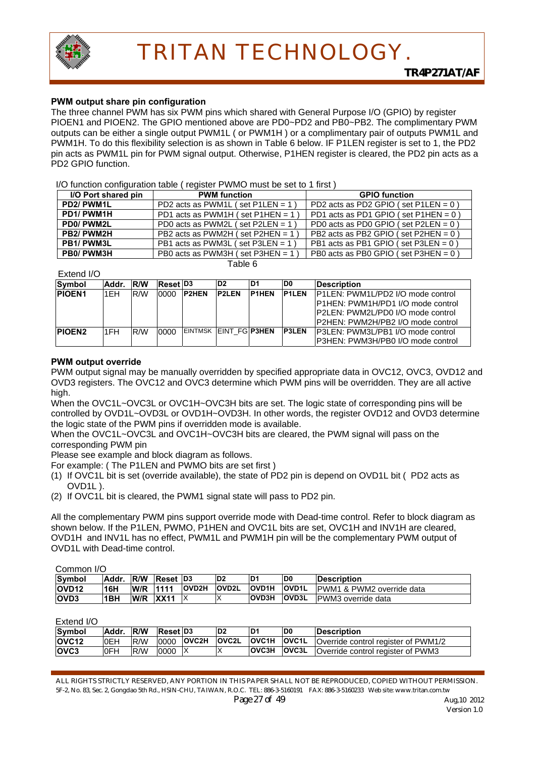### PWM output share pin configuration

The three channel PWM has six PWM pins which shared with General Purpose I/O (GPIO) by register PIOEN1 and PIOEN2. The GPIO mentioned above are PD0~PD2 and PB0~PB2. The complimentary PWM outputs can be either a single output PWM1L ( or PWM1H ) or a complimentary pair of outputs PWM1L and PWM1H. To do this flexibility selection is as shown in Table 6 below. IF P1LEN register is set to 1, the PD2 pin acts as PWM1L pin for PWM signal output. Otherwise, P1HEN register is cleared, the PD2 pin acts as a PD2 GPIO function.

I/O function configuration table ( register PWMO must be set to 1 first )

| I/O Port shared pin | PWM function | GPIO function |
|---|---|---|
| PD2/ PWM1L | PD2 acts as PWM1L ( set P1LEN = 1 ) | PD2 acts as PD2 GPIO ( set P1LEN = 0 ) |
| PD1/ PWM1H | PD1 acts as PWM1H ( set P1HEN = 1 ) | PD1 acts as PD1 GPIO ( set P1HEN = 0 ) |
| PD0/ PWM2L | PD0 acts as PWM2L ( set P2LEN = 1 ) | PD0 acts as PD0 GPIO ( set P2LEN = 0 ) |
| PB2/ PWM2H | PB2 acts as PWM2H ( set P2HEN = 1 ) | PB2 acts as PB2 GPIO ( set P2HEN = 0 ) |
| PB1/ PWM3L | PB1 acts as PWM3L ( set P3LEN = 1 ) | PB1 acts as PB1 GPIO ( set P3LEN = 0 ) |
| PB0/ PWM3H | PB0 acts as PWM3H ( set P3HEN = 1 ) | PB0 acts as PB0 GPIO ( set P3HEN = 0 ) |

Table 6

Extend I/O

| Symbol | Addr. | R/W | Reset | D3 | D2 | D1 | D0 | Description |
|---|---|---|---|---|---|---|---|---|
| PIOEN1 | 1EH | R/W | 0000 | P2HEN | P2LEN | P1HEN | P1LEN | P1LEN: PWM1L/PD2 I/O mode control<br>P1HEN: PWM1H/PD1 I/O mode control<br>P2LEN: PWM2L/PD0 I/O mode control<br>P2HEN: PWM2H/PB2 I/O mode control |
| PIOEN2 | 1FH | R/W | 0000 | EINTMSK | EINT_FG | P3HEN | P3LEN | P3LEN: PWM3L/PB1 I/O mode control<br>P3HEN: PWM3H/PB0 I/O mode control |

### PWM output override

PWM output signal may be manually overridden by specified appropriate data in OVC12, OVC3, OVD12 and OVD3 registers. The OVC12 and OVC3 determine which PWM pins will be overridden. They are all active high.

When the OVC1L~OVC3L or OVC1H~OVC3H bits are set. The logic state of corresponding pins will be controlled by OVD1L~OVD3L or OVD1H~OVD3H. In other words, the register OVD12 and OVD3 determine the logic state of the PWM pins if overridden mode is available.

When the OVC1L~OVC3L and OVC1H~OVC3H bits are cleared, the PWM signal will pass on the corresponding PWM pin

Please see example and block diagram as follows.

For example: ( The P1LEN and PWMO bits are set first )

(1) If OVC1L bit is set (override available), the state of PD2 pin is depend on OVD1L bit ( PD2 acts as OVD1L ).
(2) If OVC1L bit is cleared, the PWM1 signal state will pass to PD2 pin.

All the complementary PWM pins support override mode with Dead-time control. Refer to block diagram as shown below. If the P1LEN, PWMO, P1HEN and OVC1L bits are set, OVC1H and INV1H are cleared, OVD1H and INV1L has no effect, PWM1L and PWM1H pin will be the complementary PWM output of OVD1L with Dead-time control.

Common I/O

| Symbol | Addr. | R/W | Reset | D3 | D2 | D1 | D0 | Description |
|---|---|---|---|---|---|---|---|---|
| OVD12 | 16H | W/R | 1111 | OVD2H | OVD2L | OVD1H | OVD1L | PWM1 & PWM2 override data |
| OVD3 | 1BH | W/R | XX11 | X | X | OVD3H | OVD3L | PWM3 override data |

Extend I/O

| Symbol | Addr. | R/W | Reset | D3 | D2 | D1 | D0 | Description |
|---|---|---|---|---|---|---|---|---|
| OVC12 | 0EH | R/W | 0000 | OVC2H | OVC2L | OVC1H | OVC1L | Override control register of PWM1/2 |
| OVC3 | 0FH | R/W | 0000 | X | X | OVC3H | OVC3L | Override control register of PWM3 |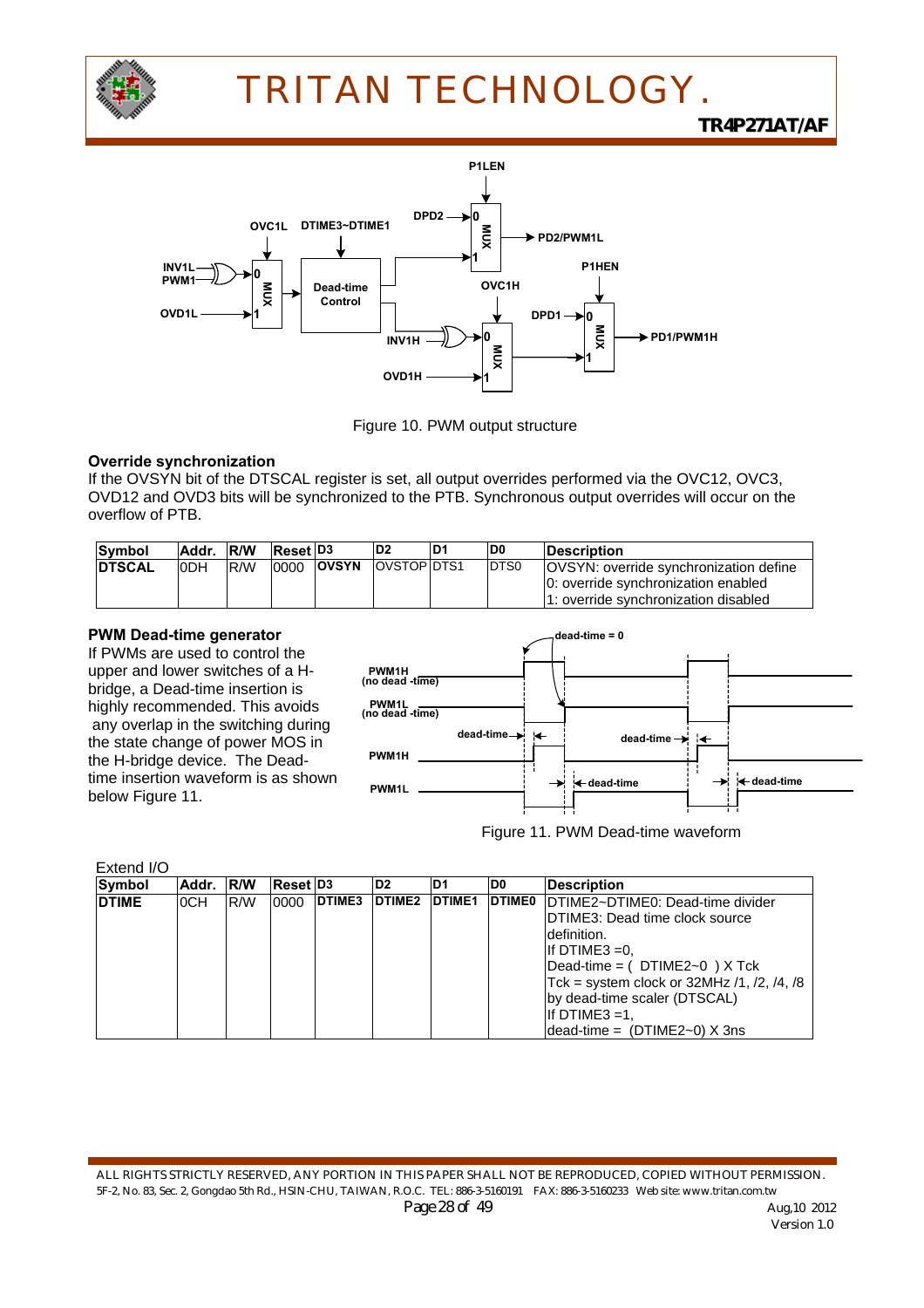Figure 10. PWM output structure

### Override synchronization

If the OVSYN bit of the DTSCAL register is set, all output overrides performed via the OVC12, OVC3, OVD12 and OVD3 bits will be synchronized to the PTB. Synchronous output overrides will occur on the overflow of PTB.

| Symbol | Addr. | R/W | Reset | D3 | D2 | D1 | D0 | Description |
|---|---|---|---|---|---|---|---|---|
| **DTSCAL** | 0DH | R/W | 0000 | **OVSYN** | OVSTOP | DTS1 | DTS0 | OVSYN: override synchronization define<br>0: override synchronization enabled<br>1: override synchronization disabled |

### PWM Dead-time generator

If PWMs are used to control the upper and lower switches of a H-bridge, a Dead-time insertion is highly recommended. This avoids any overlap in the switching during the state change of power MOS in the H-bridge device. The Dead-time insertion waveform is as shown below Figure 11.

Figure 11. PWM Dead-time waveform

Extend I/O

| Symbol | Addr. | R/W | Reset | D3 | D2 | D1 | D0 | Description |
|---|---|---|---|---|---|---|---|---|
| **DTIME** | 0CH | R/W | 0000 | **DTIME3** | **DTIME2** | **DTIME1** | **DTIME0** | DTIME2~DTIME0: Dead-time divider<br>DTIME3: Dead time clock source definition.<br>If DTIME3 =0,<br>Dead-time = ( DTIME2~0 ) X Tck<br>Tck = system clock or 32MHz /1, /2, /4, /8 by dead-time scaler (DTSCAL)<br>If DTIME3 =1,<br>dead-time = (DTIME2~0) X 3ns |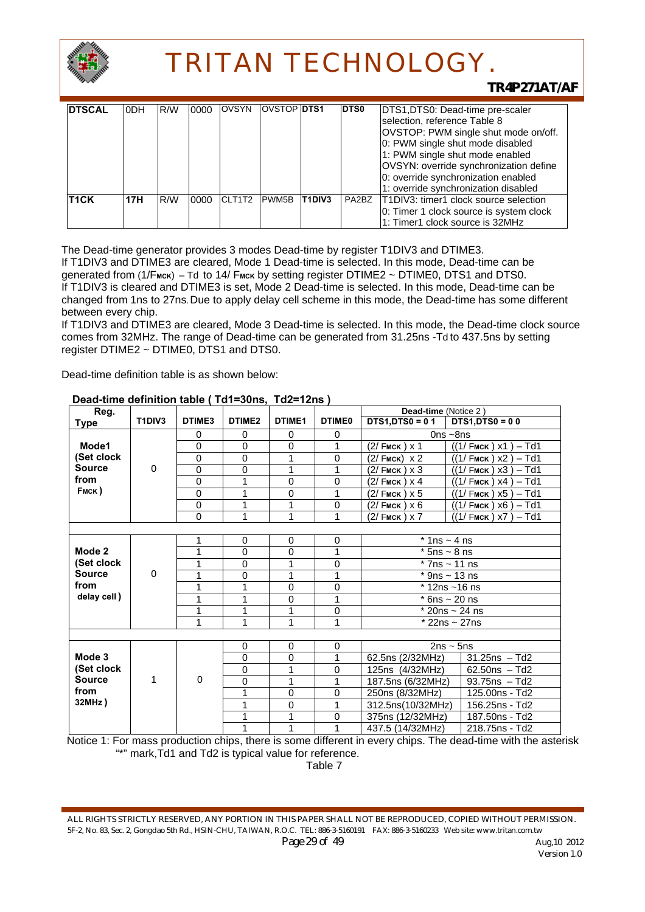| DTSCAL | 0DH | R/W | 0000 | OVSYN | OVSTOP | DTS1 | DTS0 | DTS1,DTS0: Dead-time pre-scaler selection, reference Table 8<br>OVSTOP: PWM single shut mode on/off.<br>0: PWM single shut mode disabled<br>1: PWM single shut mode enabled<br>OVSYN: override synchronization define<br>0: override synchronization enabled<br>1: override synchronization disabled |
|---|---|---|---|---|---|---|---|---|
| **T1CK** | **17H** | R/W | 0000 | CLT1T2 | PWM5B | **T1DIV3** | PA2BZ | T1DIV3: timer1 clock source selection<br>0: Timer 1 clock source is system clock<br>1: Timer1 clock source is 32MHz |

The Dead-time generator provides 3 modes Dead-time by register T1DIV3 and DTIME3.
If T1DIV3 and DTIME3 are cleared, Mode 1 Dead-time is selected. In this mode, Dead-time can be generated from ($1/F_{MCK}$) – Td to $14/F_{MCK}$ by setting register DTIME2 ~ DTIME0, DTS1 and DTS0.
If T1DIV3 is cleared and DTIME3 is set, Mode 2 Dead-time is selected. In this mode, Dead-time can be changed from 1ns to 27ns. Due to apply delay cell scheme in this mode, the Dead-time has some different between every chip.
If T1DIV3 and DTIME3 are cleared, Mode 3 Dead-time is selected. In this mode, the Dead-time clock source comes from 32MHz. The range of Dead-time can be generated from 31.25ns -Td to 437.5ns by setting register DTIME2 ~ DTIME0, DTS1 and DTS0.

Dead-time definition table is as shown below:

**Dead-time definition table ( Td1=30ns, Td2=12ns )**

| Reg. Type | T1DIV3 | DTIME3 | DTIME2 | DTIME1 | DTIME0 | Dead-time (Notice 2) DTS1,DTS0 = 0 1 | DTS1,DTS0 = 0 0 |
|---|---|---|---|---|---|---|---|
| **Mode1 (Set clock Source from FMCK)** | 0 | 0 | 0 | 0 | 0 | 0ns ~8ns | |
| | | 0 | 0 | 0 | 1 | ($2/F_{MCK}$) x 1 | (($1/F_{MCK}$) x1 ) – Td1 |
| | | 0 | 0 | 1 | 0 | ($2/F_{MCK}$) x 2 | (($1/F_{MCK}$) x2 ) – Td1 |
| | | 0 | 0 | 1 | 1 | ($2/F_{MCK}$) x 3 | (($1/F_{MCK}$) x3 ) – Td1 |
| | | 0 | 1 | 0 | 0 | ($2/F_{MCK}$) x 4 | (($1/F_{MCK}$) x4 ) – Td1 |
| | | 0 | 1 | 0 | 1 | ($2/F_{MCK}$) x 5 | (($1/F_{MCK}$) x5 ) – Td1 |
| | | 0 | 1 | 1 | 0 | ($2/F_{MCK}$) x 6 | (($1/F_{MCK}$) x6 ) – Td1 |
| | | 0 | 1 | 1 | 1 | ($2/F_{MCK}$) x 7 | (($1/F_{MCK}$) x7 ) – Td1 |
| **Mode 2 (Set clock Source from delay cell)** | 0 | 1 | 0 | 0 | 0 | * 1ns ~ 4 ns | |
| | | 1 | 0 | 0 | 1 | * 5ns ~ 8 ns | |
| | | 1 | 0 | 1 | 0 | * 7ns ~ 11 ns | |
| | | 1 | 0 | 1 | 1 | * 9ns ~ 13 ns | |
| | | 1 | 1 | 0 | 0 | * 12ns ~16 ns | |
| | | 1 | 1 | 0 | 1 | * 6ns ~ 20 ns | |
| | | 1 | 1 | 1 | 0 | * 20ns ~ 24 ns | |
| | | 1 | 1 | 1 | 1 | * 22ns ~ 27ns | |
| **Mode 3 (Set clock Source from 32MHz)** | 1 | 0 | 0 | 0 | 0 | 2ns ~ 5ns | |
| | | | 0 | 0 | 1 | 62.5ns (2/32MHz) | 31.25ns – Td2 |
| | | | 0 | 1 | 0 | 125ns (4/32MHz) | 62.50ns – Td2 |
| | | | 0 | 1 | 1 | 187.5ns (6/32MHz) | 93.75ns – Td2 |
| | | | 1 | 0 | 0 | 250ns (8/32MHz) | 125.00ns - Td2 |
| | | | 1 | 0 | 1 | 312.5ns(10/32MHz) | 156.25ns - Td2 |
| | | | 1 | 1 | 0 | 375ns (12/32MHz) | 187.50ns - Td2 |
| | | | 1 | 1 | 1 | 437.5 (14/32MHz) | 218.75ns - Td2 |

Notice 1: For mass production chips, there is some different in every chips. The dead-time with the asterisk "*" mark,Td1 and Td2 is typical value for reference.

Table 7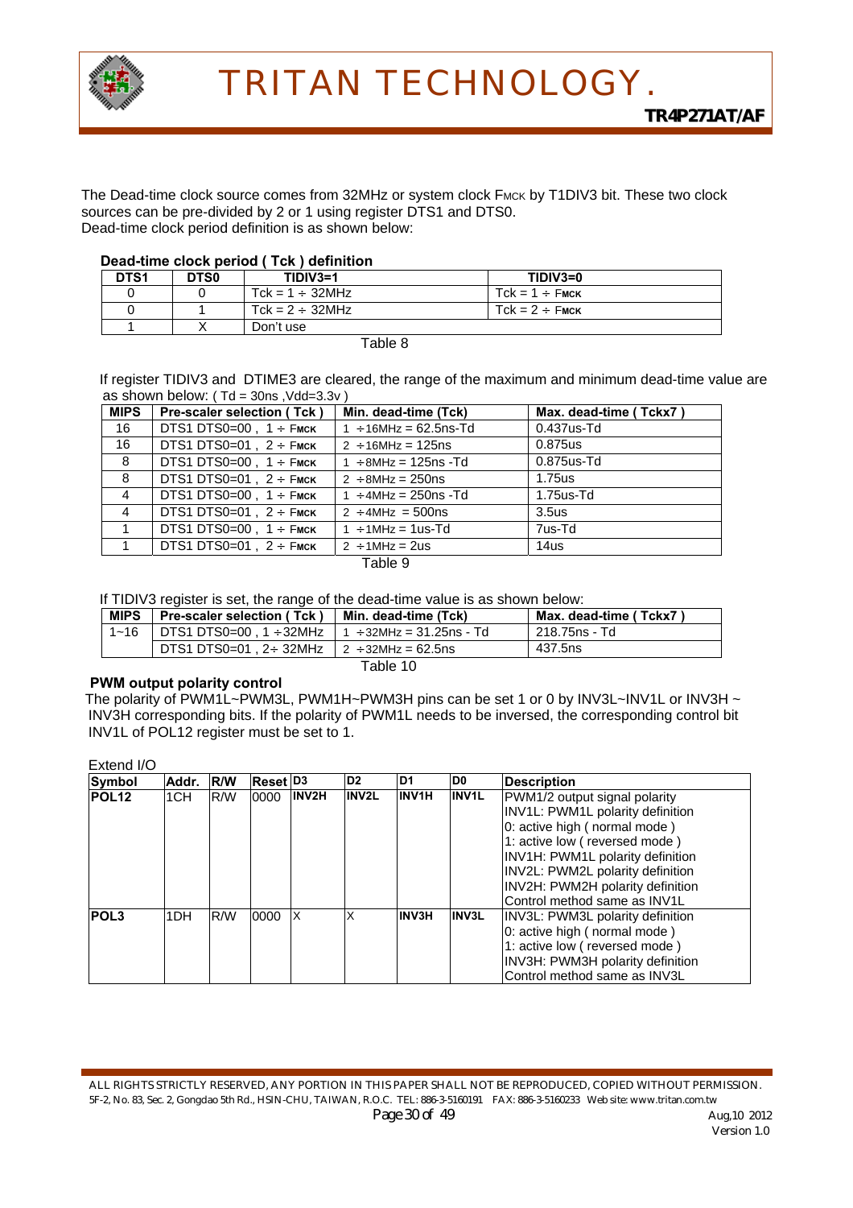The Dead-time clock source comes from 32MHz or system clock $F_{MCK}$ by T1DIV3 bit. These two clock sources can be pre-divided by 2 or 1 using register DTS1 and DTS0.
Dead-time clock period definition is as shown below:

**Dead-time clock period ( Tck ) definition**

| DTS1 | DTS0 | TIDIV3=1 | TIDIV3=0 |
|---|---|---|---|
| 0 | 0 | Tck = 1 ÷ 32MHz | Tck = 1 ÷ $F_{MCK}$ |
| 0 | 1 | Tck = 2 ÷ 32MHz | Tck = 2 ÷ $F_{MCK}$ |
| 1 | X | Don't use | |

Table 8

If register TIDIV3 and DTIME3 are cleared, the range of the maximum and minimum dead-time value are as shown below: ( Td = 30ns ,Vdd=3.3v )

| MIPS | Pre-scaler selection ( Tck ) | Min. dead-time (Tck) | Max. dead-time ( Tckx7 ) |
|---|---|---|---|
| 16 | DTS1 DTS0=00 , 1 ÷ $F_{MCK}$ | 1 ÷16MHz = 62.5ns-Td | 0.437us-Td |
| 16 | DTS1 DTS0=01 , 2 ÷ $F_{MCK}$ | 2 ÷16MHz = 125ns | 0.875us |
| 8 | DTS1 DTS0=00 , 1 ÷ $F_{MCK}$ | 1 ÷8MHz = 125ns -Td | 0.875us-Td |
| 8 | DTS1 DTS0=01 , 2 ÷ $F_{MCK}$ | 2 ÷8MHz = 250ns | 1.75us |
| 4 | DTS1 DTS0=00 , 1 ÷ $F_{MCK}$ | 1 ÷4MHz = 250ns -Td | 1.75us-Td |
| 4 | DTS1 DTS0=01 , 2 ÷ $F_{MCK}$ | 2 ÷4MHz = 500ns | 3.5us |
| 1 | DTS1 DTS0=00 , 1 ÷ $F_{MCK}$ | 1 ÷1MHz = 1us-Td | 7us-Td |
| 1 | DTS1 DTS0=01 , 2 ÷ $F_{MCK}$ | 2 ÷1MHz = 2us | 14us |

Table 9

If TIDIV3 register is set, the range of the dead-time value is as shown below:

| MIPS | Pre-scaler selection ( Tck ) | Min. dead-time (Tck) | Max. dead-time ( Tckx7 ) |
|---|---|---|---|
| 1~16 | DTS1 DTS0=00 , 1 ÷32MHz | 1 ÷32MHz = 31.25ns - Td | 218.75ns - Td |
| | DTS1 DTS0=01 , 2÷ 32MHz | 2 ÷32MHz = 62.5ns | 437.5ns |

Table 10

**PWM output polarity control**

The polarity of PWM1L~PWM3L, PWM1H~PWM3H pins can be set 1 or 0 by INV3L~INV1L or INV3H ~ INV3H corresponding bits. If the polarity of PWM1L needs to be inversed, the corresponding control bit INV1L of POL12 register must be set to 1.

Extend I/O

| Symbol | Addr. | R/W | Reset | D3 | D2 | D1 | D0 | Description |
|---|---|---|---|---|---|---|---|---|
| **POL12** | 1CH | R/W | 0000 | **INV2H** | **INV2L** | **INV1H** | **INV1L** | PWM1/2 output signal polarity<br>INV1L: PWM1L polarity definition<br>0: active high ( normal mode )<br>1: active low ( reversed mode )<br>INV1H: PWM1L polarity definition<br>INV2L: PWM2L polarity definition<br>INV2H: PWM2H polarity definition<br>Control method same as INV1L |
| **POL3** | 1DH | R/W | 0000 | X | X | **INV3H** | **INV3L** | INV3L: PWM3L polarity definition<br>0: active high ( normal mode )<br>1: active low ( reversed mode )<br>INV3H: PWM3H polarity definition<br>Control method same as INV3L |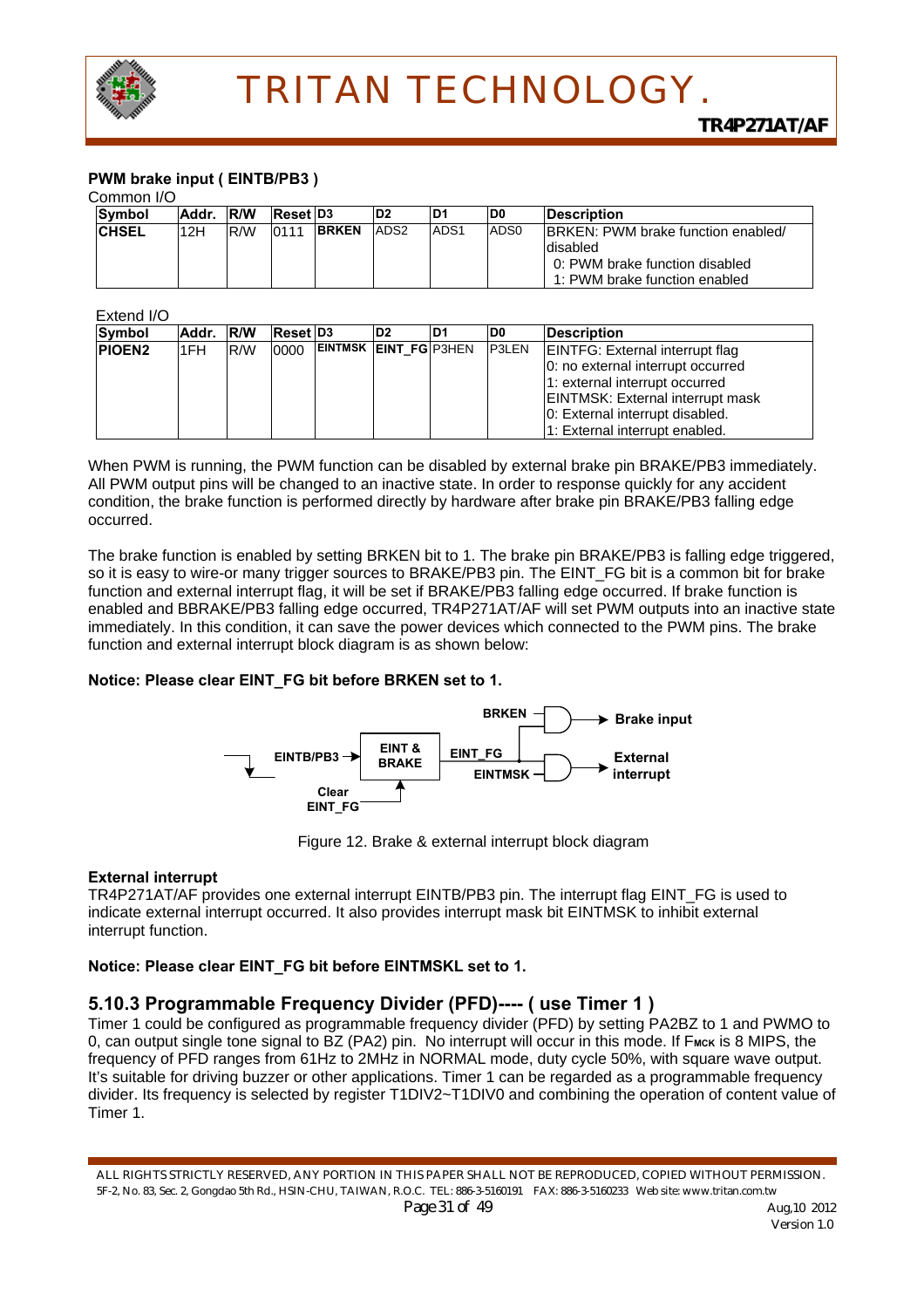### PWM brake input ( EINTB/PB3 )

Common I/O

| Symbol | Addr. | R/W | Reset | D3 | D2 | D1 | D0 | Description |
|---|---|---|---|---|---|---|---|---|
| CHSEL | 12H | R/W | 0111 | BRKEN | ADS2 | ADS1 | ADS0 | BRKEN: PWM brake function enabled/ disabled<br>0: PWM brake function disabled<br>1: PWM brake function enabled |

Extend I/O

| Symbol | Addr. | R/W | Reset | D3 | D2 | D1 | D0 | Description |
|---|---|---|---|---|---|---|---|---|
| PIOEN2 | 1FH | R/W | 0000 | EINTMSK | EINT_FG | P3HEN | P3LEN | EINTFG: External interrupt flag<br>0: no external interrupt occurred<br>1: external interrupt occurred<br>EINTMSK: External interrupt mask<br>0: External interrupt disabled.<br>1: External interrupt enabled. |

When PWM is running, the PWM function can be disabled by external brake pin BRAKE/PB3 immediately. All PWM output pins will be changed to an inactive state. In order to response quickly for any accident condition, the brake function is performed directly by hardware after brake pin BRAKE/PB3 falling edge occurred.

The brake function is enabled by setting BRKEN bit to 1. The brake pin BRAKE/PB3 is falling edge triggered, so it is easy to wire-or many trigger sources to BRAKE/PB3 pin. The EINT_FG bit is a common bit for brake function and external interrupt flag, it will be set if BRAKE/PB3 falling edge occurred. If brake function is enabled and BBRAKE/PB3 falling edge occurred, TR4P271AT/AF will set PWM outputs into an inactive state immediately. In this condition, it can save the power devices which connected to the PWM pins. The brake function and external interrupt block diagram is as shown below:

**Notice: Please clear EINT_FG bit before BRKEN set to 1.**

Figure 12. Brake & external interrupt block diagram

**External interrupt**

TR4P271AT/AF provides one external interrupt EINTB/PB3 pin. The interrupt flag EINT_FG is used to indicate external interrupt occurred. It also provides interrupt mask bit EINTMSK to inhibit external interrupt function.

**Notice: Please clear EINT_FG bit before EINTMSKL set to 1.**

### 5.10.3 Programmable Frequency Divider (PFD)---- ( use Timer 1 )

Timer 1 could be configured as programmable frequency divider (PFD) by setting PA2BZ to 1 and PWMO to 0, can output single tone signal to BZ (PA2) pin. No interrupt will occur in this mode. If $F_{MCK}$ is 8 MIPS, the frequency of PFD ranges from 61Hz to 2MHz in NORMAL mode, duty cycle 50%, with square wave output. It's suitable for driving buzzer or other applications. Timer 1 can be regarded as a programmable frequency divider. Its frequency is selected by register T1DIV2~T1DIV0 and combining the operation of content value of Timer 1.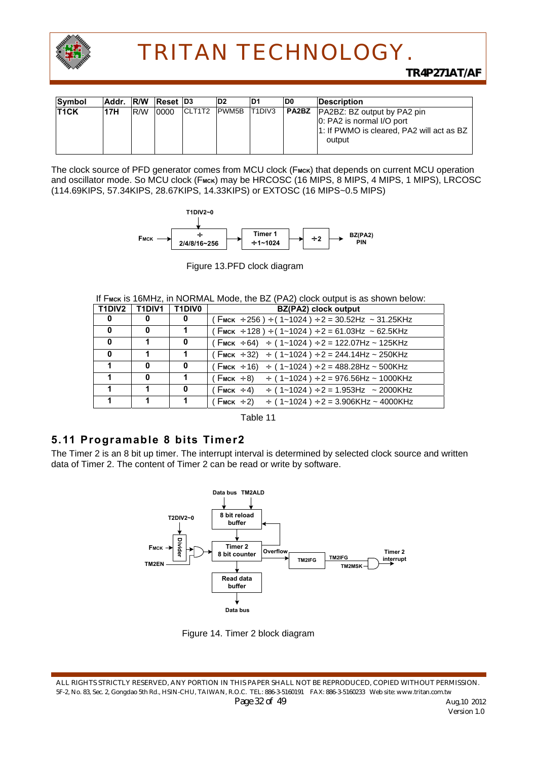| Symbol | Addr. | R/W | Reset | D3 | D2 | D1 | D0 | Description |
|---|---|---|---|---|---|---|---|---|
| T1CK | 17H | R/W | 0000 | CLT1T2 | PWM5B | T1DIV3 | PA2BZ | PA2BZ: BZ output by PA2 pin<br>0: PA2 is normal I/O port<br>1: If PWMO is cleared, PA2 will act as BZ output |

The clock source of PFD generator comes from MCU clock ($F_{MCK}$) that depends on current MCU operation and oscillator mode. So MCU clock ($F_{MCK}$) may be HRCOSC (16 MIPS, 8 MIPS, 4 MIPS, 1 MIPS), LRCOSC (114.69KIPS, 57.34KIPS, 28.67KIPS, 14.33KIPS) or EXTOSC (16 MIPS~0.5 MIPS)

Figure 13.PFD clock diagram

If $F_{MCK}$ is 16MHz, in NORMAL Mode, the BZ (PA2) clock output is as shown below:

| T1DIV2 | T1DIV1 | T1DIV0 | BZ(PA2) clock output |
|---|---|---|---|
| 0 | 0 | 0 | ( $F_{MCK}$ ÷256 ) ÷ ( 1~1024 ) ÷2 = 30.52Hz ~ 31.25KHz |
| 0 | 0 | 1 | ( $F_{MCK}$ ÷128 ) ÷ ( 1~1024 ) ÷2 = 61.03Hz ~ 62.5KHz |
| 0 | 1 | 0 | ( $F_{MCK}$ ÷64) ÷ ( 1~1024 ) ÷2 = 122.07Hz ~ 125KHz |
| 0 | 1 | 1 | ( $F_{MCK}$ ÷32) ÷ ( 1~1024 ) ÷2 = 244.14Hz ~ 250KHz |
| 1 | 0 | 0 | ( $F_{MCK}$ ÷16) ÷ ( 1~1024 ) ÷2 = 488.28Hz ~ 500KHz |
| 1 | 0 | 1 | ( $F_{MCK}$ ÷8) ÷ ( 1~1024 ) ÷2 = 976.56Hz ~ 1000KHz |
| 1 | 1 | 0 | ( $F_{MCK}$ ÷4) ÷ ( 1~1024 ) ÷2 = 1.953Hz ~ 2000KHz |
| 1 | 1 | 1 | ( $F_{MCK}$ ÷2) ÷ ( 1~1024 ) ÷2 = 3.906KHz ~ 4000KHz |

Table 11

## 5.11 Programable 8 bits Timer2

The Timer 2 is an 8 bit up timer. The interrupt interval is determined by selected clock source and written data of Timer 2. The content of Timer 2 can be read or write by software.

Figure 14. Timer 2 block diagram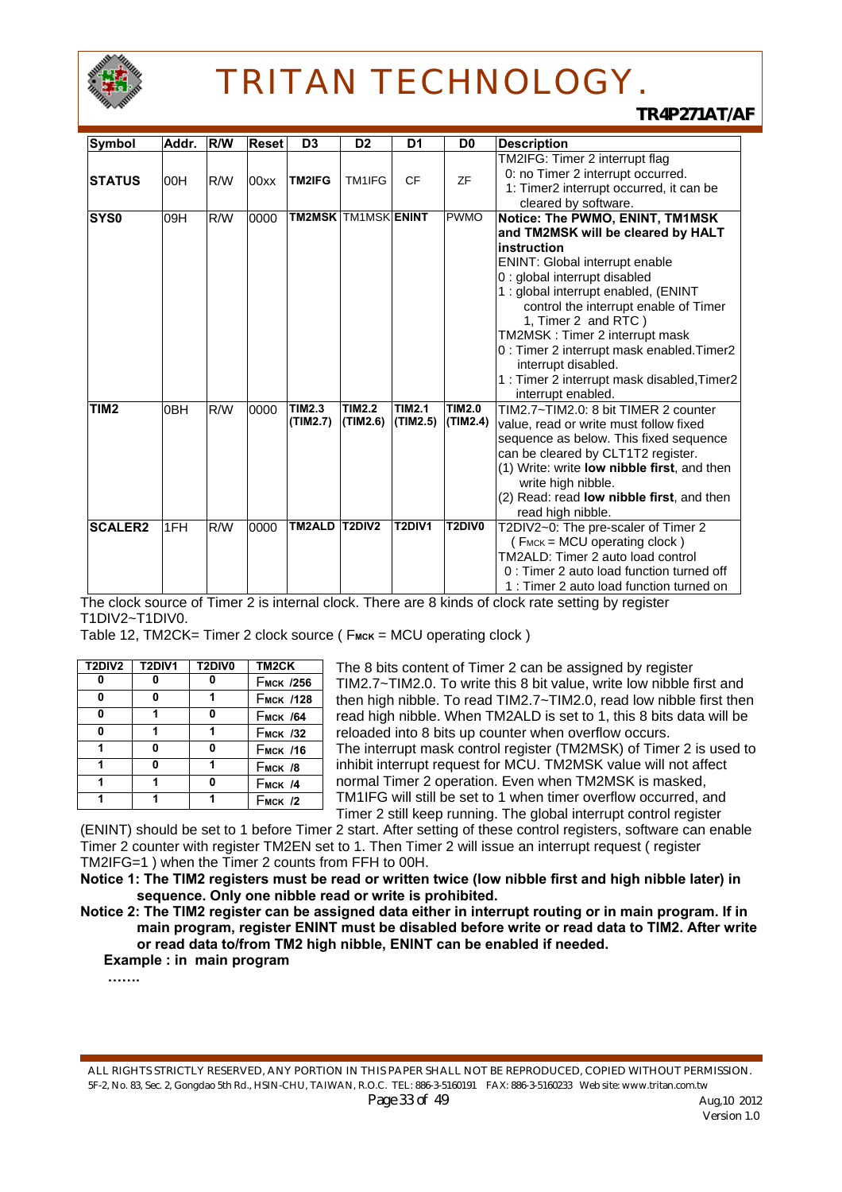| Symbol | Addr. | R/W | Reset | D3 | D2 | D1 | D0 | Description |
|---|---|---|---|---|---|---|---|---|
| **STATUS** | 00H | R/W | 00xx | **TM2IFG** | TM1IFG | CF | ZF | TM2IFG: Timer 2 interrupt flag<br>0: no Timer 2 interrupt occurred.<br>1: Timer2 interrupt occurred, it can be cleared by software. |
| **SYS0** | 09H | R/W | 0000 | **TM2MSK** | TM1MSK | **ENINT** | PWMO | **Notice: The PWMO, ENINT, TM1MSK and TM2MSK will be cleared by HALT instruction**<br>ENINT: Global interrupt enable<br>0 : global interrupt disabled<br>1 : global interrupt enabled, (ENINT control the interrupt enable of Timer 1, Timer 2 and RTC )<br>TM2MSK : Timer 2 interrupt mask<br>0 : Timer 2 interrupt mask enabled.Timer2 interrupt disabled.<br>1 : Timer 2 interrupt mask disabled,Timer2 interrupt enabled. |
| **TIM2** | 0BH | R/W | 0000 | **TIM2.3 (TIM2.7)** | **TIM2.2 (TIM2.6)** | **TIM2.1 (TIM2.5)** | **TIM2.0 (TIM2.4)** | TIM2.7~TIM2.0: 8 bit TIMER 2 counter value, read or write must follow fixed sequence as below. This fixed sequence can be cleared by CLT1T2 register.<br>(1) Write: write **low nibble first**, and then write high nibble.<br>(2) Read: read **low nibble first**, and then read high nibble. |
| **SCALER2** | 1FH | R/W | 0000 | **TM2ALD** | **T2DIV2** | **T2DIV1** | **T2DIV0** | T2DIV2~0: The pre-scaler of Timer 2<br>( $F_{MCK}$ = MCU operating clock )<br>TM2ALD: Timer 2 auto load control<br>0 : Timer 2 auto load function turned off<br>1 : Timer 2 auto load function turned on |

The clock source of Timer 2 is internal clock. There are 8 kinds of clock rate setting by register T1DIV2~T1DIV0.

Table 12, TM2CK= Timer 2 clock source ( $F_{MCK}$ = MCU operating clock )

| T2DIV2 | T2DIV1 | T2DIV0 | TM2CK |
|---|---|---|---|
| 0 | 0 | 0 | $F_{MCK}$ /256 |
| 0 | 0 | 1 | $F_{MCK}$ /128 |
| 0 | 1 | 0 | $F_{MCK}$ /64 |
| 0 | 1 | 1 | $F_{MCK}$ /32 |
| 1 | 0 | 0 | $F_{MCK}$ /16 |
| 1 | 0 | 1 | $F_{MCK}$ /8 |
| 1 | 1 | 0 | $F_{MCK}$ /4 |
| 1 | 1 | 1 | $F_{MCK}$ /2 |

The 8 bits content of Timer 2 can be assigned by register TIM2.7~TIM2.0. To write this 8 bit value, write low nibble first and then high nibble. To read TIM2.7~TIM2.0, read low nibble first then read high nibble. When TM2ALD is set to 1, this 8 bits data will be reloaded into 8 bits up counter when overflow occurs.
The interrupt mask control register (TM2MSK) of Timer 2 is used to inhibit interrupt request for MCU. TM2MSK value will not affect normal Timer 2 operation. Even when TM2MSK is masked, TM1IFG will still be set to 1 when timer overflow occurred, and Timer 2 still keep running. The global interrupt control register (ENINT) should be set to 1 before Timer 2 start. After setting of these control registers, software can enable Timer 2 counter with register TM2EN set to 1. Then Timer 2 will issue an interrupt request ( register TM2IFG=1 ) when the Timer 2 counts from FFH to 00H.

**Notice 1: The TIM2 registers must be read or written twice (low nibble first and high nibble later) in sequence. Only one nibble read or write is prohibited.**

**Notice 2: The TIM2 register can be assigned data either in interrupt routing or in main program. If in main program, register ENINT must be disabled before write or read data to TIM2. After write or read data to/from TM2 high nibble, ENINT can be enabled if needed.**

**Example : in main program**

**…….**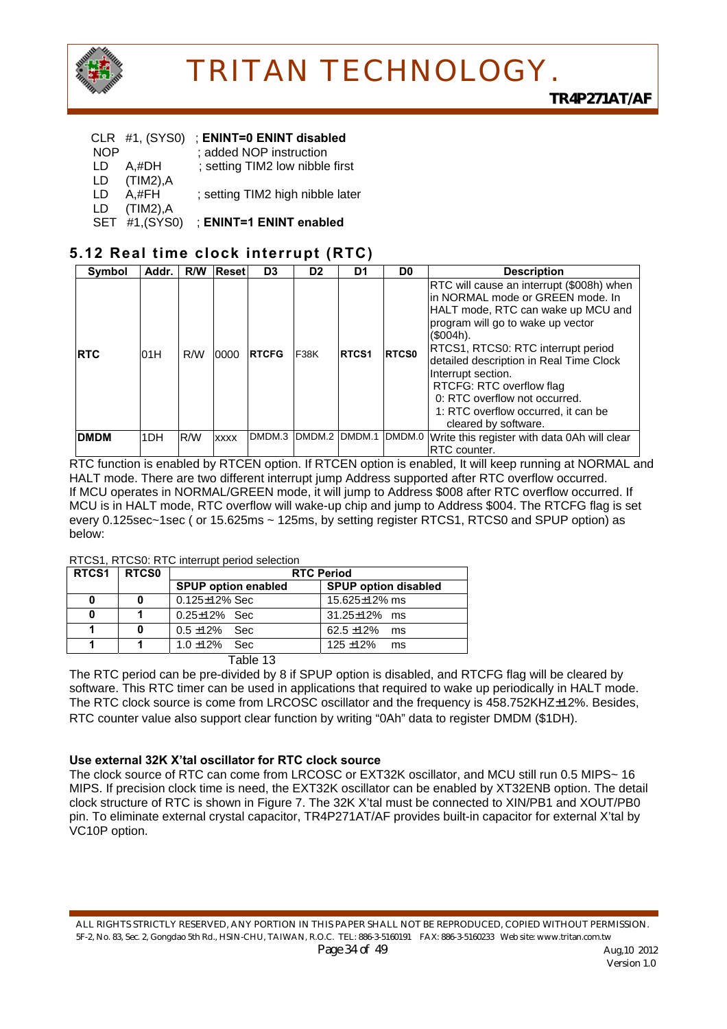```
CLR  #1, (SYS0)   ; ENINT=0 ENINT disabled
NOP               ; added NOP instruction
LD   A,#DH        ; setting TIM2 low nibble first
LD   (TIM2),A
LD   A,#FH        ; setting TIM2 high nibble later
LD   (TIM2),A
SET  #1,(SYS0)    ; ENINT=1 ENINT enabled
```

## 5.12 Real time clock interrupt (RTC)

| Symbol | Addr. | R/W | Reset | D3 | D2 | D1 | D0 | Description |
|---|---|---|---|---|---|---|---|---|
| **RTC** | 01H | R/W | 0000 | **RTCFG** | F38K | **RTCS1** | **RTCS0** | RTC will cause an interrupt ($008h) when in NORMAL mode or GREEN mode. In HALT mode, RTC can wake up MCU and program will go to wake up vector ($004h).<br>RTCS1, RTCS0: RTC interrupt period detailed description in Real Time Clock Interrupt section.<br>RTCFG: RTC overflow flag<br>0: RTC overflow not occurred.<br>1: RTC overflow occurred, it can be cleared by software. |
| **DMDM** | 1DH | R/W | xxxx | DMDM.3 | DMDM.2 | DMDM.1 | DMDM.0 | Write this register with data 0Ah will clear RTC counter. |

RTC function is enabled by RTCEN option. If RTCEN option is enabled, It will keep running at NORMAL and HALT mode. There are two different interrupt jump Address supported after RTC overflow occurred. If MCU operates in NORMAL/GREEN mode, it will jump to Address $008 after RTC overflow occurred. If MCU is in HALT mode, RTC overflow will wake-up chip and jump to Address $004. The RTCFG flag is set every 0.125sec~1sec ( or 15.625ms ~ 125ms, by setting register RTCS1, RTCS0 and SPUP option) as below:

RTCS1, RTCS0: RTC interrupt period selection

| RTCS1 | RTCS0 | RTC Period | |
|---|---|---|---|
| | | **SPUP option enabled** | **SPUP option disabled** |
| **0** | **0** | 0.125±12% Sec | 15.625±12% ms |
| **0** | **1** | 0.25±12% Sec | 31.25±12% ms |
| **1** | **0** | 0.5 ±12% Sec | 62.5 ±12% ms |
| **1** | **1** | 1.0 ±12% Sec | 125 ±12% ms |

Table 13

The RTC period can be pre-divided by 8 if SPUP option is disabled, and RTCFG flag will be cleared by software. This RTC timer can be used in applications that required to wake up periodically in HALT mode. The RTC clock source is come from LRCOSC oscillator and the frequency is 458.752KHZ±12%. Besides, RTC counter value also support clear function by writing "0Ah" data to register DMDM ($1DH).

**Use external 32K X'tal oscillator for RTC clock source**

The clock source of RTC can come from LRCOSC or EXT32K oscillator, and MCU still run 0.5 MIPS~ 16 MIPS. If precision clock time is need, the EXT32K oscillator can be enabled by XT32ENB option. The detail clock structure of RTC is shown in Figure 7. The 32K X'tal must be connected to XIN/PB1 and XOUT/PB0 pin. To eliminate external crystal capacitor, TR4P271AT/AF provides built-in capacitor for external X'tal by VC10P option.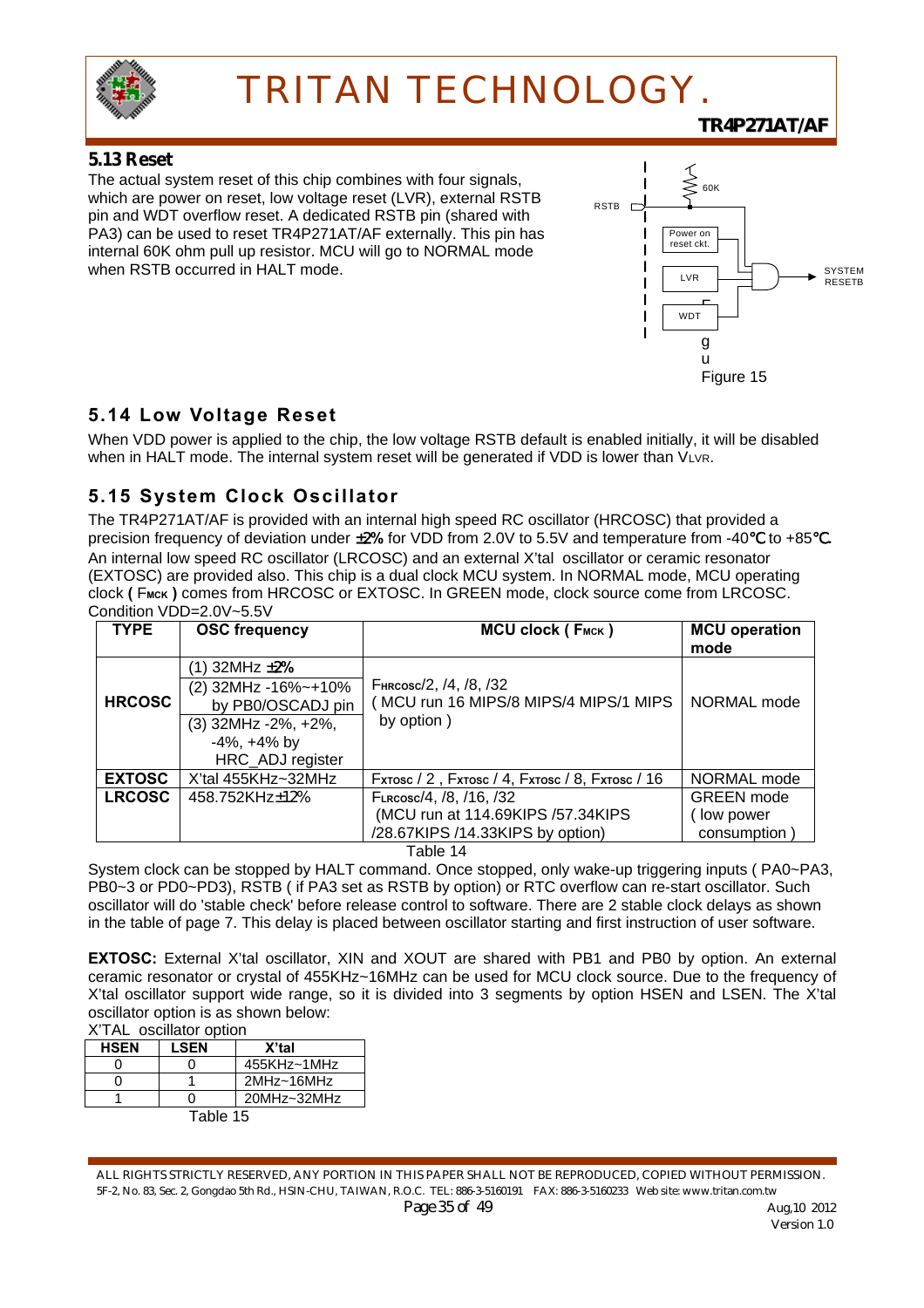### 5.13 Reset

The actual system reset of this chip combines with four signals, which are power on reset, low voltage reset (LVR), external RSTB pin and WDT overflow reset. A dedicated RSTB pin (shared with PA3) can be used to reset TR4P271AT/AF externally. This pin has internal 60K ohm pull up resistor. MCU will go to NORMAL mode when RSTB occurred in HALT mode.

Figure 15

## 5.14 Low Voltage Reset

When VDD power is applied to the chip, the low voltage RSTB default is enabled initially, it will be disabled when in HALT mode. The internal system reset will be generated if VDD is lower than $V_{LVR}$.

## 5.15 System Clock Oscillator

The TR4P271AT/AF is provided with an internal high speed RC oscillator (HRCOSC) that provided a precision frequency of deviation under ±2% for VDD from 2.0V to 5.5V and temperature from -40℃ to +85℃. An internal low speed RC oscillator (LRCOSC) and an external X'tal oscillator or ceramic resonator (EXTOSC) are provided also. This chip is a dual clock MCU system. In NORMAL mode, MCU operating clock ( $F_{MCK}$ ) comes from HRCOSC or EXTOSC. In GREEN mode, clock source come from LRCOSC.

Condition VDD=2.0V~5.5V

| TYPE | OSC frequency | MCU clock ( $F_{MCK}$ ) | MCU operation mode |
|---|---|---|---|
| HRCOSC | (1) 32MHz ±2%<br>(2) 32MHz -16%~+10% by PB0/OSCADJ pin<br>(3) 32MHz -2%, +2%, -4%, +4% by HRC_ADJ register | $F_{HRCOSC}$/2, /4, /8, /32<br>( MCU run 16 MIPS/8 MIPS/4 MIPS/1 MIPS by option ) | NORMAL mode |
| EXTOSC | X'tal 455KHz~32MHz | $F_{XTOSC}$ / 2 , $F_{XTOSC}$ / 4, $F_{XTOSC}$ / 8, $F_{XTOSC}$ / 16 | NORMAL mode |
| LRCOSC | 458.752KHz±12% | $F_{LRCOSC}$/4, /8, /16, /32<br>(MCU run at 114.69KIPS /57.34KIPS /28.67KIPS /14.33KIPS by option) | GREEN mode ( low power consumption ) |

Table 14

System clock can be stopped by HALT command. Once stopped, only wake-up triggering inputs ( PA0~PA3, PB0~3 or PD0~PD3), RSTB ( if PA3 set as RSTB by option) or RTC overflow can re-start oscillator. Such oscillator will do 'stable check' before release control to software. There are 2 stable clock delays as shown in the table of page 7. This delay is placed between oscillator starting and first instruction of user software.

**EXTOSC:** External X'tal oscillator, XIN and XOUT are shared with PB1 and PB0 by option. An external ceramic resonator or crystal of 455KHz~16MHz can be used for MCU clock source. Due to the frequency of X'tal oscillator support wide range, so it is divided into 3 segments by option HSEN and LSEN. The X'tal oscillator option is as shown below:

X'TAL oscillator option

| HSEN | LSEN | X'tal |
|---|---|---|
| 0 | 0 | 455KHz~1MHz |
| 0 | 1 | 2MHz~16MHz |
| 1 | 0 | 20MHz~32MHz |

Table 15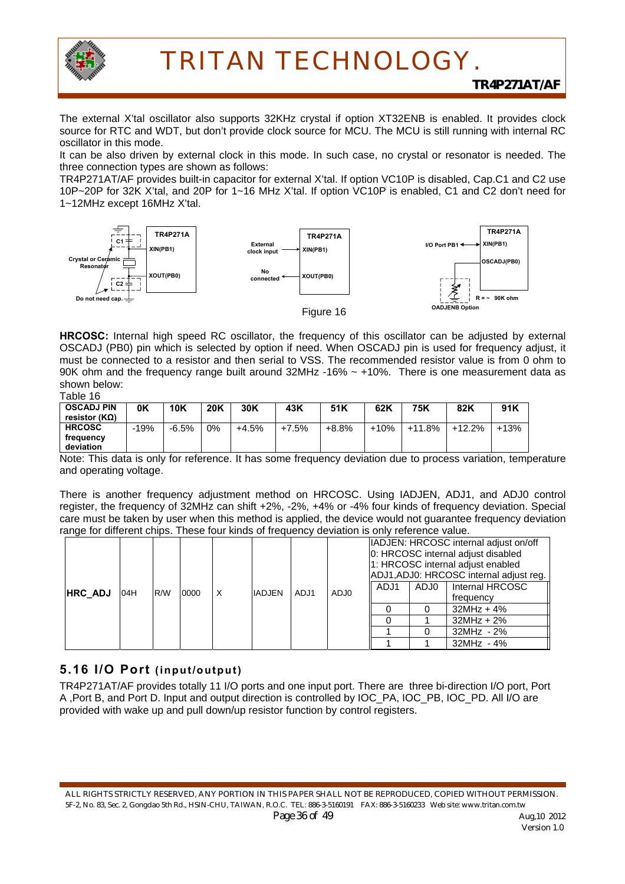The external X'tal oscillator also supports 32KHz crystal if option XT32ENB is enabled. It provides clock source for RTC and WDT, but don't provide clock source for MCU. The MCU is still running with internal RC oscillator in this mode.

It can be also driven by external clock in this mode. In such case, no crystal or resonator is needed. The three connection types are shown as follows:

TR4P271AT/AF provides built-in capacitor for external X'tal. If option VC10P is disabled, Cap.C1 and C2 use 10P~20P for 32K X'tal, and 20P for 1~16 MHz X'tal. If option VC10P is enabled, C1 and C2 don't need for 1~12MHz except 16MHz X'tal.

Figure 16

**HRCOSC:** Internal high speed RC oscillator, the frequency of this oscillator can be adjusted by external OSCADJ (PB0) pin which is selected by option if need. When OSCADJ pin is used for frequency adjust, it must be connected to a resistor and then serial to VSS. The recommended resistor value is from 0 ohm to 90K ohm and the frequency range built around 32MHz -16% ~ +10%. There is one measurement data as shown below:

Table 16

| OSCADJ PIN resistor (KΩ) | 0K | 10K | 20K | 30K | 43K | 51K | 62K | 75K | 82K | 91K |
|---|---|---|---|---|---|---|---|---|---|---|
| HRCOSC frequency deviation | -19% | -6.5% | 0% | +4.5% | +7.5% | +8.8% | +10% | +11.8% | +12.2% | +13% |

Note: This data is only for reference. It has some frequency deviation due to process variation, temperature and operating voltage.

There is another frequency adjustment method on HRCOSC. Using IADJEN, ADJ1, and ADJ0 control register, the frequency of 32MHz can shift +2%, -2%, +4% or -4% four kinds of frequency deviation. Special care must be taken by user when this method is applied, the device would not guarantee frequency deviation range for different chips. These four kinds of frequency deviation is only reference value.

| HRC_ADJ | 04H | R/W | 0000 | X | IADJEN | ADJ1 | ADJ0 | IADJEN: HRCOSC internal adjust on/off<br>0: HRCOSC internal adjust disabled<br>1: HRCOSC internal adjust enabled<br>ADJ1,ADJ0: HRCOSC internal adjust reg. |
|---|---|---|---|---|---|---|---|---|

| ADJ1 | ADJ0 | Internal HRCOSC frequency |
|---|---|---|
| 0 | 0 | 32MHz + 4% |
| 0 | 1 | 32MHz + 2% |
| 1 | 0 | 32MHz - 2% |
| 1 | 1 | 32MHz - 4% |

## 5.16 I/O Port (input/output)

TR4P271AT/AF provides totally 11 I/O ports and one input port. There are three bi-direction I/O port, Port A ,Port B, and Port D. Input and output direction is controlled by IOC_PA, IOC_PB, IOC_PD. All I/O are provided with wake up and pull down/up resistor function by control registers.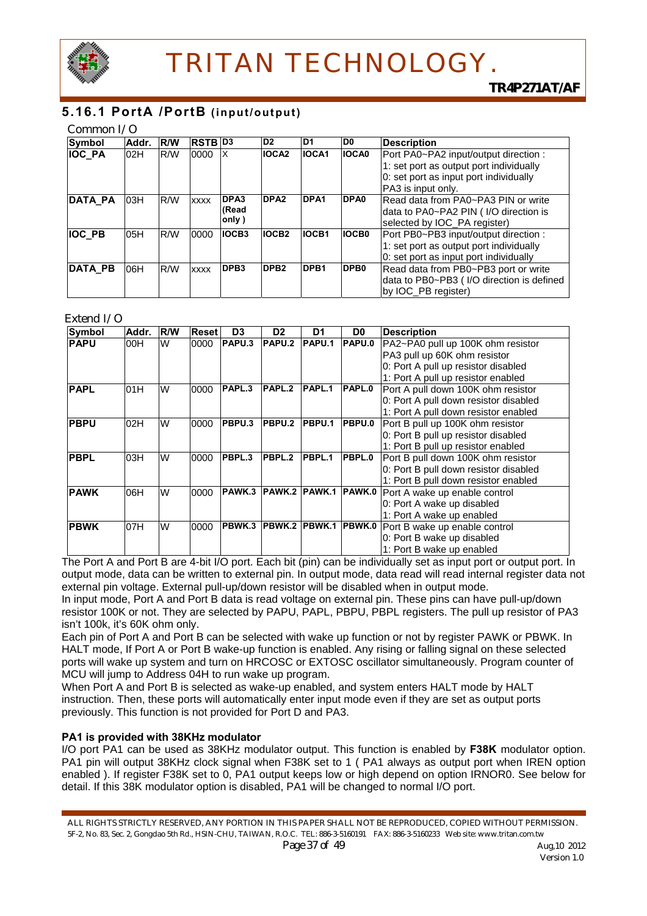### 5.16.1 PortA /PortB (input/output)

Common I/O

| Symbol | Addr. | R/W | RSTB | D3 | D2 | D1 | D0 | Description |
|---|---|---|---|---|---|---|---|---|
| **IOC_PA** | 02H | R/W | 0000 | X | **IOCA2** | **IOCA1** | **IOCA0** | Port PA0~PA2 input/output direction :<br>1: set port as output port individually<br>0: set port as input port individually<br>PA3 is input only. |
| **DATA_PA** | 03H | R/W | xxxx | **DPA3 (Read only )** | **DPA2** | **DPA1** | **DPA0** | Read data from PA0~PA3 PIN or write data to PA0~PA2 PIN ( I/O direction is selected by IOC_PA register) |
| **IOC_PB** | 05H | R/W | 0000 | **IOCB3** | **IOCB2** | **IOCB1** | **IOCB0** | Port PB0~PB3 input/output direction :<br>1: set port as output port individually<br>0: set port as input port individually |
| **DATA_PB** | 06H | R/W | xxxx | **DPB3** | **DPB2** | **DPB1** | **DPB0** | Read data from PB0~PB3 port or write data to PB0~PB3 ( I/O direction is defined by IOC_PB register) |

Extend I/O

| Symbol | Addr. | R/W | Reset | D3 | D2 | D1 | D0 | Description |
|---|---|---|---|---|---|---|---|---|
| **PAPU** | 00H | W | 0000 | **PAPU.3** | **PAPU.2** | **PAPU.1** | **PAPU.0** | PA2~PA0 pull up 100K ohm resistor<br>PA3 pull up 60K ohm resistor<br>0: Port A pull up resistor disabled<br>1: Port A pull up resistor enabled |
| **PAPL** | 01H | W | 0000 | **PAPL.3** | **PAPL.2** | **PAPL.1** | **PAPL.0** | Port A pull down 100K ohm resistor<br>0: Port A pull down resistor disabled<br>1: Port A pull down resistor enabled |
| **PBPU** | 02H | W | 0000 | **PBPU.3** | **PBPU.2** | **PBPU.1** | **PBPU.0** | Port B pull up 100K ohm resistor<br>0: Port B pull up resistor disabled<br>1: Port B pull up resistor enabled |
| **PBPL** | 03H | W | 0000 | **PBPL.3** | **PBPL.2** | **PBPL.1** | **PBPL.0** | Port B pull down 100K ohm resistor<br>0: Port B pull down resistor disabled<br>1: Port B pull down resistor enabled |
| **PAWK** | 06H | W | 0000 | **PAWK.3** | **PAWK.2** | **PAWK.1** | **PAWK.0** | Port A wake up enable control<br>0: Port A wake up disabled<br>1: Port A wake up enabled |
| **PBWK** | 07H | W | 0000 | **PBWK.3** | **PBWK.2** | **PBWK.1** | **PBWK.0** | Port B wake up enable control<br>0: Port B wake up disabled<br>1: Port B wake up enabled |

The Port A and Port B are 4-bit I/O port. Each bit (pin) can be individually set as input port or output port. In output mode, data can be written to external pin. In output mode, data read will read internal register data not external pin voltage. External pull-up/down resistor will be disabled when in output mode.
In input mode, Port A and Port B data is read voltage on external pin. These pins can have pull-up/down resistor 100K or not. They are selected by PAPU, PAPL, PBPU, PBPL registers. The pull up resistor of PA3 isn't 100k, it's 60K ohm only.
Each pin of Port A and Port B can be selected with wake up function or not by register PAWK or PBWK. In HALT mode, If Port A or Port B wake-up function is enabled. Any rising or falling signal on these selected ports will wake up system and turn on HRCOSC or EXTOSC oscillator simultaneously. Program counter of MCU will jump to Address 04H to run wake up program.
When Port A and Port B is selected as wake-up enabled, and system enters HALT mode by HALT instruction. Then, these ports will automatically enter input mode even if they are set as output ports previously. This function is not provided for Port D and PA3.

**PA1 is provided with 38KHz modulator**

I/O port PA1 can be used as 38KHz modulator output. This function is enabled by **F38K** modulator option. PA1 pin will output 38KHz clock signal when F38K set to 1 ( PA1 always as output port when IREN option enabled ). If register F38K set to 0, PA1 output keeps low or high depend on option IRNOR0. See below for detail. If this 38K modulator option is disabled, PA1 will be changed to normal I/O port.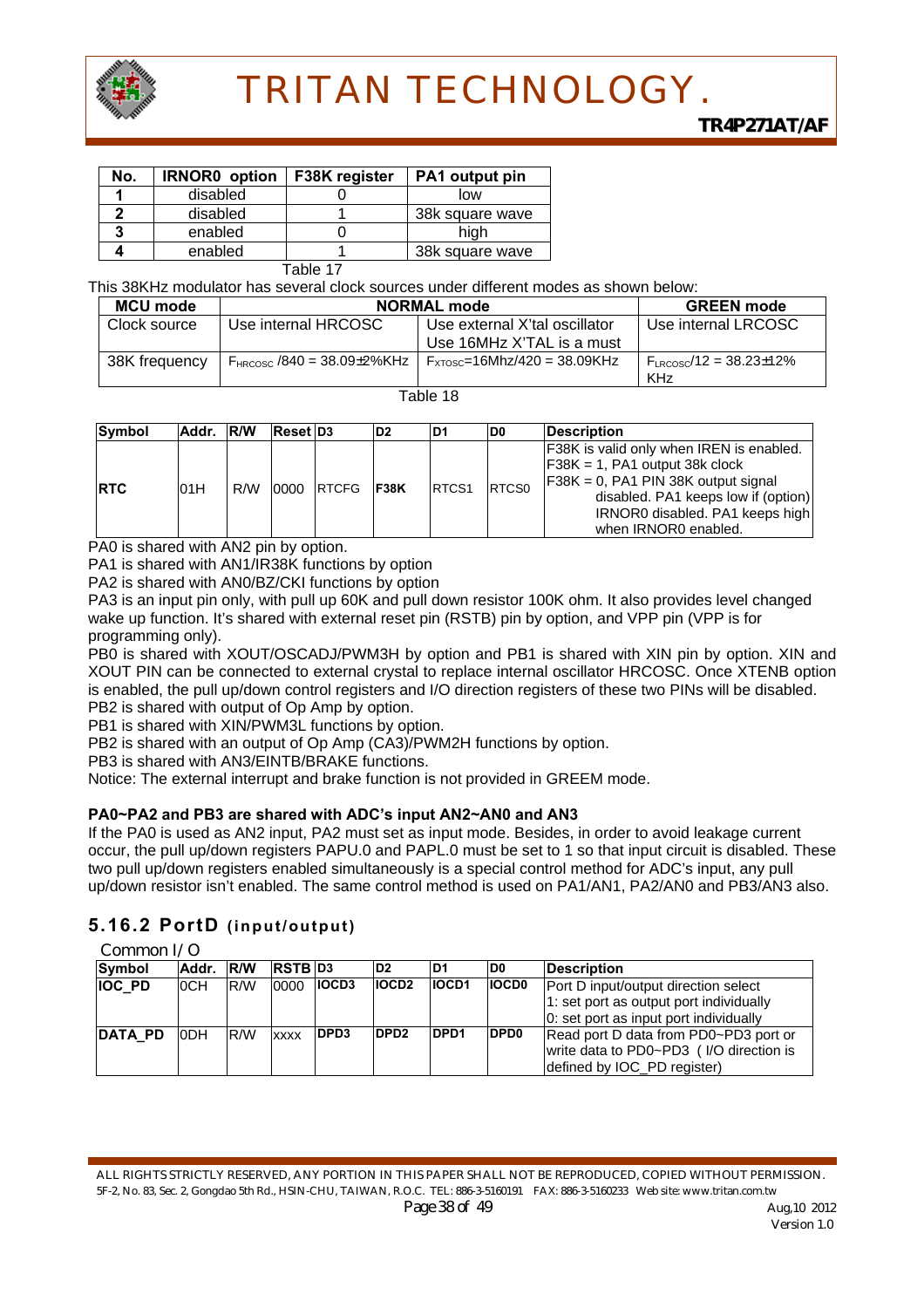| No. | IRNOR0 option | F38K register | PA1 output pin |
|---|---|---|---|
| 1 | disabled | 0 | low |
| 2 | disabled | 1 | 38k square wave |
| 3 | enabled | 0 | high |
| 4 | enabled | 1 | 38k square wave |

Table 17

This 38KHz modulator has several clock sources under different modes as shown below:

| MCU mode | NORMAL mode | | GREEN mode |
|---|---|---|---|
| Clock source | Use internal HRCOSC | Use external X'tal oscillator<br>Use 16MHz X'TAL is a must | Use internal LRCOSC |
| 38K frequency | $F_{HRCOSC}$ /840 = 38.09±2%KHz | $F_{XTOSC}$=16Mhz/420 = 38.09KHz | $F_{LRCOSC}$/12 = 38.23±12% KHz |

Table 18

| Symbol | Addr. | R/W | Reset | D3 | D2 | D1 | D0 | Description |
|---|---|---|---|---|---|---|---|---|
| **RTC** | 01H | R/W | 0000 | RTCFG | **F38K** | RTCS1 | RTCS0 | F38K is valid only when IREN is enabled.<br>F38K = 1, PA1 output 38k clock<br>F38K = 0, PA1 PIN 38K output signal disabled. PA1 keeps low if (option) IRNOR0 disabled. PA1 keeps high when IRNOR0 enabled. |

PA0 is shared with AN2 pin by option.

PA1 is shared with AN1/IR38K functions by option

PA2 is shared with AN0/BZ/CKI functions by option

PA3 is an input pin only, with pull up 60K and pull down resistor 100K ohm. It also provides level changed wake up function. It's shared with external reset pin (RSTB) pin by option, and VPP pin (VPP is for programming only).

PB0 is shared with XOUT/OSCADJ/PWM3H by option and PB1 is shared with XIN pin by option. XIN and XOUT PIN can be connected to external crystal to replace internal oscillator HRCOSC. Once XTENB option is enabled, the pull up/down control registers and I/O direction registers of these two PINs will be disabled.

PB2 is shared with output of Op Amp by option.

PB1 is shared with XIN/PWM3L functions by option.

PB2 is shared with an output of Op Amp (CA3)/PWM2H functions by option.

PB3 is shared with AN3/EINTB/BRAKE functions.

Notice: The external interrupt and brake function is not provided in GREEM mode.

**PA0~PA2 and PB3 are shared with ADC's input AN2~AN0 and AN3**

If the PA0 is used as AN2 input, PA2 must set as input mode. Besides, in order to avoid leakage current occur, the pull up/down registers PAPU.0 and PAPL.0 must be set to 1 so that input circuit is disabled. These two pull up/down registers enabled simultaneously is a special control method for ADC's input, any pull up/down resistor isn't enabled. The same control method is used on PA1/AN1, PA2/AN0 and PB3/AN3 also.

## 5.16.2 PortD (input/output)

Common I/O

| Symbol | Addr. | R/W | RSTB | D3 | D2 | D1 | D0 | Description |
|---|---|---|---|---|---|---|---|---|
| **IOC_PD** | 0CH | R/W | 0000 | **IOCD3** | **IOCD2** | **IOCD1** | **IOCD0** | Port D input/output direction select<br>1: set port as output port individually<br>0: set port as input port individually |
| **DATA_PD** | 0DH | R/W | xxxx | **DPD3** | **DPD2** | **DPD1** | **DPD0** | Read port D data from PD0~PD3 port or write data to PD0~PD3 ( I/O direction is defined by IOC_PD register) |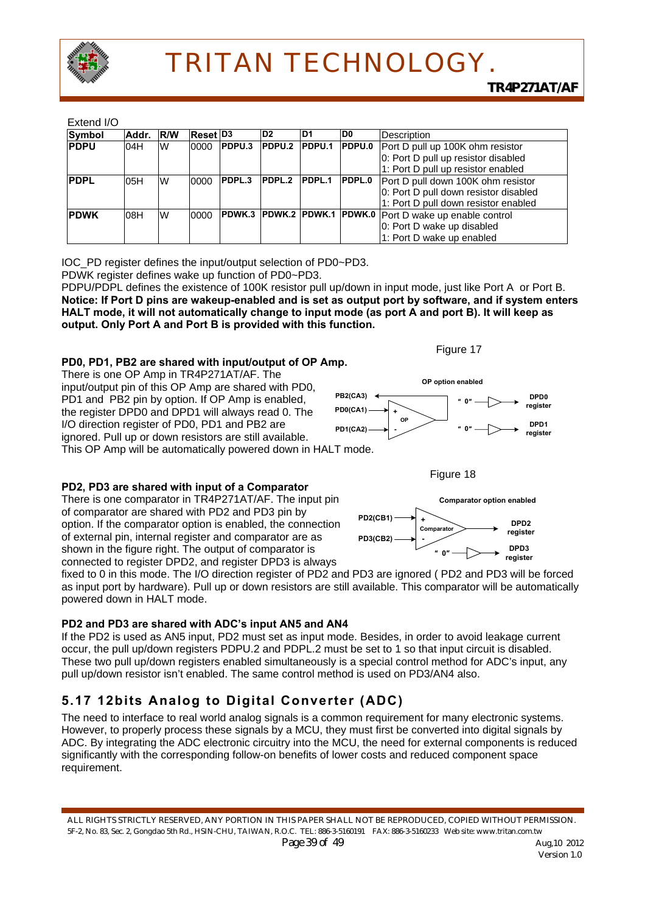Extend I/O

| Symbol | Addr. | R/W | Reset | D3 | D2 | D1 | D0 | Description |
|---|---|---|---|---|---|---|---|---|
| **PDPU** | 04H | W | 0000 | **PDPU.3** | **PDPU.2** | **PDPU.1** | **PDPU.0** | Port D pull up 100K ohm resistor<br>0: Port D pull up resistor disabled<br>1: Port D pull up resistor enabled |
| **PDPL** | 05H | W | 0000 | **PDPL.3** | **PDPL.2** | **PDPL.1** | **PDPL.0** | Port D pull down 100K ohm resistor<br>0: Port D pull down resistor disabled<br>1: Port D pull down resistor enabled |
| **PDWK** | 08H | W | 0000 | **PDWK.3** | **PDWK.2** | **PDWK.1** | **PDWK.0** | Port D wake up enable control<br>0: Port D wake up disabled<br>1: Port D wake up enabled |

IOC_PD register defines the input/output selection of PD0~PD3.
PDWK register defines wake up function of PD0~PD3.
PDPU/PDPL defines the existence of 100K resistor pull up/down in input mode, just like Port A or Port B.
**Notice: If Port D pins are wakeup-enabled and is set as output port by software, and if system enters HALT mode, it will not automatically change to input mode (as port A and port B). It will keep as output. Only Port A and Port B is provided with this function.**

**PD0, PD1, PB2 are shared with input/output of OP Amp.**

There is one OP Amp in TR4P271AT/AF. The input/output pin of this OP Amp are shared with PD0, PD1 and PB2 pin by option. If OP Amp is enabled, the register DPD0 and DPD1 will always read 0. The I/O direction register of PD0, PD1 and PB2 are ignored. Pull up or down resistors are still available. This OP Amp will be automatically powered down in HALT mode.

Figure 17

OP option enabled

PB2(CA3), PD0(CA1), PD1(CA2), OP, "0" → DPD0 register, "0" → DPD1 register

**PD2, PD3 are shared with input of a Comparator**

There is one comparator in TR4P271AT/AF. The input pin of comparator are shared with PD2 and PD3 pin by option. If the comparator option is enabled, the connection of external pin, internal register and comparator are as shown in the figure right. The output of comparator is connected to register DPD2, and register DPD3 is always fixed to 0 in this mode. The I/O direction register of PD2 and PD3 are ignored ( PD2 and PD3 will be forced as input port by hardware). Pull up or down resistors are still available. This comparator will be automatically powered down in HALT mode.

Figure 18

Comparator option enabled

PD2(CB1), PD3(CB2), Comparator → DPD2 register, "0" → DPD3 register

**PD2 and PD3 are shared with ADC's input AN5 and AN4**

If the PD2 is used as AN5 input, PD2 must set as input mode. Besides, in order to avoid leakage current occur, the pull up/down registers PDPU.2 and PDPL.2 must be set to 1 so that input circuit is disabled. These two pull up/down registers enabled simultaneously is a special control method for ADC's input, any pull up/down resistor isn't enabled. The same control method is used on PD3/AN4 also.

## 5.17 12bits Analog to Digital Converter (ADC)

The need to interface to real world analog signals is a common requirement for many electronic systems. However, to properly process these signals by a MCU, they must first be converted into digital signals by ADC. By integrating the ADC electronic circuitry into the MCU, the need for external components is reduced significantly with the corresponding follow-on benefits of lower costs and reduced component space requirement.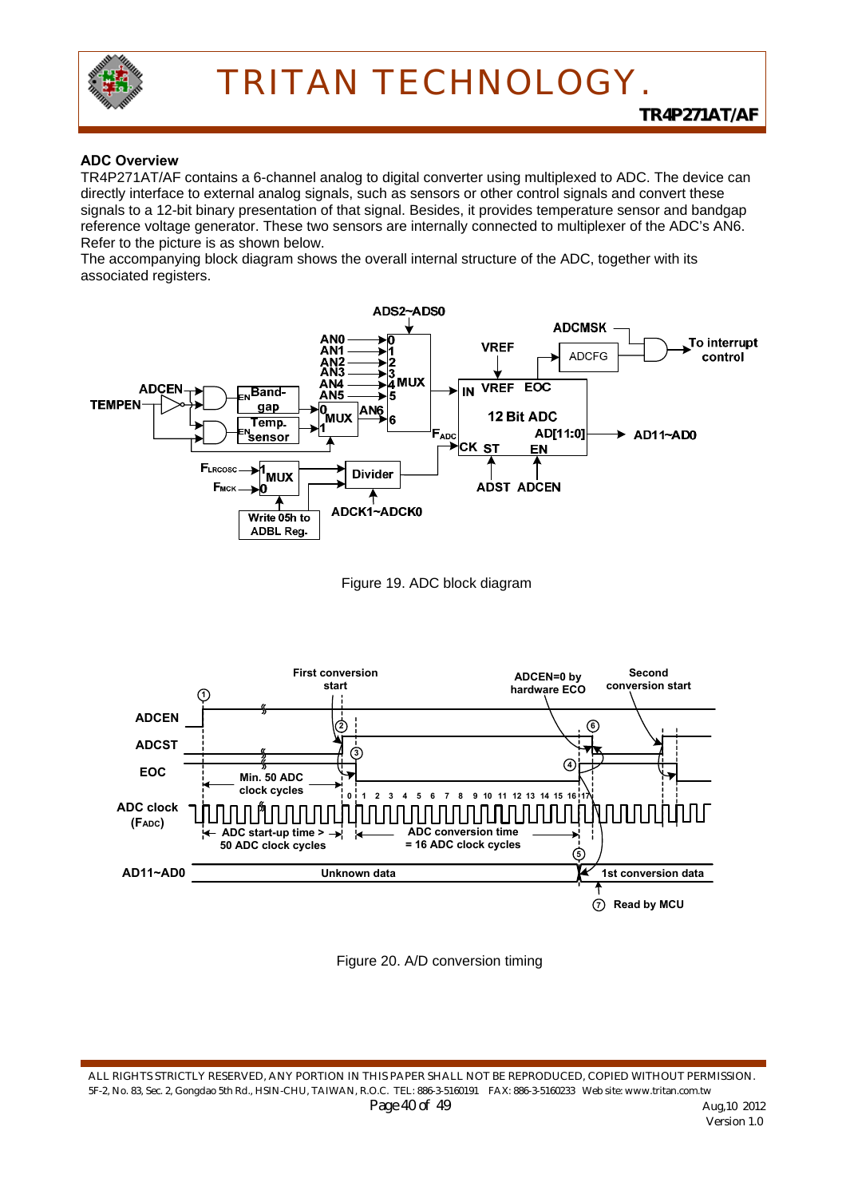## ADC Overview

TR4P271AT/AF contains a 6-channel analog to digital converter using multiplexed to ADC. The device can directly interface to external analog signals, such as sensors or other control signals and convert these signals to a 12-bit binary presentation of that signal. Besides, it provides temperature sensor and bandgap reference voltage generator. These two sensors are internally connected to multiplexer of the ADC's AN6. Refer to the picture is as shown below.

The accompanying block diagram shows the overall internal structure of the ADC, together with its associated registers.

Figure 19. ADC block diagram

Figure 20. A/D conversion timing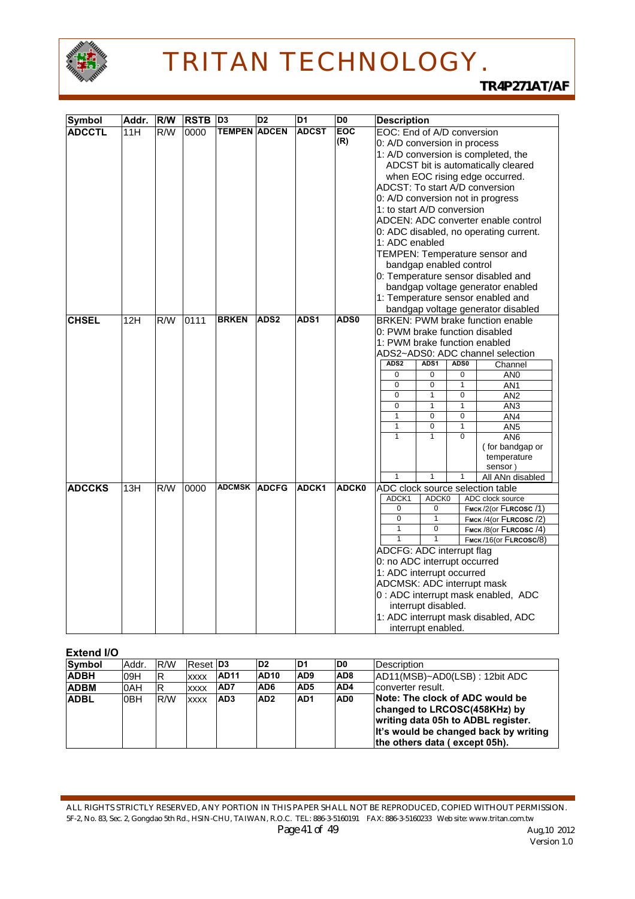| Symbol | Addr. | R/W | RSTB | D3 | D2 | D1 | D0 | Description |
|---|---|---|---|---|---|---|---|---|
| **ADCCTL** | 11H | R/W | 0000 | **TEMPEN** | **ADCEN** | **ADCST** | **EOC (R)** | EOC: End of A/D conversion<br>0: A/D conversion in process<br>1: A/D conversion is completed, the ADCST bit is automatically cleared when EOC rising edge occurred.<br>ADCST: To start A/D conversion<br>0: A/D conversion not in progress<br>1: to start A/D conversion<br>ADCEN: ADC converter enable control<br>0: ADC disabled, no operating current.<br>1: ADC enabled<br>TEMPEN: Temperature sensor and bandgap enabled control<br>0: Temperature sensor disabled and bandgap voltage generator enabled<br>1: Temperature sensor enabled and bandgap voltage generator disabled |
| **CHSEL** | 12H | R/W | 0111 | **BRKEN** | **ADS2** | **ADS1** | **ADS0** | BRKEN: PWM brake function enable<br>0: PWM brake function disabled<br>1: PWM brake function enabled<br>ADS2~ADS0: ADC channel selection<br>ADS2 ADS1 ADS0 : Channel<br>0 0 0 : AN0<br>0 0 1 : AN1<br>0 1 0 : AN2<br>0 1 1 : AN3<br>1 0 0 : AN4<br>1 0 1 : AN5<br>1 1 0 : AN6 ( for bandgap or temperature sensor )<br>1 1 1 : All ANn disabled |
| **ADCCKS** | 13H | R/W | 0000 | **ADCMSK** | **ADCFG** | **ADCK1** | **ADCK0** | ADC clock source selection table<br>ADCK1 ADCK0 : ADC clock source<br>0 0 : FMCK /2(or FLRCOSC /1)<br>0 1 : FMCK /4(or FLRCOSC /2)<br>1 0 : FMCK /8(or FLRCOSC /4)<br>1 1 : FMCK /16(or FLRCOSC/8)<br>ADCFG: ADC interrupt flag<br>0: no ADC interrupt occurred<br>1: ADC interrupt occurred<br>ADCMSK: ADC interrupt mask<br>0 : ADC interrupt mask enabled, ADC interrupt disabled.<br>1: ADC interrupt mask disabled, ADC interrupt enabled. |

**Extend I/O**

| Symbol | Addr. | R/W | Reset | D3 | D2 | D1 | D0 | Description |
|---|---|---|---|---|---|---|---|---|
| **ADBH** | 09H | R | xxxx | **AD11** | **AD10** | **AD9** | **AD8** | AD11(MSB)~AD0(LSB) : 12bit ADC converter result. |
| **ADBM** | 0AH | R | xxxx | **AD7** | **AD6** | **AD5** | **AD4** | |
| **ADBL** | 0BH | R/W | xxxx | **AD3** | **AD2** | **AD1** | **AD0** | **Note: The clock of ADC would be changed to LRCOSC(458KHz) by writing data 05h to ADBL register. It's would be changed back by writing the others data ( except 05h).** |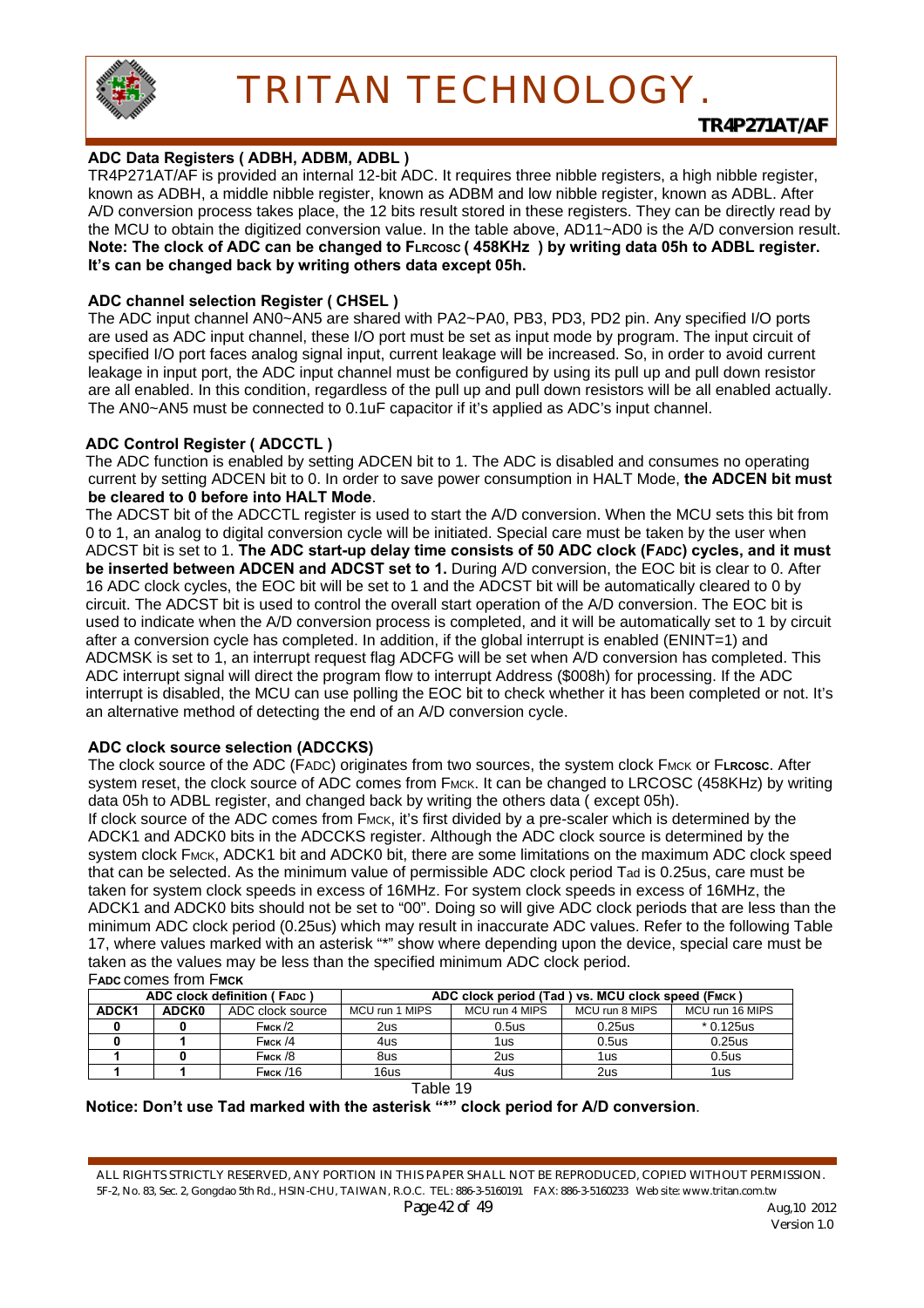### ADC Data Registers ( ADBH, ADBM, ADBL )

TR4P271AT/AF is provided an internal 12-bit ADC. It requires three nibble registers, a high nibble register, known as ADBH, a middle nibble register, known as ADBM and low nibble register, known as ADBL. After A/D conversion process takes place, the 12 bits result stored in these registers. They can be directly read by the MCU to obtain the digitized conversion value. In the table above, AD11~AD0 is the A/D conversion result.
**Note: The clock of ADC can be changed to $F_{LRCOSC}$ ( 458KHz ) by writing data 05h to ADBL register. It's can be changed back by writing others data except 05h.**

### ADC channel selection Register ( CHSEL )

The ADC input channel AN0~AN5 are shared with PA2~PA0, PB3, PD3, PD2 pin. Any specified I/O ports are used as ADC input channel, these I/O port must be set as input mode by program. The input circuit of specified I/O port faces analog signal input, current leakage will be increased. So, in order to avoid current leakage in input port, the ADC input channel must be configured by using its pull up and pull down resistor are all enabled. In this condition, regardless of the pull up and pull down resistors will be all enabled actually. The AN0~AN5 must be connected to 0.1uF capacitor if it's applied as ADC's input channel.

### ADC Control Register ( ADCCTL )

The ADC function is enabled by setting ADCEN bit to 1. The ADC is disabled and consumes no operating current by setting ADCEN bit to 0. In order to save power consumption in HALT Mode, **the ADCEN bit must be cleared to 0 before into HALT Mode**.
The ADCST bit of the ADCCTL register is used to start the A/D conversion. When the MCU sets this bit from 0 to 1, an analog to digital conversion cycle will be initiated. Special care must be taken by the user when ADCST bit is set to 1. **The ADC start-up delay time consists of 50 ADC clock ($F_{ADC}$) cycles, and it must be inserted between ADCEN and ADCST set to 1.** During A/D conversion, the EOC bit is clear to 0. After 16 ADC clock cycles, the EOC bit will be set to 1 and the ADCST bit will be automatically cleared to 0 by circuit. The ADCST bit is used to control the overall start operation of the A/D conversion. The EOC bit is used to indicate when the A/D conversion process is completed, and it will be automatically set to 1 by circuit after a conversion cycle has completed. In addition, if the global interrupt is enabled (ENINT=1) and ADCMSK is set to 1, an interrupt request flag ADCFG will be set when A/D conversion has completed. This ADC interrupt signal will direct the program flow to interrupt Address ($008h) for processing. If the ADC interrupt is disabled, the MCU can use polling the EOC bit to check whether it has been completed or not. It's an alternative method of detecting the end of an A/D conversion cycle.

### ADC clock source selection (ADCCKS)

The clock source of the ADC ($F_{ADC}$) originates from two sources, the system clock $F_{MCK}$ or $F_{LRCOSC}$. After system reset, the clock source of ADC comes from $F_{MCK}$. It can be changed to LRCOSC (458KHz) by writing data 05h to ADBL register, and changed back by writing the others data ( except 05h).
If clock source of the ADC comes from $F_{MCK}$, it's first divided by a pre-scaler which is determined by the ADCK1 and ADCK0 bits in the ADCCKS register. Although the ADC clock source is determined by the system clock $F_{MCK}$, ADCK1 bit and ADCK0 bit, there are some limitations on the maximum ADC clock speed that can be selected. As the minimum value of permissible ADC clock period $T_{ad}$ is 0.25us, care must be taken for system clock speeds in excess of 16MHz. For system clock speeds in excess of 16MHz, the ADCK1 and ADCK0 bits should not be set to "00". Doing so will give ADC clock periods that are less than the minimum ADC clock period (0.25us) which may result in inaccurate ADC values. Refer to the following Table 17, where values marked with an asterisk "*" show where depending upon the device, special care must be taken as the values may be less than the specified minimum ADC clock period.

**$F_{ADC}$** comes from **$F_{MCK}$**

| ADC clock definition ( $F_{ADC}$ ) | | | ADC clock period (Tad ) vs. MCU clock speed ($F_{MCK}$) | | | |
|---|---|---|---|---|---|---|
| **ADCK1** | **ADCK0** | ADC clock source | MCU run 1 MIPS | MCU run 4 MIPS | MCU run 8 MIPS | MCU run 16 MIPS |
| **0** | **0** | $F_{MCK}/2$ | 2us | 0.5us | 0.25us | * 0.125us |
| **0** | **1** | $F_{MCK}/4$ | 4us | 1us | 0.5us | 0.25us |
| **1** | **0** | $F_{MCK}/8$ | 8us | 2us | 1us | 0.5us |
| **1** | **1** | $F_{MCK}/16$ | 16us | 4us | 2us | 1us |

Table 19

**Notice: Don't use Tad marked with the asterisk "*" clock period for A/D conversion**.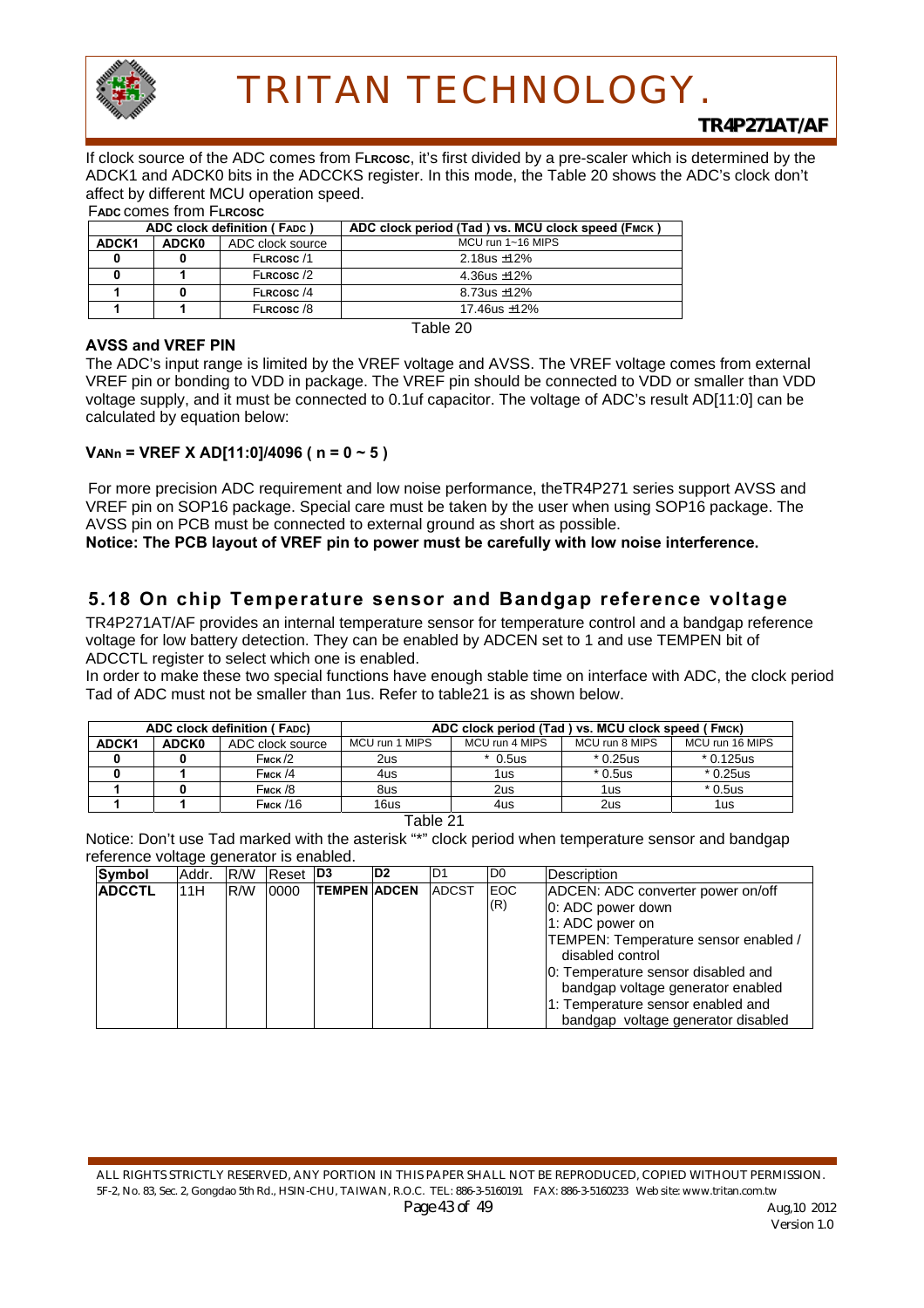If clock source of the ADC comes from $F_{LRCOSC}$, it's first divided by a pre-scaler which is determined by the ADCK1 and ADCK0 bits in the ADCCKS register. In this mode, the Table 20 shows the ADC's clock don't affect by different MCU operation speed.

$F_{ADC}$ comes from $F_{LRCOSC}$

| ADC clock definition ( $F_{ADC}$ ) | | | ADC clock period (Tad ) vs. MCU clock speed ($F_{MCK}$ ) |
|---|---|---|---|
| ADCK1 | ADCK0 | ADC clock source | MCU run 1~16 MIPS |
| 0 | 0 | $F_{LRCOSC}$ /1 | 2.18us ±12% |
| 0 | 1 | $F_{LRCOSC}$ /2 | 4.36us ±12% |
| 1 | 0 | $F_{LRCOSC}$ /4 | 8.73us ±12% |
| 1 | 1 | $F_{LRCOSC}$ /8 | 17.46us ±12% |

Table 20

**AVSS and VREF PIN**

The ADC's input range is limited by the VREF voltage and AVSS. The VREF voltage comes from external VREF pin or bonding to VDD in package. The VREF pin should be connected to VDD or smaller than VDD voltage supply, and it must be connected to 0.1uf capacitor. The voltage of ADC's result AD[11:0] can be calculated by equation below:

**$V_{ANn}$ = VREF X AD[11:0]/4096 ( n = 0 ~ 5 )**

For more precision ADC requirement and low noise performance, theTR4P271 series support AVSS and VREF pin on SOP16 package. Special care must be taken by the user when using SOP16 package. The AVSS pin on PCB must be connected to external ground as short as possible.

**Notice: The PCB layout of VREF pin to power must be carefully with low noise interference.**

## 5.18 On chip Temperature sensor and Bandgap reference voltage

TR4P271AT/AF provides an internal temperature sensor for temperature control and a bandgap reference voltage for low battery detection. They can be enabled by ADCEN set to 1 and use TEMPEN bit of ADCCTL register to select which one is enabled.

In order to make these two special functions have enough stable time on interface with ADC, the clock period Tad of ADC must not be smaller than 1us. Refer to table21 is as shown below.

| ADC clock definition ( $F_{ADC}$) | | | ADC clock period (Tad ) vs. MCU clock speed ( $F_{MCK}$) | | | |
|---|---|---|---|---|---|---|
| ADCK1 | ADCK0 | ADC clock source | MCU run 1 MIPS | MCU run 4 MIPS | MCU run 8 MIPS | MCU run 16 MIPS |
| 0 | 0 | $F_{MCK}$ /2 | 2us | * 0.5us | * 0.25us | * 0.125us |
| 0 | 1 | $F_{MCK}$ /4 | 4us | 1us | * 0.5us | * 0.25us |
| 1 | 0 | $F_{MCK}$ /8 | 8us | 2us | 1us | * 0.5us |
| 1 | 1 | $F_{MCK}$ /16 | 16us | 4us | 2us | 1us |

Table 21

Notice: Don't use Tad marked with the asterisk "*" clock period when temperature sensor and bandgap reference voltage generator is enabled.

| Symbol | Addr. | R/W | Reset | D3 | D2 | D1 | D0 | Description |
|---|---|---|---|---|---|---|---|---|
| **ADCCTL** | 11H | R/W | 0000 | **TEMPEN** | **ADCEN** | ADCST | EOC (R) | ADCEN: ADC converter power on/off<br>0: ADC power down<br>1: ADC power on<br>TEMPEN: Temperature sensor enabled / disabled control<br>0: Temperature sensor disabled and bandgap voltage generator enabled<br>1: Temperature sensor enabled and bandgap voltage generator disabled |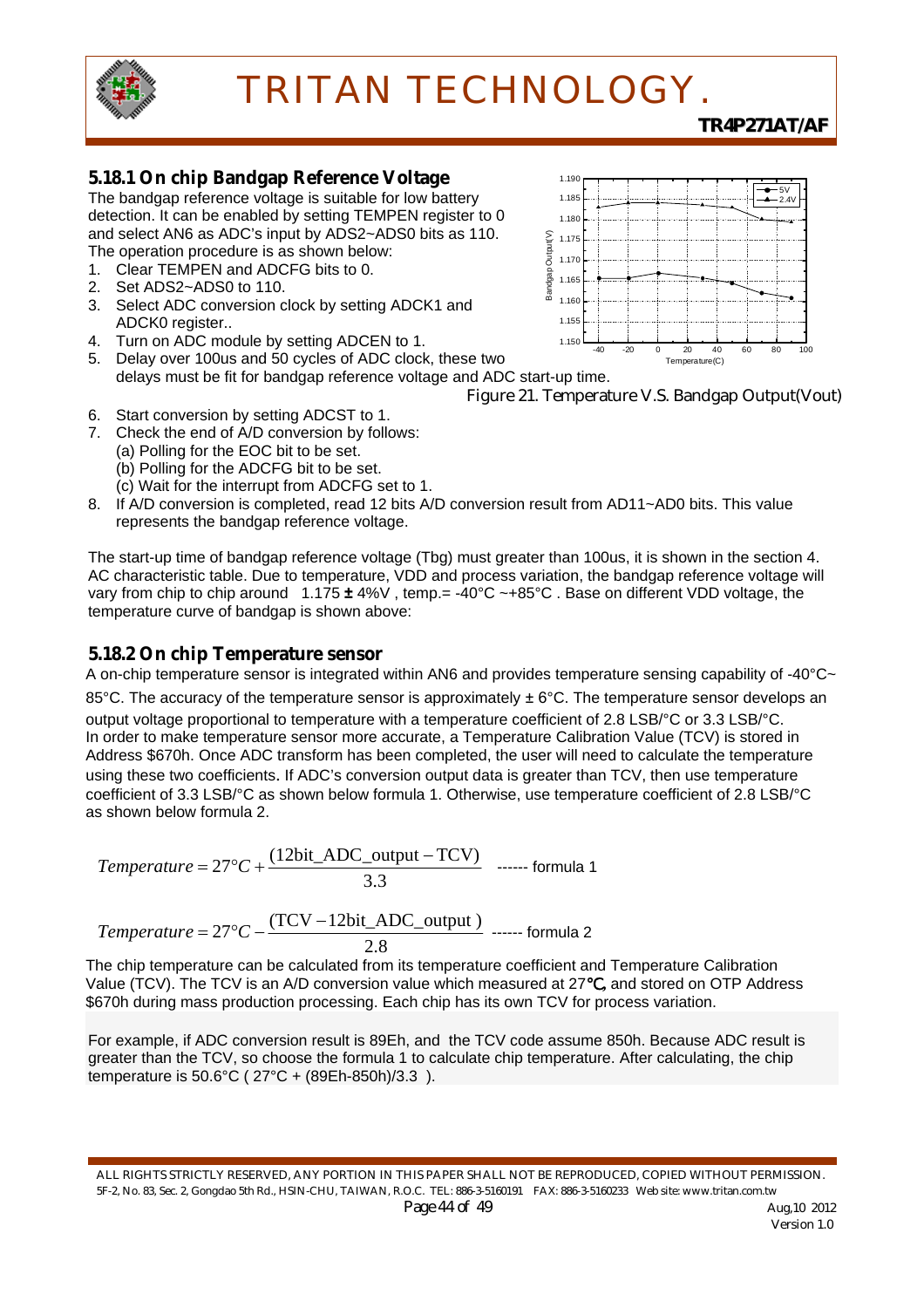### 5.18.1 On chip Bandgap Reference Voltage

The bandgap reference voltage is suitable for low battery detection. It can be enabled by setting TEMPEN register to 0 and select AN6 as ADC's input by ADS2~ADS0 bits as 110. The operation procedure is as shown below:

1. Clear TEMPEN and ADCFG bits to 0.
2. Set ADS2~ADS0 to 110.
3. Select ADC conversion clock by setting ADCK1 and ADCK0 register..
4. Turn on ADC module by setting ADCEN to 1.
5. Delay over 100us and 50 cycles of ADC clock, these two delays must be fit for bandgap reference voltage and ADC start-up time.

Figure 21. Temperature V.S. Bandgap Output(Vout)

6. Start conversion by setting ADCST to 1.
7. Check the end of A/D conversion by follows:
   (a) Polling for the EOC bit to be set.
   (b) Polling for the ADCFG bit to be set.
   (c) Wait for the interrupt from ADCFG set to 1.
8. If A/D conversion is completed, read 12 bits A/D conversion result from AD11~AD0 bits. This value represents the bandgap reference voltage.

The start-up time of bandgap reference voltage (Tbg) must greater than 100us, it is shown in the section 4. AC characteristic table. Due to temperature, VDD and process variation, the bandgap reference voltage will vary from chip to chip around 1.175 ± 4%V , temp.= -40°C ~+85°C . Base on different VDD voltage, the temperature curve of bandgap is shown above:

### 5.18.2 On chip Temperature sensor

A on-chip temperature sensor is integrated within AN6 and provides temperature sensing capability of -40°C~ 85°C. The accuracy of the temperature sensor is approximately ± 6°C. The temperature sensor develops an output voltage proportional to temperature with a temperature coefficient of 2.8 LSB/°C or 3.3 LSB/°C. In order to make temperature sensor more accurate, a Temperature Calibration Value (TCV) is stored in Address $670h. Once ADC transform has been completed, the user will need to calculate the temperature using these two coefficients. If ADC's conversion output data is greater than TCV, then use temperature coefficient of 3.3 LSB/°C as shown below formula 1. Otherwise, use temperature coefficient of 2.8 LSB/°C as shown below formula 2.

$$Temperature = 27°C + \frac{(\text{12bit\_ADC\_output} - \text{TCV})}{3.3}$$ ------ formula 1

$$Temperature = 27°C - \frac{(\text{TCV} - \text{12bit\_ADC\_output})}{2.8}$$ ------ formula 2

The chip temperature can be calculated from its temperature coefficient and Temperature Calibration Value (TCV). The TCV is an A/D conversion value which measured at 27°C, and stored on OTP Address $670h during mass production processing. Each chip has its own TCV for process variation.

For example, if ADC conversion result is 89Eh, and the TCV code assume 850h. Because ADC result is greater than the TCV, so choose the formula 1 to calculate chip temperature. After calculating, the chip temperature is 50.6°C ( 27°C + (89Eh-850h)/3.3 ).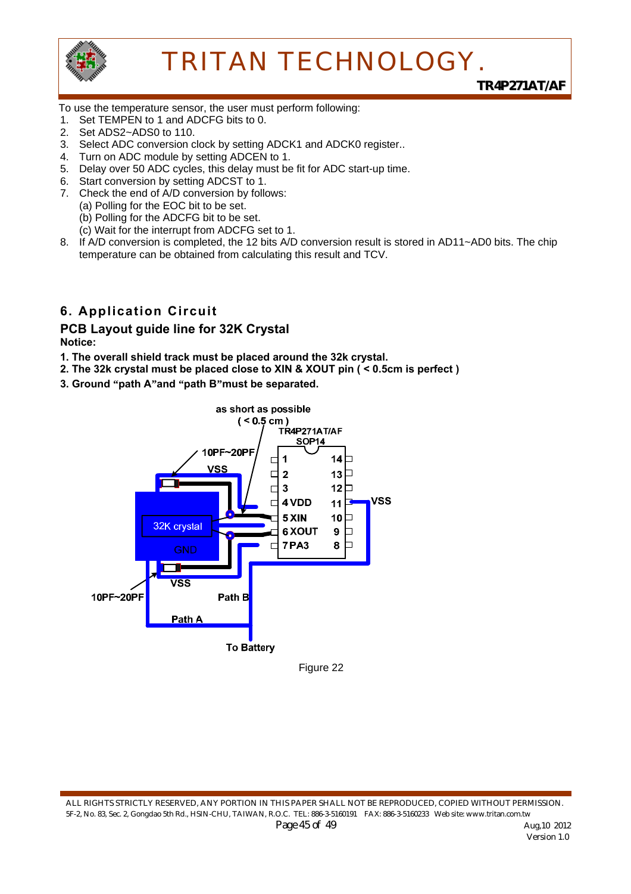To use the temperature sensor, the user must perform following:

1. Set TEMPEN to 1 and ADCFG bits to 0.
2. Set ADS2~ADS0 to 110.
3. Select ADC conversion clock by setting ADCK1 and ADCK0 register..
4. Turn on ADC module by setting ADCEN to 1.
5. Delay over 50 ADC cycles, this delay must be fit for ADC start-up time.
6. Start conversion by setting ADCST to 1.
7. Check the end of A/D conversion by follows:
   (a) Polling for the EOC bit to be set.
   (b) Polling for the ADCFG bit to be set.
   (c) Wait for the interrupt from ADCFG set to 1.
8. If A/D conversion is completed, the 12 bits A/D conversion result is stored in AD11~AD0 bits. The chip temperature can be obtained from calculating this result and TCV.

## 6. Application Circuit

### PCB Layout guide line for 32K Crystal

**Notice:**

**1. The overall shield track must be placed around the 32k crystal.**

**2. The 32k crystal must be placed close to XIN & XOUT pin ( < 0.5cm is perfect )**

**3. Ground "path A"and "path B"must be separated.**

as short as possible ( < 0.5 cm )

TR4P271AT/AF SOP14

10PF~20PF

VSS

32K crystal

GND

1, 2, 3, 4 VDD, 5 XIN, 6 XOUT, 7 PA3, 14, 13, 12, 11, 10, 9, 8

VSS

10PF~20PF

Path B

Path A

To Battery

Figure 22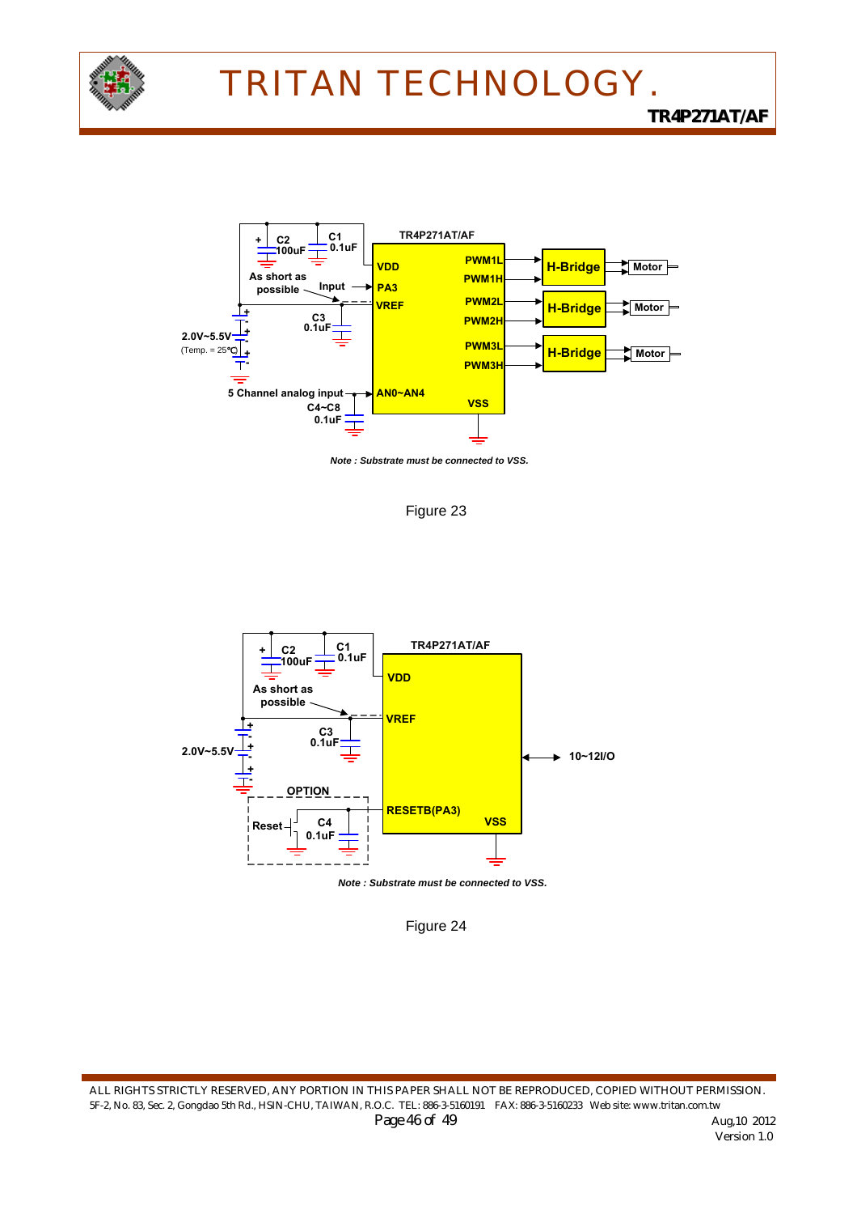TR4P271AT/AF

VDD

PA3

VREF

PWM1L

PWM1H

PWM2L

PWM2H

PWM3L

PWM3H

AN0~AN4

VSS

C2 100uF

C1 0.1uF

As short as possible

Input

C3 0.1uF

2.0V~5.5V

(Temp. = 25℃)

5 Channel analog input

C4~C8 0.1uF

H-Bridge

Motor

*Note : Substrate must be connected to VSS.*

Figure 23

TR4P271AT/AF

VDD

VREF

RESETB(PA3)

VSS

C2 100uF

C1 0.1uF

As short as possible

C3 0.1uF

2.0V~5.5V

OPTION

Reset

C4 0.1uF

10~12I/O

*Note : Substrate must be connected to VSS.*

Figure 24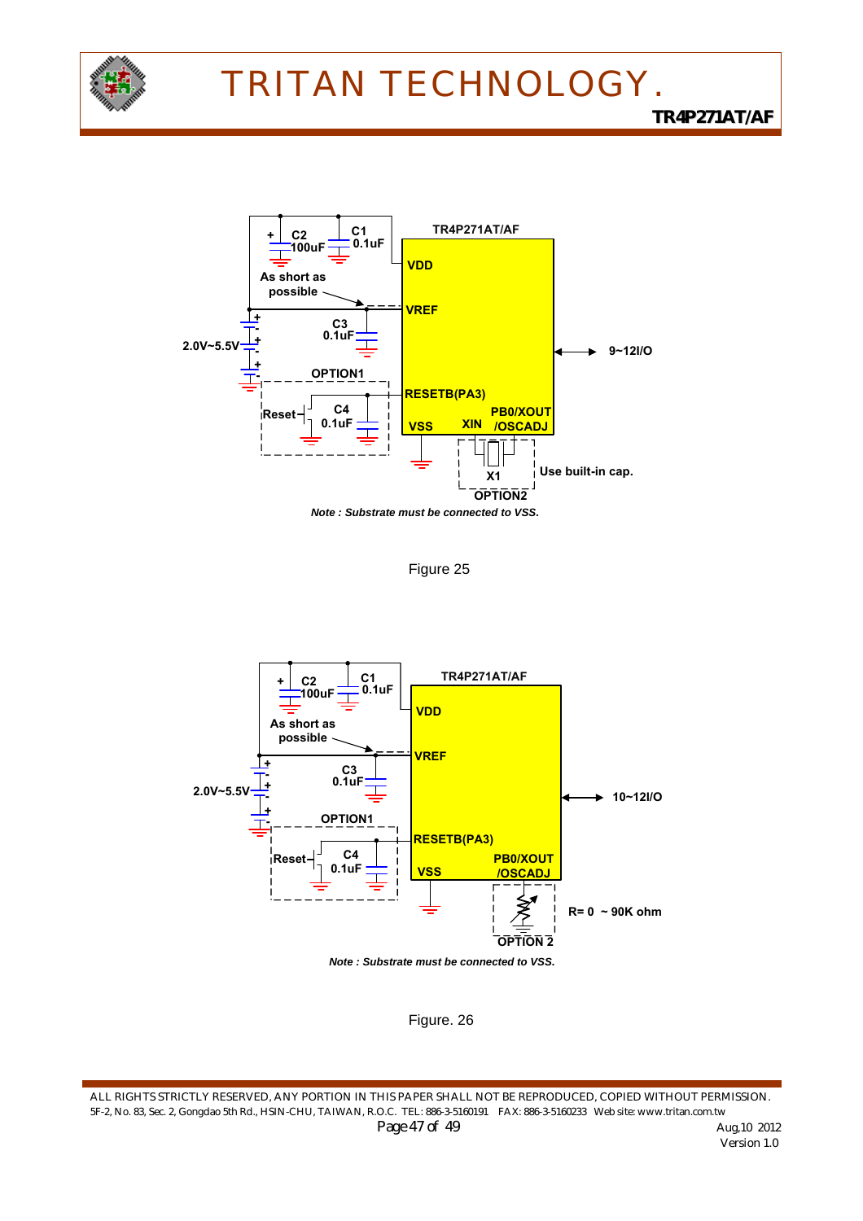Note : Substrate must be connected to VSS.

Figure 25

Note : Substrate must be connected to VSS.

Figure. 26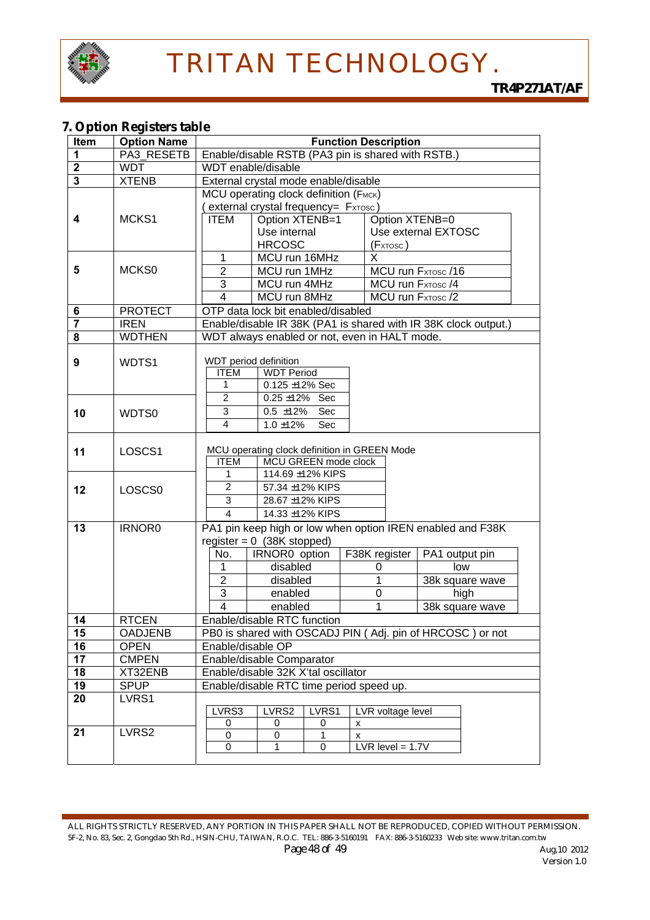## 7. Option Registers table

| Item | Option Name | Function Description |
|---|---|---|
| 1 | PA3_RESETB | Enable/disable RSTB (PA3 pin is shared with RSTB.) |
| 2 | WDT | WDT enable/disable |
| 3 | XTENB | External crystal mode enable/disable |
| 4 | MCKS1 | MCU operating clock definition ($F_{MCK}$) ( external crystal frequency= $F_{XTOSC}$ ) |
| 5 | MCKS0 | |
| 6 | PROTECT | OTP data lock bit enabled/disabled |
| 7 | IREN | Enable/disable IR 38K (PA1 is shared with IR 38K clock output.) |
| 8 | WDTHEN | WDT always enabled or not, even in HALT mode. |
| 9 | WDTS1 | WDT period definition |
| 10 | WDTS0 | |
| 11 | LOSCS1 | MCU operating clock definition in GREEN Mode |
| 12 | LOSCS0 | |
| 13 | IRNOR0 | PA1 pin keep high or low when option IREN enabled and F38K register = 0 (38K stopped) |
| 14 | RTCEN | Enable/disable RTC function |
| 15 | OADJENB | PB0 is shared with OSCADJ PIN ( Adj. pin of HRCOSC ) or not |
| 16 | OPEN | Enable/disable OP |
| 17 | CMPEN | Enable/disable Comparator |
| 18 | XT32ENB | Enable/disable 32K X'tal oscillator |
| 19 | SPUP | Enable/disable RTC time period speed up. |
| 20 | LVRS1 | |
| 21 | LVRS2 | |

MCKS1 / MCKS0 (Items 4, 5):

| ITEM | Option XTENB=1 Use internal HRCOSC | Option XTENB=0 Use external EXTOSC ($F_{XTOSC}$) |
|---|---|---|
| 1 | MCU run 16MHz | X |
| 2 | MCU run 1MHz | MCU run $F_{XTOSC}$ /16 |
| 3 | MCU run 4MHz | MCU run $F_{XTOSC}$ /4 |
| 4 | MCU run 8MHz | MCU run $F_{XTOSC}$ /2 |

WDTS1 / WDTS0 (Items 9, 10):

| ITEM | WDT Period |
|---|---|
| 1 | 0.125 ±12% Sec |
| 2 | 0.25 ±12% Sec |
| 3 | 0.5 ±12% Sec |
| 4 | 1.0 ±12% Sec |

LOSCS1 / LOSCS0 (Items 11, 12):

| ITEM | MCU GREEN mode clock |
|---|---|
| 1 | 114.69 ±12% KIPS |
| 2 | 57.34 ±12% KIPS |
| 3 | 28.67 ±12% KIPS |
| 4 | 14.33 ±12% KIPS |

IRNOR0 (Item 13):

| No. | IRNOR0 option | F38K register | PA1 output pin |
|---|---|---|---|
| 1 | disabled | 0 | low |
| 2 | disabled | 1 | 38k square wave |
| 3 | enabled | 0 | high |
| 4 | enabled | 1 | 38k square wave |

LVRS1 / LVRS2 (Items 20, 21):

| LVRS3 | LVRS2 | LVRS1 | LVR voltage level |
|---|---|---|---|
| 0 | 0 | 0 | x |
| 0 | 0 | 1 | x |
| 0 | 1 | 0 | LVR level = 1.7V |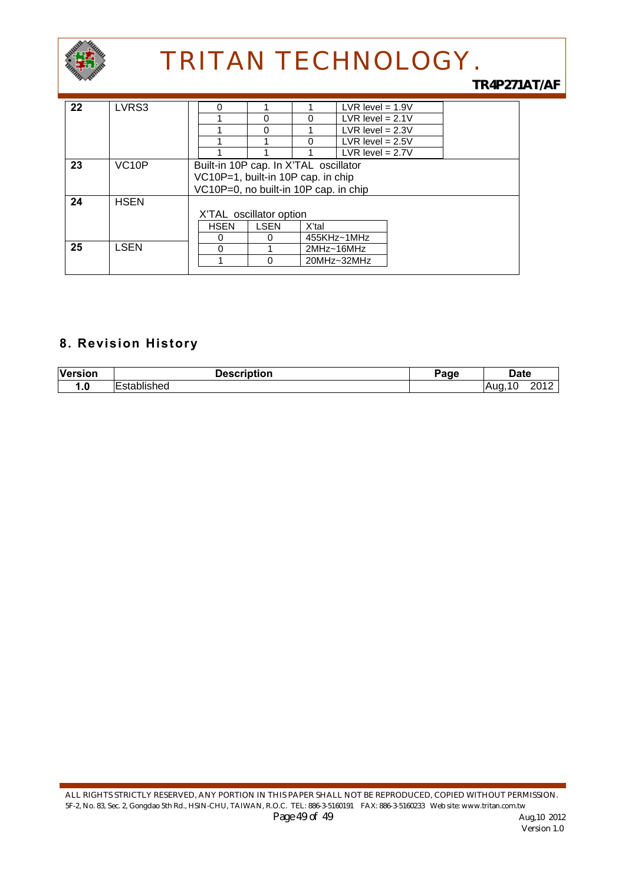| | | |
|---|---|---|
| 22 | LVRS3 | 0 / 1 / 1 : LVR level = 1.9V<br>1 / 0 / 0 : LVR level = 2.1V<br>1 / 0 / 1 : LVR level = 2.3V<br>1 / 1 / 0 : LVR level = 2.5V<br>1 / 1 / 1 : LVR level = 2.7V |
| 23 | VC10P | Built-in 10P cap. In X'TAL oscillator<br>VC10P=1, built-in 10P cap. in chip<br>VC10P=0, no built-in 10P cap. in chip |
| 24 | HSEN | X'TAL oscillator option<br>HSEN / LSEN / X'tal<br>0 / 0 / 455KHz~1MHz<br>0 / 1 / 2MHz~16MHz<br>1 / 0 / 20MHz~32MHz |
| 25 | LSEN | |

## 8. Revision History

| Version | Description | Page | Date |
|---|---|---|---|
| 1.0 | Established | | Aug,10 2012 |